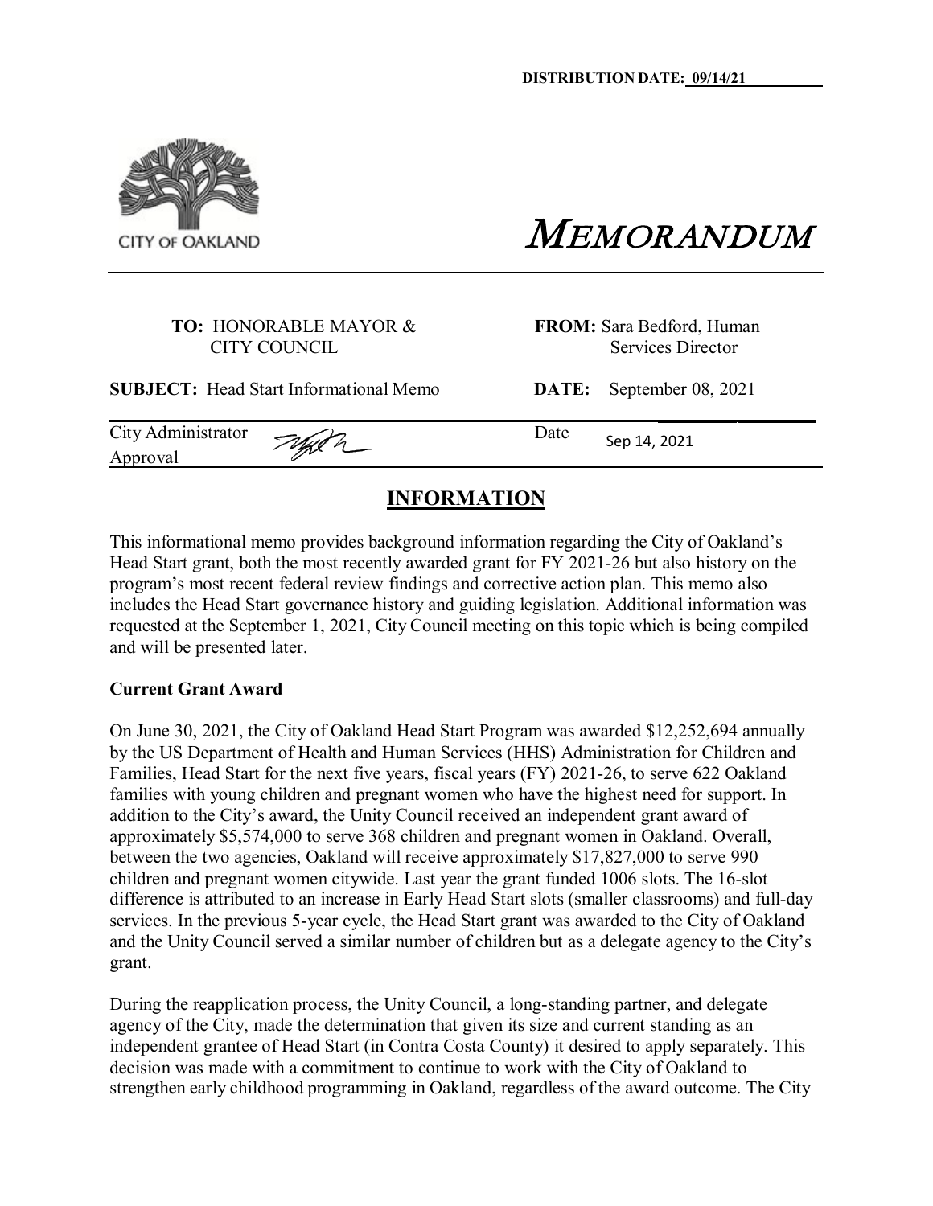DISTRIBUTION DATE: 09/14/21

CITY OF OAKLAND

# MEMORANDUM

**TO:** HONORABLE MAYOR & CITY COUNCIL

**FROM:** Sara Bedford, Human Services Director

**SUBJECT:** Head Start Informational Memo

**DATE:** September 08, 2021

City Administrator Approval

Date Sep 14, 2021

## INFORMATION

This informational memo provides background information regarding the City of Oakland's Head Start grant, both the most recently awarded grant for FY 2021-26 but also history on the program's most recent federal review findings and corrective action plan. This memo also includes the Head Start governance history and guiding legislation. Additional information was requested at the September 1, 2021, City Council meeting on this topic which is being compiled and will be presented later.

**Current Grant Award**

On June 30, 2021, the City of Oakland Head Start Program was awarded $12,252,694 annually by the US Department of Health and Human Services (HHS) Administration for Children and Families, Head Start for the next five years, fiscal years (FY) 2021-26, to serve 622 Oakland families with young children and pregnant women who have the highest need for support. In addition to the City's award, the Unity Council received an independent grant award of approximately $5,574,000 to serve 368 children and pregnant women in Oakland. Overall, between the two agencies, Oakland will receive approximately $17,827,000 to serve 990 children and pregnant women citywide. Last year the grant funded 1006 slots. The 16-slot difference is attributed to an increase in Early Head Start slots (smaller classrooms) and full-day services. In the previous 5-year cycle, the Head Start grant was awarded to the City of Oakland and the Unity Council served a similar number of children but as a delegate agency to the City's grant.

During the reapplication process, the Unity Council, a long-standing partner, and delegate agency of the City, made the determination that given its size and current standing as an independent grantee of Head Start (in Contra Costa County) it desired to apply separately. This decision was made with a commitment to continue to work with the City of Oakland to strengthen early childhood programming in Oakland, regardless of the award outcome. The City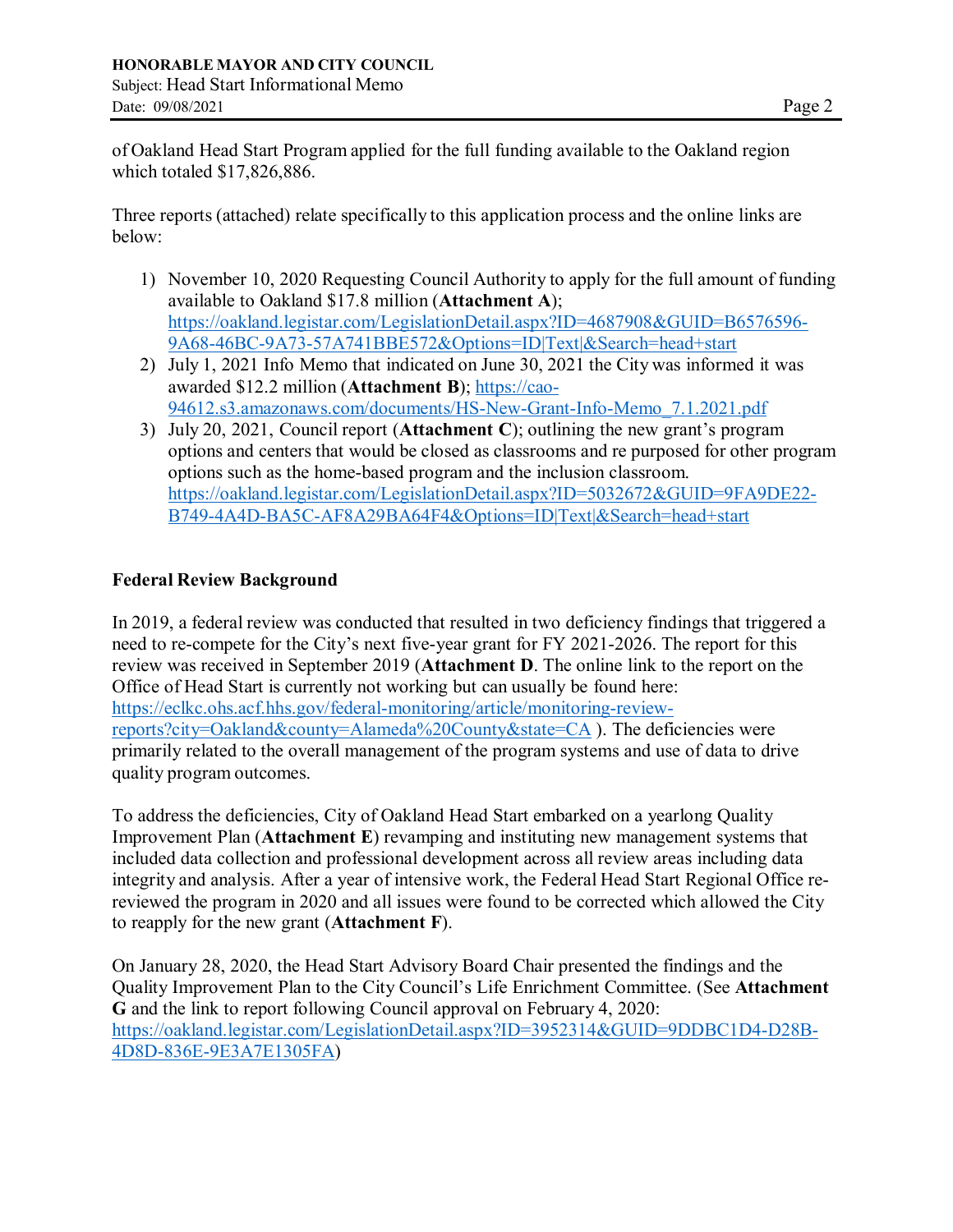of Oakland Head Start Program applied for the full funding available to the Oakland region which totaled $17,826,886.

Three reports (attached) relate specifically to this application process and the online links are below:

1) November 10, 2020 Requesting Council Authority to apply for the full amount of funding available to Oakland $17.8 million (**Attachment A**); https://oakland.legistar.com/LegislationDetail.aspx?ID=4687908&GUID=B6576596-9A68-46BC-9A73-57A741BBE572&Options=ID|Text|&Search=head+start
2) July 1, 2021 Info Memo that indicated on June 30, 2021 the City was informed it was awarded $12.2 million (**Attachment B**); https://cao-94612.s3.amazonaws.com/documents/HS-New-Grant-Info-Memo_7.1.2021.pdf
3) July 20, 2021, Council report (**Attachment C**); outlining the new grant's program options and centers that would be closed as classrooms and re purposed for other program options such as the home-based program and the inclusion classroom. https://oakland.legistar.com/LegislationDetail.aspx?ID=5032672&GUID=9FA9DE22-B749-4A4D-BA5C-AF8A29BA64F4&Options=ID|Text|&Search=head+start

**Federal Review Background**

In 2019, a federal review was conducted that resulted in two deficiency findings that triggered a need to re-compete for the City's next five-year grant for FY 2021-2026. The report for this review was received in September 2019 (**Attachment D**. The online link to the report on the Office of Head Start is currently not working but can usually be found here: https://eclkc.ohs.acf.hhs.gov/federal-monitoring/article/monitoring-review-reports?city=Oakland&county=Alameda%20County&state=CA ). The deficiencies were primarily related to the overall management of the program systems and use of data to drive quality program outcomes.

To address the deficiencies, City of Oakland Head Start embarked on a yearlong Quality Improvement Plan (**Attachment E**) revamping and instituting new management systems that included data collection and professional development across all review areas including data integrity and analysis. After a year of intensive work, the Federal Head Start Regional Office re-reviewed the program in 2020 and all issues were found to be corrected which allowed the City to reapply for the new grant (**Attachment F**).

On January 28, 2020, the Head Start Advisory Board Chair presented the findings and the Quality Improvement Plan to the City Council's Life Enrichment Committee. (See **Attachment G** and the link to report following Council approval on February 4, 2020: https://oakland.legistar.com/LegislationDetail.aspx?ID=3952314&GUID=9DDBC1D4-D28B-4D8D-836E-9E3A7E1305FA)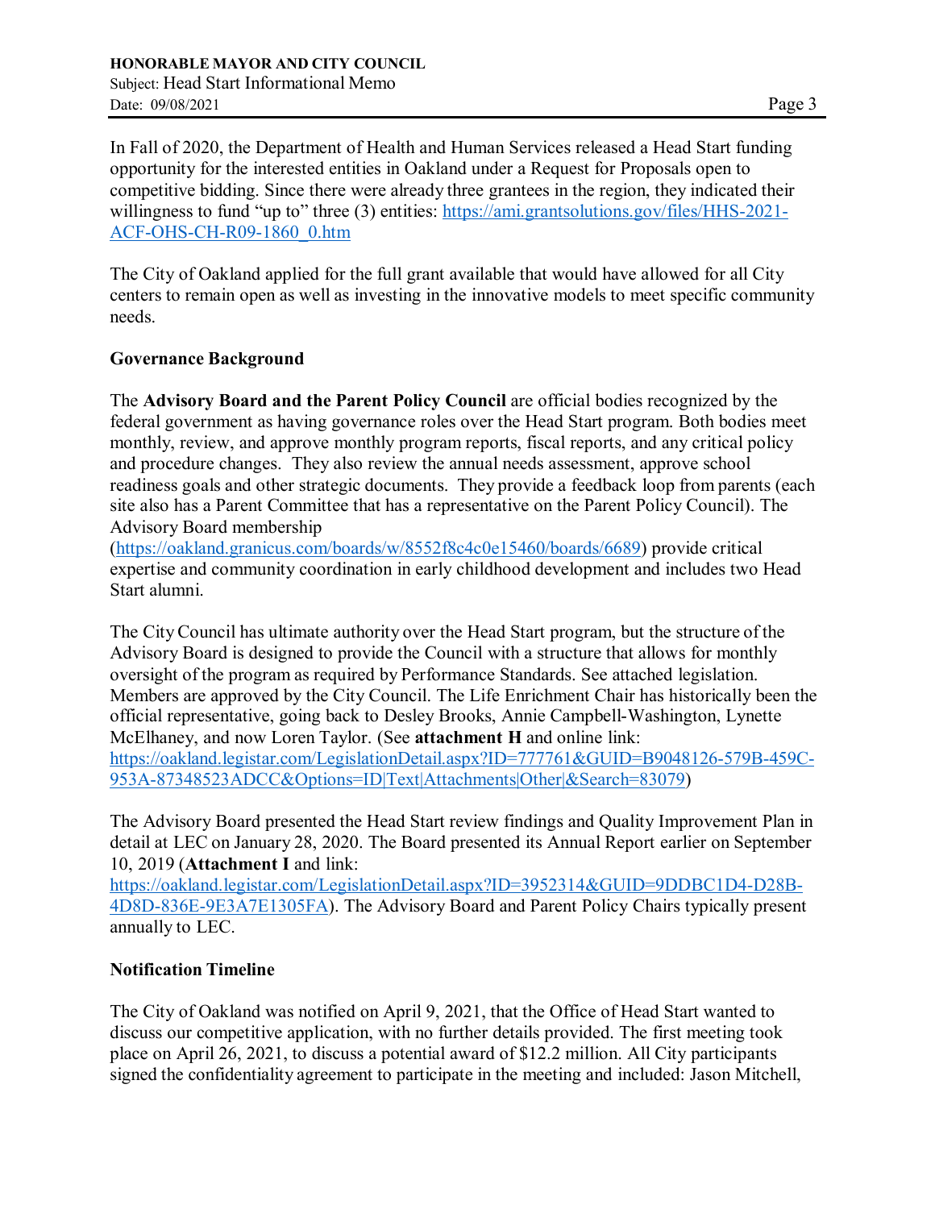In Fall of 2020, the Department of Health and Human Services released a Head Start funding opportunity for the interested entities in Oakland under a Request for Proposals open to competitive bidding. Since there were already three grantees in the region, they indicated their willingness to fund "up to" three (3) entities: https://ami.grantsolutions.gov/files/HHS-2021-ACF-OHS-CH-R09-1860_0.htm

The City of Oakland applied for the full grant available that would have allowed for all City centers to remain open as well as investing in the innovative models to meet specific community needs.

## Governance Background

The **Advisory Board and the Parent Policy Council** are official bodies recognized by the federal government as having governance roles over the Head Start program. Both bodies meet monthly, review, and approve monthly program reports, fiscal reports, and any critical policy and procedure changes. They also review the annual needs assessment, approve school readiness goals and other strategic documents. They provide a feedback loop from parents (each site also has a Parent Committee that has a representative on the Parent Policy Council). The Advisory Board membership (https://oakland.granicus.com/boards/w/8552f8c4c0e15460/boards/6689) provide critical expertise and community coordination in early childhood development and includes two Head Start alumni.

The City Council has ultimate authority over the Head Start program, but the structure of the Advisory Board is designed to provide the Council with a structure that allows for monthly oversight of the program as required by Performance Standards. See attached legislation. Members are approved by the City Council. The Life Enrichment Chair has historically been the official representative, going back to Desley Brooks, Annie Campbell-Washington, Lynette McElhaney, and now Loren Taylor. (See **attachment H** and online link: https://oakland.legistar.com/LegislationDetail.aspx?ID=777761&GUID=B9048126-579B-459C-953A-87348523ADCC&Options=ID|Text|Attachments|Other|&Search=83079)

The Advisory Board presented the Head Start review findings and Quality Improvement Plan in detail at LEC on January 28, 2020. The Board presented its Annual Report earlier on September 10, 2019 (**Attachment I** and link: https://oakland.legistar.com/LegislationDetail.aspx?ID=3952314&GUID=9DDBC1D4-D28B-4D8D-836E-9E3A7E1305FA). The Advisory Board and Parent Policy Chairs typically present annually to LEC.

## Notification Timeline

The City of Oakland was notified on April 9, 2021, that the Office of Head Start wanted to discuss our competitive application, with no further details provided. The first meeting took place on April 26, 2021, to discuss a potential award of $12.2 million. All City participants signed the confidentiality agreement to participate in the meeting and included: Jason Mitchell,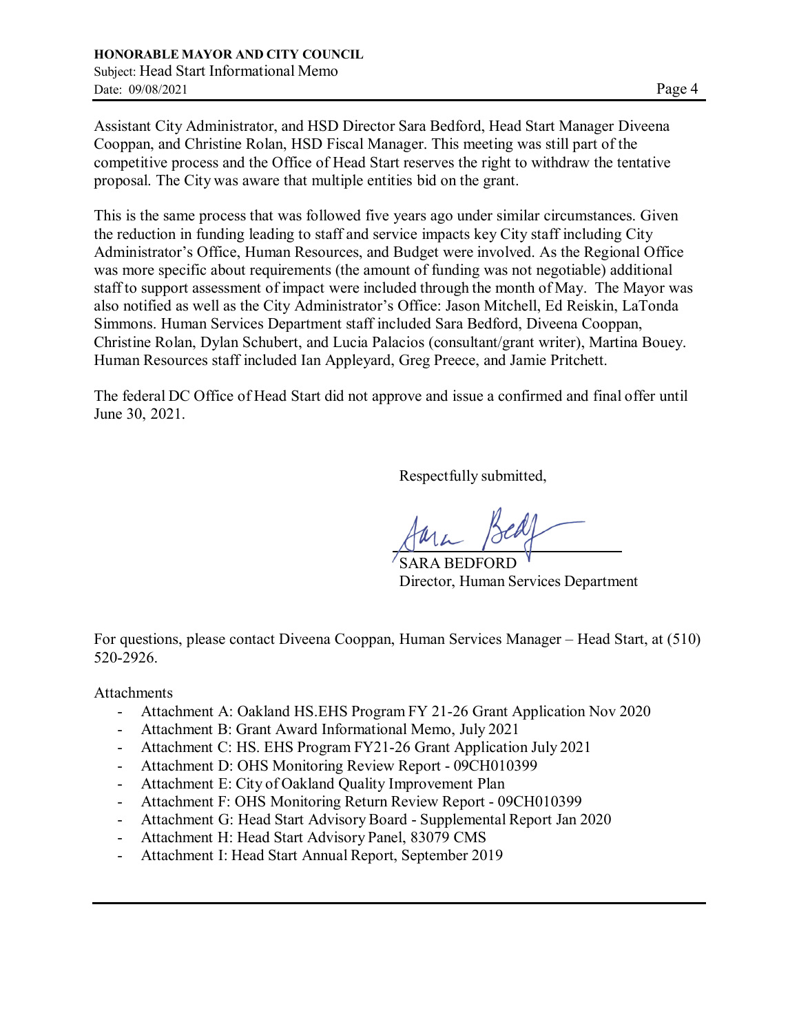Assistant City Administrator, and HSD Director Sara Bedford, Head Start Manager Diveena Cooppan, and Christine Rolan, HSD Fiscal Manager. This meeting was still part of the competitive process and the Office of Head Start reserves the right to withdraw the tentative proposal. The City was aware that multiple entities bid on the grant.

This is the same process that was followed five years ago under similar circumstances. Given the reduction in funding leading to staff and service impacts key City staff including City Administrator's Office, Human Resources, and Budget were involved. As the Regional Office was more specific about requirements (the amount of funding was not negotiable) additional staff to support assessment of impact were included through the month of May. The Mayor was also notified as well as the City Administrator's Office: Jason Mitchell, Ed Reiskin, LaTonda Simmons. Human Services Department staff included Sara Bedford, Diveena Cooppan, Christine Rolan, Dylan Schubert, and Lucia Palacios (consultant/grant writer), Martina Bouey. Human Resources staff included Ian Appleyard, Greg Preece, and Jamie Pritchett.

The federal DC Office of Head Start did not approve and issue a confirmed and final offer until June 30, 2021.

Respectfully submitted,

SARA BEDFORD
Director, Human Services Department

For questions, please contact Diveena Cooppan, Human Services Manager – Head Start, at (510) 520-2926.

Attachments

- Attachment A: Oakland HS.EHS Program FY 21-26 Grant Application Nov 2020
- Attachment B: Grant Award Informational Memo, July 2021
- Attachment C: HS. EHS Program FY21-26 Grant Application July 2021
- Attachment D: OHS Monitoring Review Report - 09CH010399
- Attachment E: City of Oakland Quality Improvement Plan
- Attachment F: OHS Monitoring Return Review Report - 09CH010399
- Attachment G: Head Start Advisory Board - Supplemental Report Jan 2020
- Attachment H: Head Start Advisory Panel, 83079 CMS
- Attachment I: Head Start Annual Report, September 2019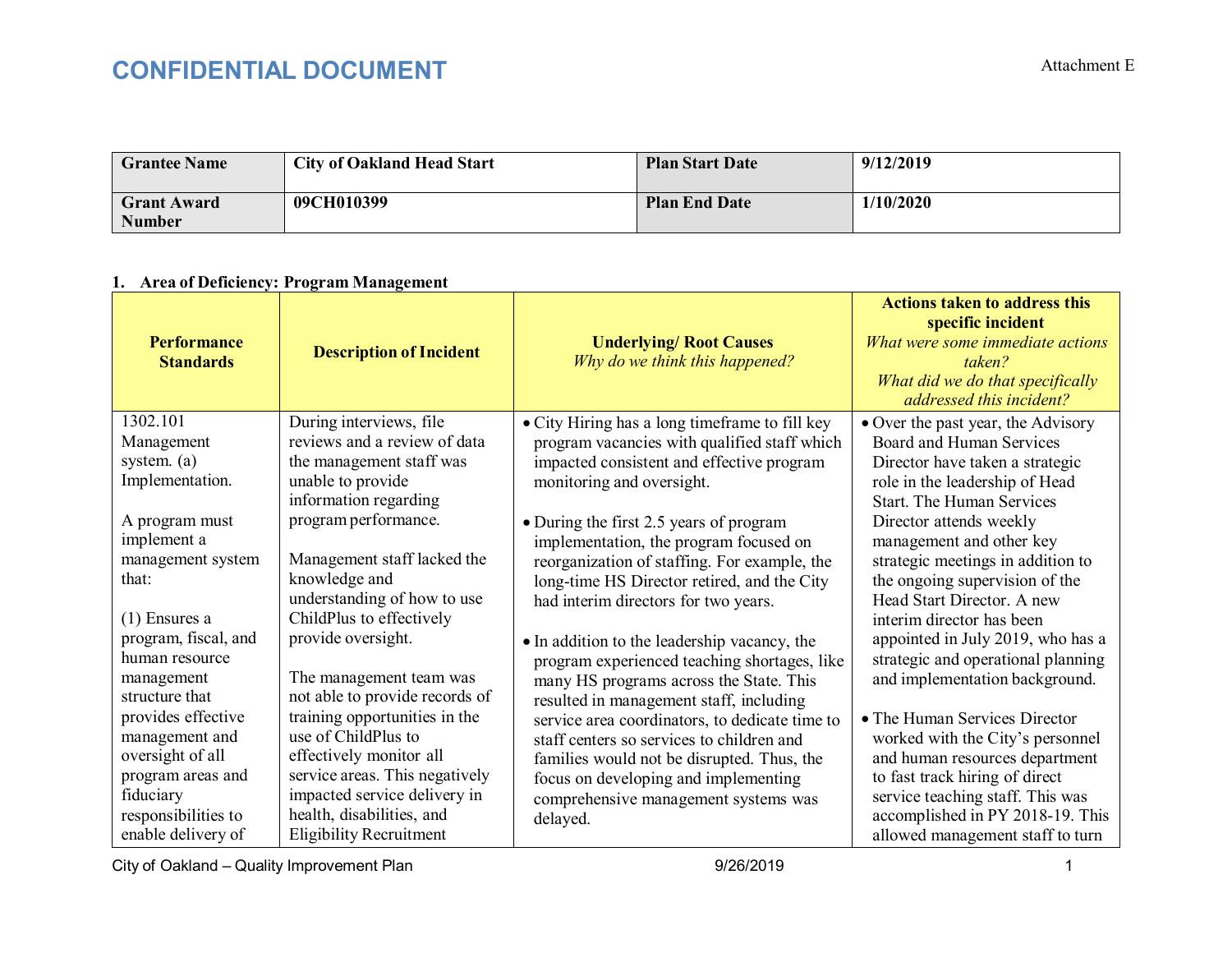# CONFIDENTIAL DOCUMENT

Attachment E

| Grantee Name | City of Oakland Head Start | Plan Start Date | 9/12/2019 |
|---|---|---|---|
| Grant Award Number | 09CH010399 | Plan End Date | 1/10/2020 |

**1. Area of Deficiency: Program Management**

| Performance Standards | Description of Incident | Underlying/ Root Causes *Why do we think this happened?* | Actions taken to address this specific incident *What were some immediate actions taken? What did we do that specifically addressed this incident?* |
|---|---|---|---|
| 1302.101 Management system. (a) Implementation.<br><br>A program must implement a management system that:<br><br>(1) Ensures a program, fiscal, and human resource management structure that provides effective management and oversight of all program areas and fiduciary responsibilities to enable delivery of | During interviews, file reviews and a review of data the management staff was unable to provide information regarding program performance.<br><br>Management staff lacked the knowledge and understanding of how to use ChildPlus to effectively provide oversight.<br><br>The management team was not able to provide records of training opportunities in the use of ChildPlus to effectively monitor all service areas. This negatively impacted service delivery in health, disabilities, and Eligibility Recruitment | • City Hiring has a long timeframe to fill key program vacancies with qualified staff which impacted consistent and effective program monitoring and oversight.<br><br>• During the first 2.5 years of program implementation, the program focused on reorganization of staffing. For example, the long-time HS Director retired, and the City had interim directors for two years.<br><br>• In addition to the leadership vacancy, the program experienced teaching shortages, like many HS programs across the State. This resulted in management staff, including service area coordinators, to dedicate time to staff centers so services to children and families would not be disrupted. Thus, the focus on developing and implementing comprehensive management systems was delayed. | • Over the past year, the Advisory Board and Human Services Director have taken a strategic role in the leadership of Head Start. The Human Services Director attends weekly management and other key strategic meetings in addition to the ongoing supervision of the Head Start Director. A new interim director has been appointed in July 2019, who has a strategic and operational planning and implementation background.<br><br>• The Human Services Director worked with the City's personnel and human resources department to fast track hiring of direct service teaching staff. This was accomplished in PY 2018-19. This allowed management staff to turn |

City of Oakland – Quality Improvement Plan 9/26/2019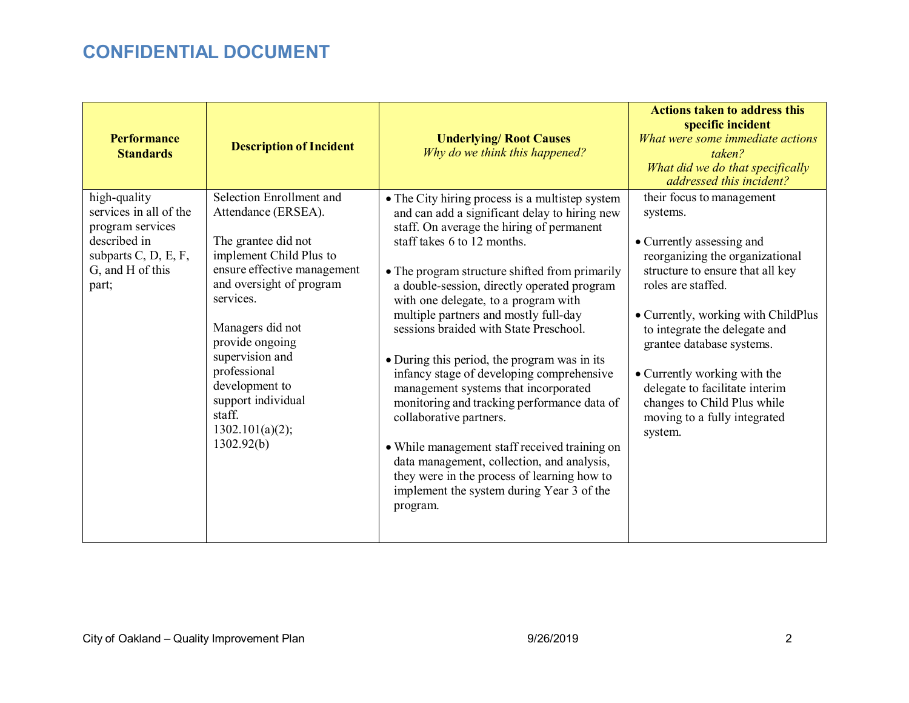# CONFIDENTIAL DOCUMENT

| Performance Standards | Description of Incident | Underlying/ Root Causes *Why do we think this happened?* | Actions taken to address this specific incident *What were some immediate actions taken? What did we do that specifically addressed this incident?* |
|---|---|---|---|
| high-quality services in all of the program services described in subparts C, D, E, F, G, and H of this part; | Selection Enrollment and Attendance (ERSEA).<br><br>The grantee did not implement Child Plus to ensure effective management and oversight of program services.<br><br>Managers did not provide ongoing supervision and professional development to support individual staff.<br>1302.101(a)(2); 1302.92(b) | • The City hiring process is a multistep system and can add a significant delay to hiring new staff. On average the hiring of permanent staff takes 6 to 12 months.<br><br>• The program structure shifted from primarily a double-session, directly operated program with one delegate, to a program with multiple partners and mostly full-day sessions braided with State Preschool.<br><br>• During this period, the program was in its infancy stage of developing comprehensive management systems that incorporated monitoring and tracking performance data of collaborative partners.<br><br>• While management staff received training on data management, collection, and analysis, they were in the process of learning how to implement the system during Year 3 of the program. | their focus to management systems.<br><br>• Currently assessing and reorganizing the organizational structure to ensure that all key roles are staffed.<br><br>• Currently, working with ChildPlus to integrate the delegate and grantee database systems.<br><br>• Currently working with the delegate to facilitate interim changes to Child Plus while moving to a fully integrated system. |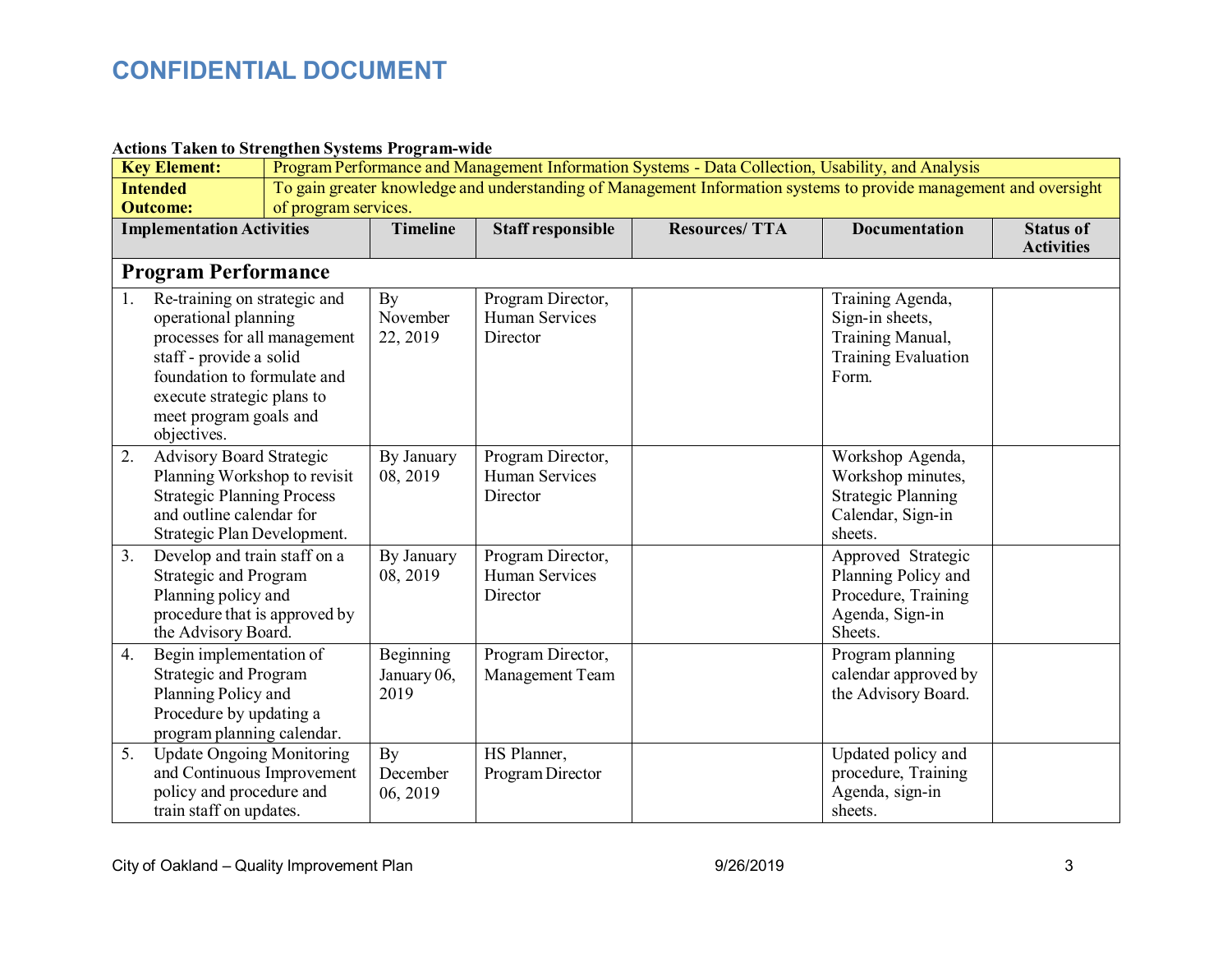# CONFIDENTIAL DOCUMENT

**Actions Taken to Strengthen Systems Program-wide**

| **Key Element:** | Program Performance and Management Information Systems - Data Collection, Usability, and Analysis | | | | |
|---|---|---|---|---|---|
| **Intended Outcome:** | To gain greater knowledge and understanding of Management Information systems to provide management and oversight of program services. | | | | |
| **Implementation Activities** | **Timeline** | **Staff responsible** | **Resources/ TTA** | **Documentation** | **Status of Activities** |
| **Program Performance** | | | | | |
| 1. Re-training on strategic and operational planning processes for all management staff - provide a solid foundation to formulate and execute strategic plans to meet program goals and objectives. | By November 22, 2019 | Program Director, Human Services Director | | Training Agenda, Sign-in sheets, Training Manual, Training Evaluation Form. | |
| 2. Advisory Board Strategic Planning Workshop to revisit Strategic Planning Process and outline calendar for Strategic Plan Development. | By January 08, 2019 | Program Director, Human Services Director | | Workshop Agenda, Workshop minutes, Strategic Planning Calendar, Sign-in sheets. | |
| 3. Develop and train staff on a Strategic and Program Planning policy and procedure that is approved by the Advisory Board. | By January 08, 2019 | Program Director, Human Services Director | | Approved Strategic Planning Policy and Procedure, Training Agenda, Sign-in Sheets. | |
| 4. Begin implementation of Strategic and Program Planning Policy and Procedure by updating a program planning calendar. | Beginning January 06, 2019 | Program Director, Management Team | | Program planning calendar approved by the Advisory Board. | |
| 5. Update Ongoing Monitoring and Continuous Improvement policy and procedure and train staff on updates. | By December 06, 2019 | HS Planner, Program Director | | Updated policy and procedure, Training Agenda, sign-in sheets. | |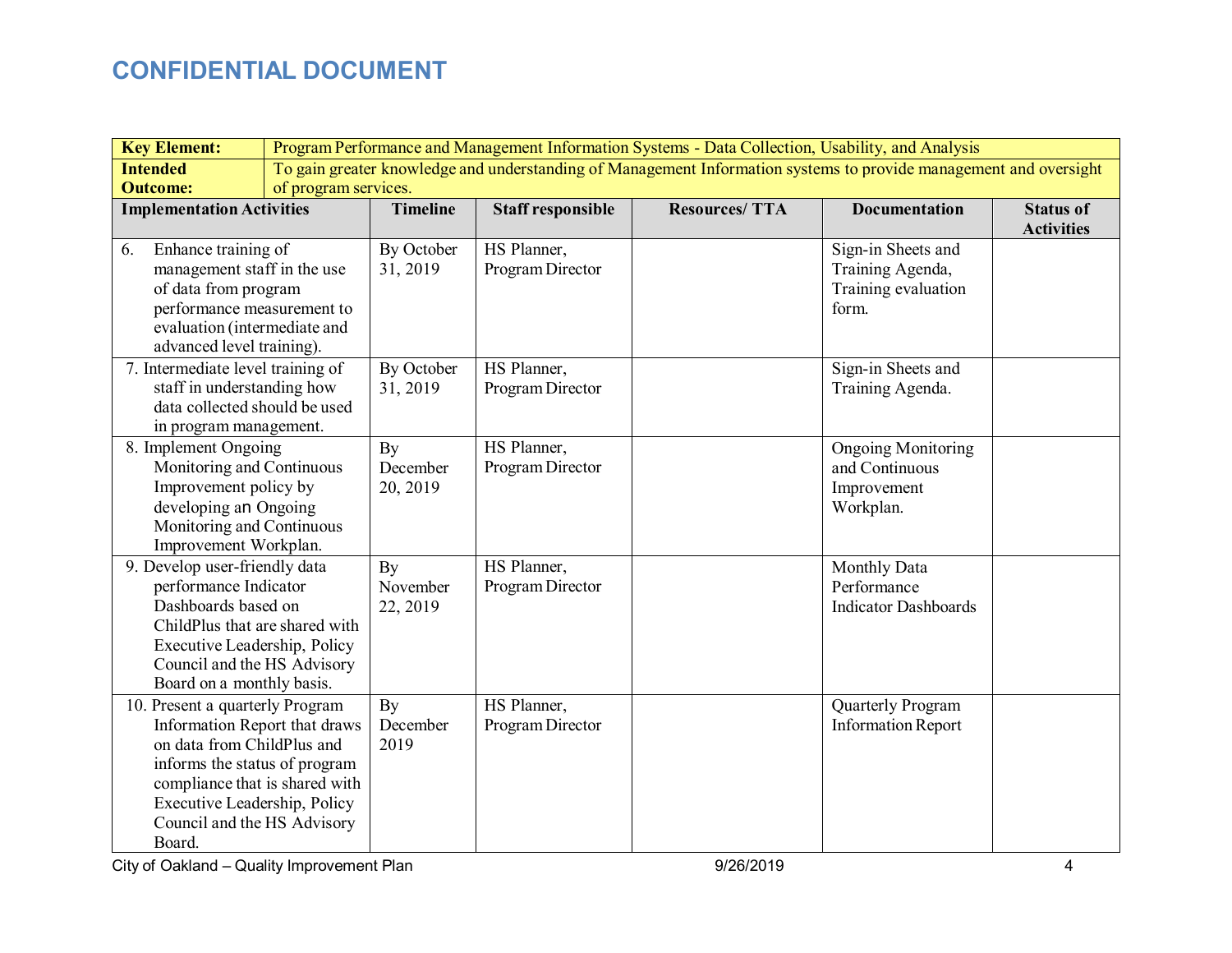## CONFIDENTIAL DOCUMENT

| **Key Element:** | Program Performance and Management Information Systems - Data Collection, Usability, and Analysis | | | | |
|---|---|---|---|---|---|
| **Intended Outcome:** | To gain greater knowledge and understanding of Management Information systems to provide management and oversight of program services. | | | | |
| **Implementation Activities** | **Timeline** | **Staff responsible** | **Resources/ TTA** | **Documentation** | **Status of Activities** |
| 6. Enhance training of management staff in the use of data from program performance measurement to evaluation (intermediate and advanced level training). | By October 31, 2019 | HS Planner, Program Director | | Sign-in Sheets and Training Agenda, Training evaluation form. | |
| 7. Intermediate level training of staff in understanding how data collected should be used in program management. | By October 31, 2019 | HS Planner, Program Director | | Sign-in Sheets and Training Agenda. | |
| 8. Implement Ongoing Monitoring and Continuous Improvement policy by developing an Ongoing Monitoring and Continuous Improvement Workplan. | By December 20, 2019 | HS Planner, Program Director | | Ongoing Monitoring and Continuous Improvement Workplan. | |
| 9. Develop user-friendly data performance Indicator Dashboards based on ChildPlus that are shared with Executive Leadership, Policy Council and the HS Advisory Board on a monthly basis. | By November 22, 2019 | HS Planner, Program Director | | Monthly Data Performance Indicator Dashboards | |
| 10. Present a quarterly Program Information Report that draws on data from ChildPlus and informs the status of program compliance that is shared with Executive Leadership, Policy Council and the HS Advisory Board. | By December 2019 | HS Planner, Program Director | | Quarterly Program Information Report | |

City of Oakland – Quality Improvement Plan 9/26/2019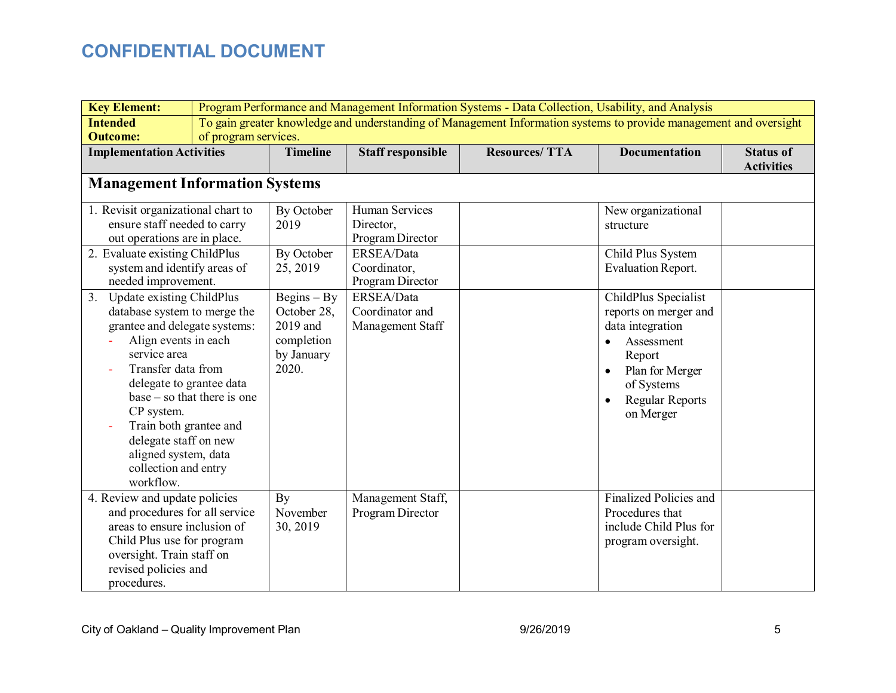**CONFIDENTIAL DOCUMENT**

| **Key Element:** | Program Performance and Management Information Systems - Data Collection, Usability, and Analysis | | | | |
|---|---|---|---|---|---|
| **Intended Outcome:** | To gain greater knowledge and understanding of Management Information systems to provide management and oversight of program services. | | | | |
| **Implementation Activities** | **Timeline** | **Staff responsible** | **Resources/ TTA** | **Documentation** | **Status of Activities** |
| **Management Information Systems** | | | | | |
| 1. Revisit organizational chart to ensure staff needed to carry out operations are in place. | By October 2019 | Human Services Director, Program Director | | New organizational structure | |
| 2. Evaluate existing ChildPlus system and identify areas of needed improvement. | By October 25, 2019 | ERSEA/Data Coordinator, Program Director | | Child Plus System Evaluation Report. | |
| 3. Update existing ChildPlus database system to merge the grantee and delegate systems:<br>- Align events in each service area<br>- Transfer data from delegate to grantee data base – so that there is one CP system.<br>- Train both grantee and delegate staff on new aligned system, data collection and entry workflow. | Begins – By October 28, 2019 and completion by January 2020. | ERSEA/Data Coordinator and Management Staff | | ChildPlus Specialist reports on merger and data integration<br>• Assessment Report<br>• Plan for Merger of Systems<br>• Regular Reports on Merger | |
| 4. Review and update policies and procedures for all service areas to ensure inclusion of Child Plus use for program oversight. Train staff on revised policies and procedures. | By November 30, 2019 | Management Staff, Program Director | | Finalized Policies and Procedures that include Child Plus for program oversight. | |

City of Oakland – Quality Improvement Plan 9/26/2019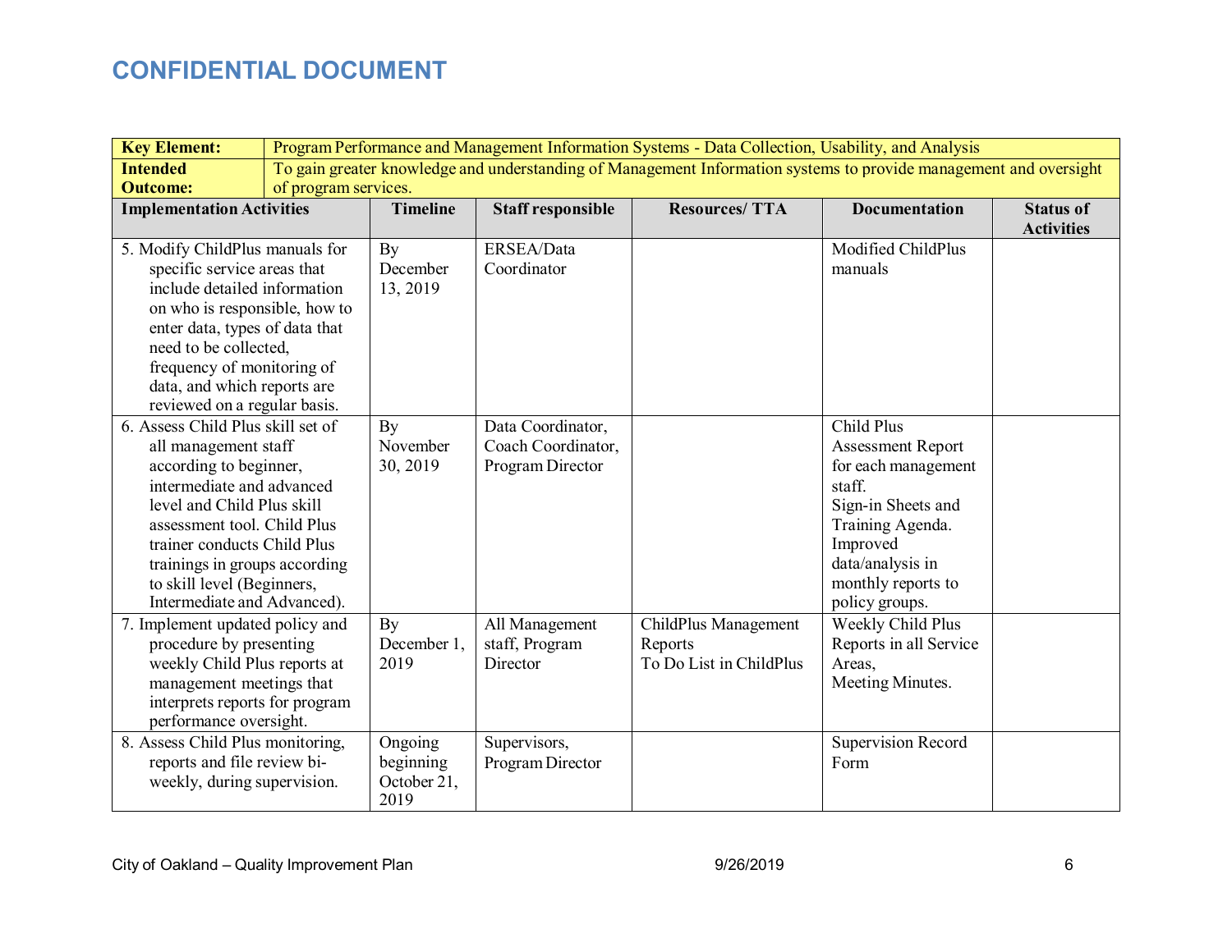**CONFIDENTIAL DOCUMENT**

| **Key Element:** | Program Performance and Management Information Systems - Data Collection, Usability, and Analysis | | | | |
|---|---|---|---|---|---|
| **Intended Outcome:** | To gain greater knowledge and understanding of Management Information systems to provide management and oversight of program services. | | | | |
| **Implementation Activities** | **Timeline** | **Staff responsible** | **Resources/ TTA** | **Documentation** | **Status of Activities** |
| 5. Modify ChildPlus manuals for specific service areas that include detailed information on who is responsible, how to enter data, types of data that need to be collected, frequency of monitoring of data, and which reports are reviewed on a regular basis. | By December 13, 2019 | ERSEA/Data Coordinator | | Modified ChildPlus manuals | |
| 6. Assess Child Plus skill set of all management staff according to beginner, intermediate and advanced level and Child Plus skill assessment tool. Child Plus trainer conducts Child Plus trainings in groups according to skill level (Beginners, Intermediate and Advanced). | By November 30, 2019 | Data Coordinator, Coach Coordinator, Program Director | | Child Plus Assessment Report for each management staff. Sign-in Sheets and Training Agenda. Improved data/analysis in monthly reports to policy groups. | |
| 7. Implement updated policy and procedure by presenting weekly Child Plus reports at management meetings that interprets reports for program performance oversight. | By December 1, 2019 | All Management staff, Program Director | ChildPlus Management Reports<br>To Do List in ChildPlus | Weekly Child Plus Reports in all Service Areas,<br>Meeting Minutes. | |
| 8. Assess Child Plus monitoring, reports and file review bi-weekly, during supervision. | Ongoing beginning October 21, 2019 | Supervisors, Program Director | | Supervision Record Form | |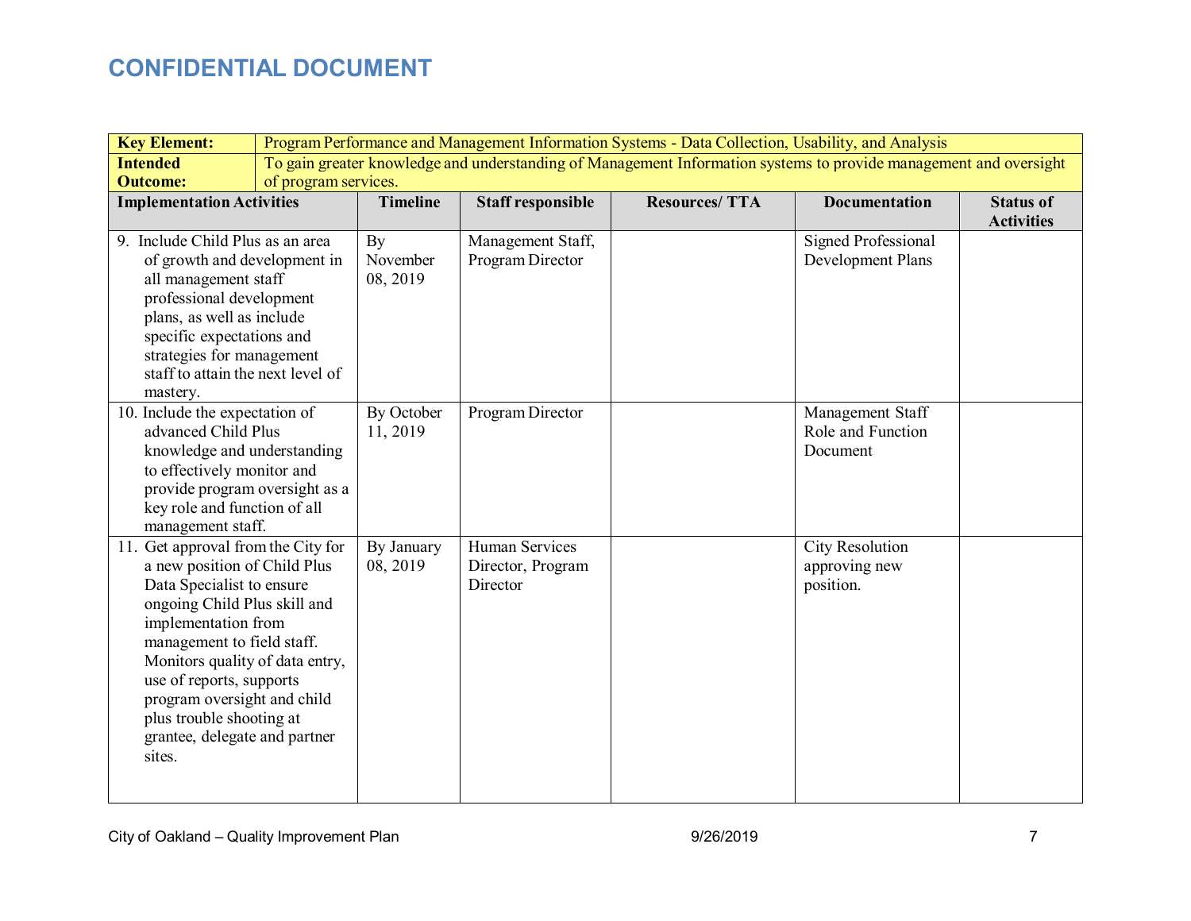# CONFIDENTIAL DOCUMENT

| **Key Element:** | Program Performance and Management Information Systems - Data Collection, Usability, and Analysis | | | | |
|---|---|---|---|---|---|
| **Intended Outcome:** | To gain greater knowledge and understanding of Management Information systems to provide management and oversight of program services. | | | | |
| **Implementation Activities** | **Timeline** | **Staff responsible** | **Resources/ TTA** | **Documentation** | **Status of Activities** |
| 9. Include Child Plus as an area of growth and development in all management staff professional development plans, as well as include specific expectations and strategies for management staff to attain the next level of mastery. | By November 08, 2019 | Management Staff, Program Director | | Signed Professional Development Plans | |
| 10. Include the expectation of advanced Child Plus knowledge and understanding to effectively monitor and provide program oversight as a key role and function of all management staff. | By October 11, 2019 | Program Director | | Management Staff Role and Function Document | |
| 11. Get approval from the City for a new position of Child Plus Data Specialist to ensure ongoing Child Plus skill and implementation from management to field staff. Monitors quality of data entry, use of reports, supports program oversight and child plus trouble shooting at grantee, delegate and partner sites. | By January 08, 2019 | Human Services Director, Program Director | | City Resolution approving new position. | |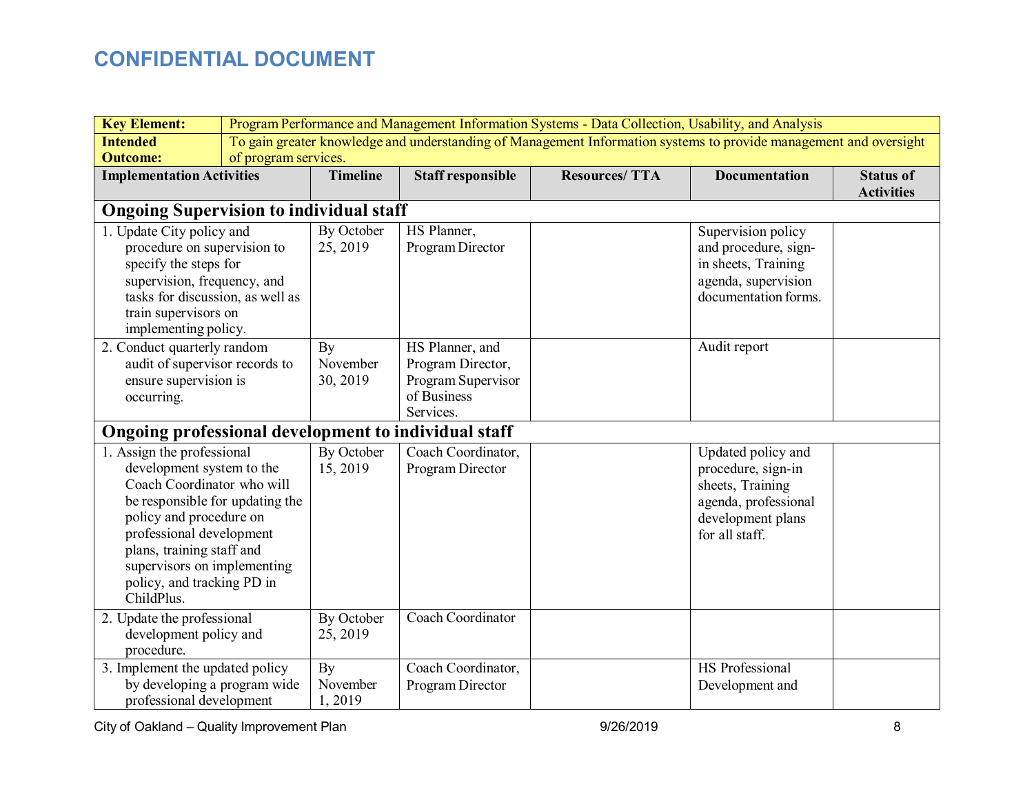**CONFIDENTIAL DOCUMENT**

| **Key Element:** | Program Performance and Management Information Systems - Data Collection, Usability, and Analysis | | | | |
|---|---|---|---|---|---|
| **Intended Outcome:** | To gain greater knowledge and understanding of Management Information systems to provide management and oversight of program services. | | | | |
| **Implementation Activities** | **Timeline** | **Staff responsible** | **Resources/ TTA** | **Documentation** | **Status of Activities** |
| **Ongoing Supervision to individual staff** | | | | | |
| 1. Update City policy and procedure on supervision to specify the steps for supervision, frequency, and tasks for discussion, as well as train supervisors on implementing policy. | By October 25, 2019 | HS Planner, Program Director | | Supervision policy and procedure, sign-in sheets, Training agenda, supervision documentation forms. | |
| 2. Conduct quarterly random audit of supervisor records to ensure supervision is occurring. | By November 30, 2019 | HS Planner, and Program Director, Program Supervisor of Business Services. | | Audit report | |
| **Ongoing professional development to individual staff** | | | | | |
| 1. Assign the professional development system to the Coach Coordinator who will be responsible for updating the policy and procedure on professional development plans, training staff and supervisors on implementing policy, and tracking PD in ChildPlus. | By October 15, 2019 | Coach Coordinator, Program Director | | Updated policy and procedure, sign-in sheets, Training agenda, professional development plans for all staff. | |
| 2. Update the professional development policy and procedure. | By October 25, 2019 | Coach Coordinator | | | |
| 3. Implement the updated policy by developing a program wide professional development | By November 1, 2019 | Coach Coordinator, Program Director | | HS Professional Development and | |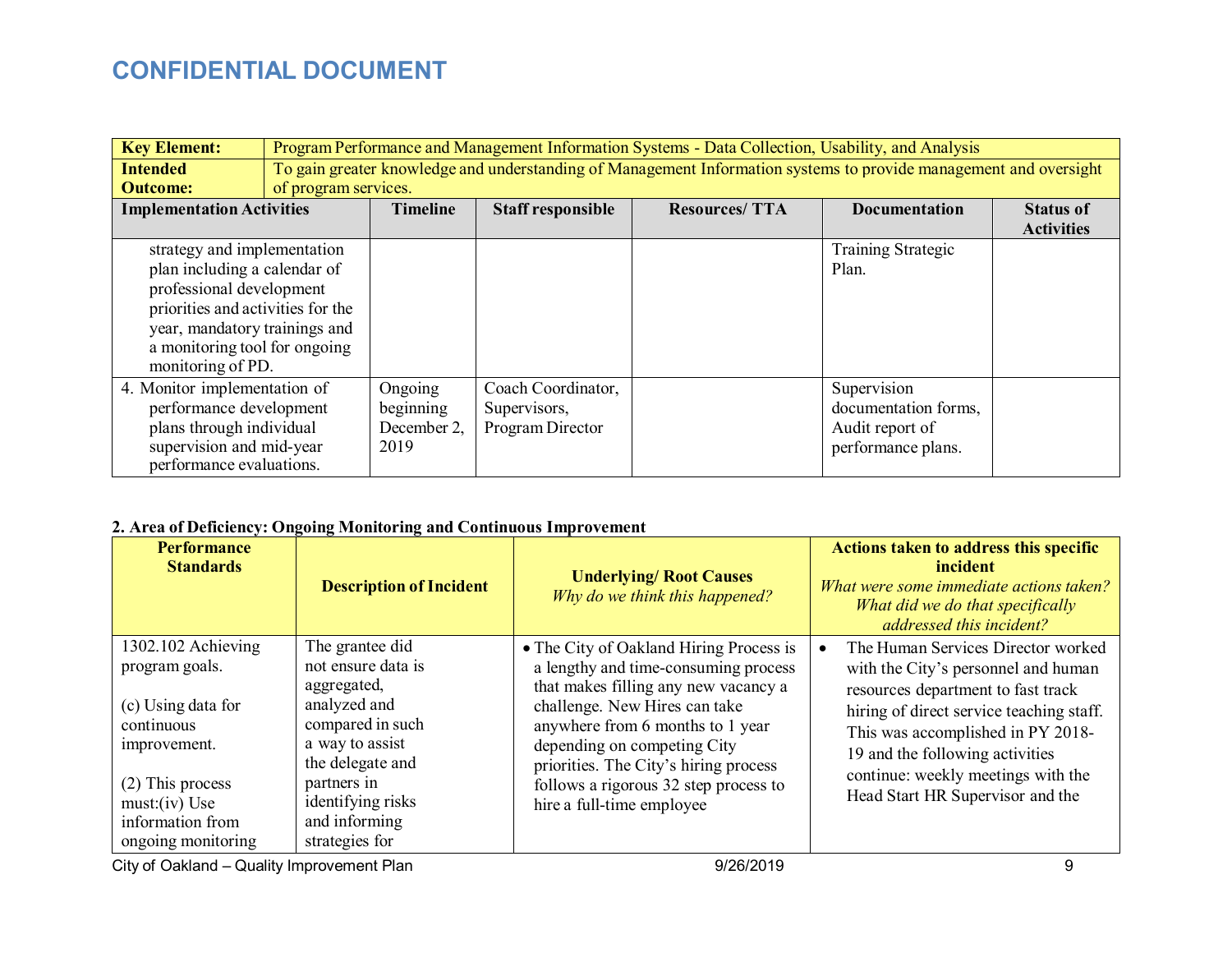**CONFIDENTIAL DOCUMENT**

| **Key Element:** | Program Performance and Management Information Systems - Data Collection, Usability, and Analysis | | | | |
|---|---|---|---|---|---|
| **Intended Outcome:** | To gain greater knowledge and understanding of Management Information systems to provide management and oversight of program services. | | | | |
| **Implementation Activities** | **Timeline** | **Staff responsible** | **Resources/ TTA** | **Documentation** | **Status of Activities** |
| strategy and implementation plan including a calendar of professional development priorities and activities for the year, mandatory trainings and a monitoring tool for ongoing monitoring of PD. | | | | Training Strategic Plan. | |
| 4. Monitor implementation of performance development plans through individual supervision and mid-year performance evaluations. | Ongoing beginning December 2, 2019 | Coach Coordinator, Supervisors, Program Director | | Supervision documentation forms, Audit report of performance plans. | |

**2. Area of Deficiency: Ongoing Monitoring and Continuous Improvement**

| **Performance Standards** | **Description of Incident** | **Underlying/ Root Causes** *Why do we think this happened?* | **Actions taken to address this specific incident** *What were some immediate actions taken? What did we do that specifically addressed this incident?* |
|---|---|---|---|
| 1302.102 Achieving program goals. (c) Using data for continuous improvement. (2) This process must:(iv) Use information from ongoing monitoring | The grantee did not ensure data is aggregated, analyzed and compared in such a way to assist the delegate and partners in identifying risks and informing strategies for | • The City of Oakland Hiring Process is a lengthy and time-consuming process that makes filling any new vacancy a challenge. New Hires can take anywhere from 6 months to 1 year depending on competing City priorities. The City's hiring process follows a rigorous 32 step process to hire a full-time employee | • The Human Services Director worked with the City's personnel and human resources department to fast track hiring of direct service teaching staff. This was accomplished in PY 2018-19 and the following activities continue: weekly meetings with the Head Start HR Supervisor and the |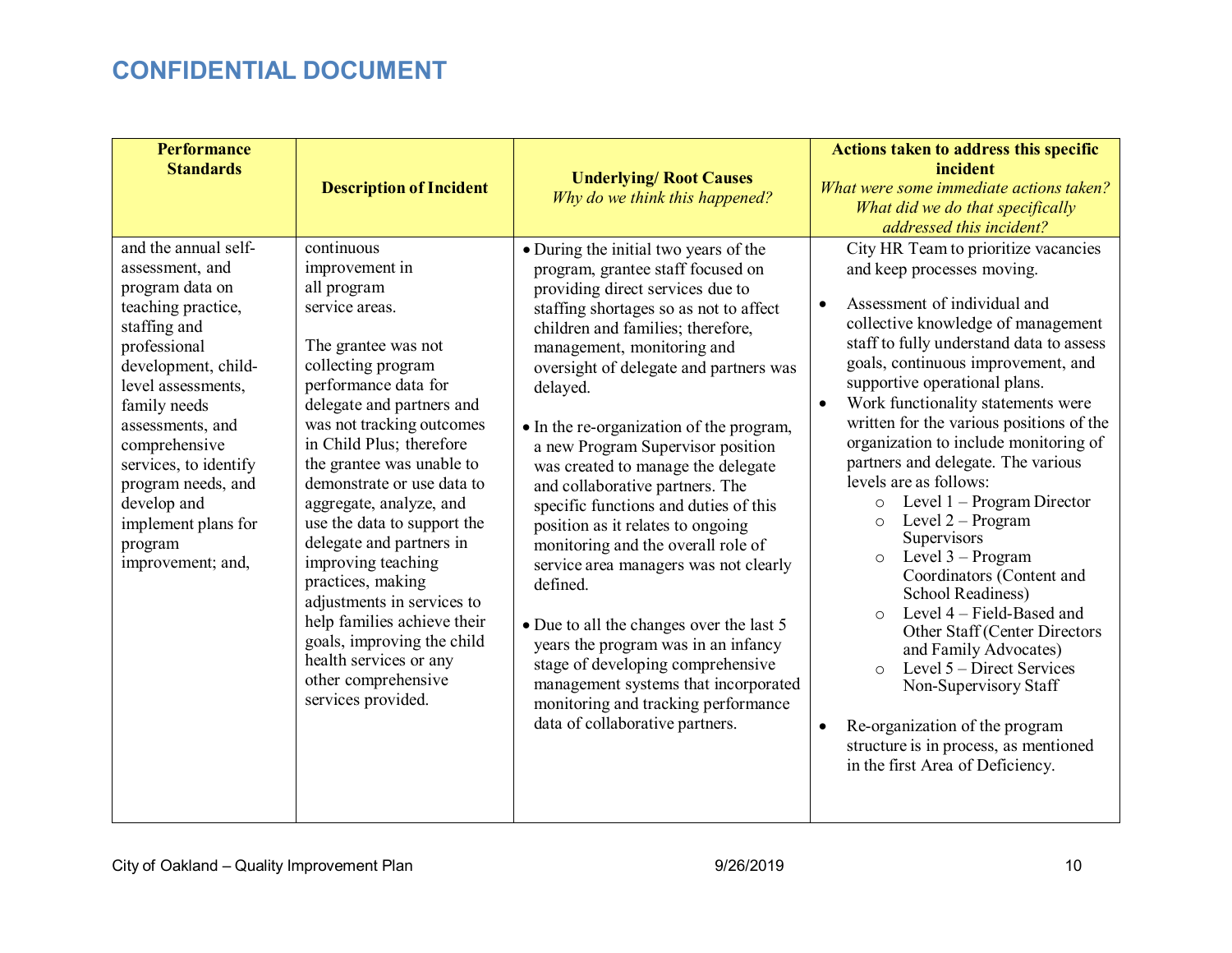# CONFIDENTIAL DOCUMENT

| Performance Standards | Description of Incident | Underlying/ Root Causes *Why do we think this happened?* | Actions taken to address this specific incident *What were some immediate actions taken? What did we do that specifically addressed this incident?* |
|---|---|---|---|
| and the annual self-assessment, and program data on teaching practice, staffing and professional development, child-level assessments, family needs assessments, and comprehensive services, to identify program needs, and develop and implement plans for program improvement; and, | continuous improvement in all program service areas.<br><br>The grantee was not collecting program performance data for delegate and partners and was not tracking outcomes in Child Plus; therefore the grantee was unable to demonstrate or use data to aggregate, analyze, and use the data to support the delegate and partners in improving teaching practices, making adjustments in services to help families achieve their goals, improving the child health services or any other comprehensive services provided. | • During the initial two years of the program, grantee staff focused on providing direct services due to staffing shortages so as not to affect children and families; therefore, management, monitoring and oversight of delegate and partners was delayed.<br><br>• In the re-organization of the program, a new Program Supervisor position was created to manage the delegate and collaborative partners. The specific functions and duties of this position as it relates to ongoing monitoring and the overall role of service area managers was not clearly defined.<br><br>• Due to all the changes over the last 5 years the program was in an infancy stage of developing comprehensive management systems that incorporated monitoring and tracking performance data of collaborative partners. | City HR Team to prioritize vacancies and keep processes moving.<br><br>• Assessment of individual and collective knowledge of management staff to fully understand data to assess goals, continuous improvement, and supportive operational plans.<br>• Work functionality statements were written for the various positions of the organization to include monitoring of partners and delegate. The various levels are as follows:<br>  ○ Level 1 – Program Director<br>  ○ Level 2 – Program Supervisors<br>  ○ Level 3 – Program Coordinators (Content and School Readiness)<br>  ○ Level 4 – Field-Based and Other Staff (Center Directors and Family Advocates)<br>  ○ Level 5 – Direct Services Non-Supervisory Staff<br><br>• Re-organization of the program structure is in process, as mentioned in the first Area of Deficiency. |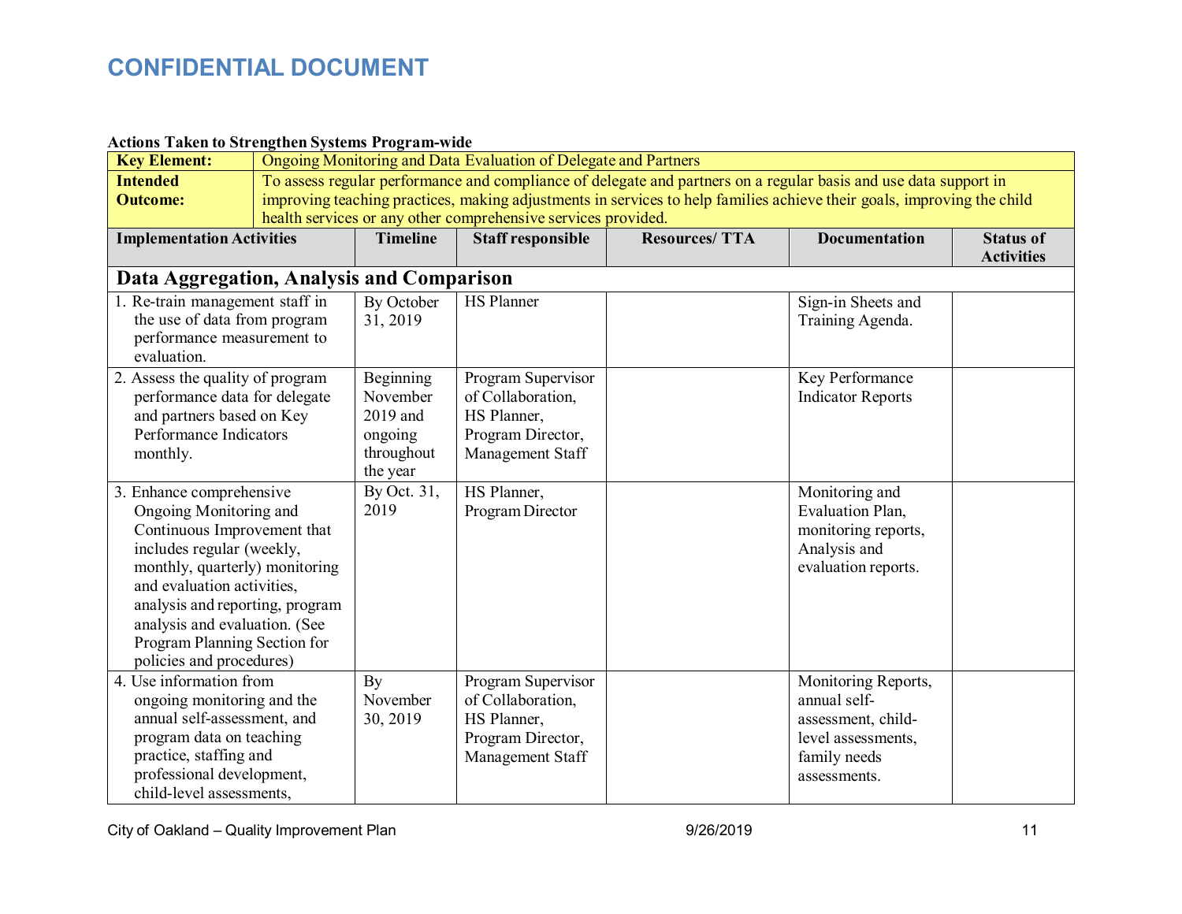# CONFIDENTIAL DOCUMENT

**Actions Taken to Strengthen Systems Program-wide**

| **Key Element:** | Ongoing Monitoring and Data Evaluation of Delegate and Partners | | | | |
|---|---|---|---|---|---|
| **Intended Outcome:** | To assess regular performance and compliance of delegate and partners on a regular basis and use data support in improving teaching practices, making adjustments in services to help families achieve their goals, improving the child health services or any other comprehensive services provided. | | | | |
| **Implementation Activities** | **Timeline** | **Staff responsible** | **Resources/ TTA** | **Documentation** | **Status of Activities** |
| **Data Aggregation, Analysis and Comparison** | | | | | |
| 1. Re-train management staff in the use of data from program performance measurement to evaluation. | By October 31, 2019 | HS Planner | | Sign-in Sheets and Training Agenda. | |
| 2. Assess the quality of program performance data for delegate and partners based on Key Performance Indicators monthly. | Beginning November 2019 and ongoing throughout the year | Program Supervisor of Collaboration, HS Planner, Program Director, Management Staff | | Key Performance Indicator Reports | |
| 3. Enhance comprehensive Ongoing Monitoring and Continuous Improvement that includes regular (weekly, monthly, quarterly) monitoring and evaluation activities, analysis and reporting, program analysis and evaluation. (See Program Planning Section for policies and procedures) | By Oct. 31, 2019 | HS Planner, Program Director | | Monitoring and Evaluation Plan, monitoring reports, Analysis and evaluation reports. | |
| 4. Use information from ongoing monitoring and the annual self-assessment, and program data on teaching practice, staffing and professional development, child-level assessments, | By November 30, 2019 | Program Supervisor of Collaboration, HS Planner, Program Director, Management Staff | | Monitoring Reports, annual self-assessment, child-level assessments, family needs assessments. | |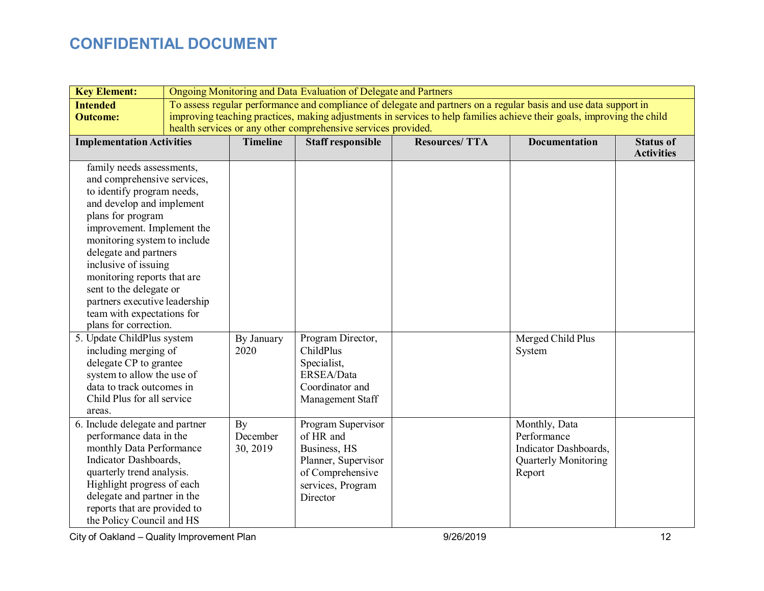## CONFIDENTIAL DOCUMENT

| **Key Element:** | Ongoing Monitoring and Data Evaluation of Delegate and Partners | | | | |
|---|---|---|---|---|---|
| **Intended Outcome:** | To assess regular performance and compliance of delegate and partners on a regular basis and use data support in improving teaching practices, making adjustments in services to help families achieve their goals, improving the child health services or any other comprehensive services provided. | | | | |
| **Implementation Activities** | **Timeline** | **Staff responsible** | **Resources/ TTA** | **Documentation** | **Status of Activities** |
| family needs assessments, and comprehensive services, to identify program needs, and develop and implement plans for program improvement. Implement the monitoring system to include delegate and partners inclusive of issuing monitoring reports that are sent to the delegate or partners executive leadership team with expectations for plans for correction. | | | | | |
| 5. Update ChildPlus system including merging of delegate CP to grantee system to allow the use of data to track outcomes in Child Plus for all service areas. | By January 2020 | Program Director, ChildPlus Specialist, ERSEA/Data Coordinator and Management Staff | | Merged Child Plus System | |
| 6. Include delegate and partner performance data in the monthly Data Performance Indicator Dashboards, quarterly trend analysis. Highlight progress of each delegate and partner in the reports that are provided to the Policy Council and HS | By December 30, 2019 | Program Supervisor of HR and Business, HS Planner, Supervisor of Comprehensive services, Program Director | | Monthly, Data Performance Indicator Dashboards, Quarterly Monitoring Report | |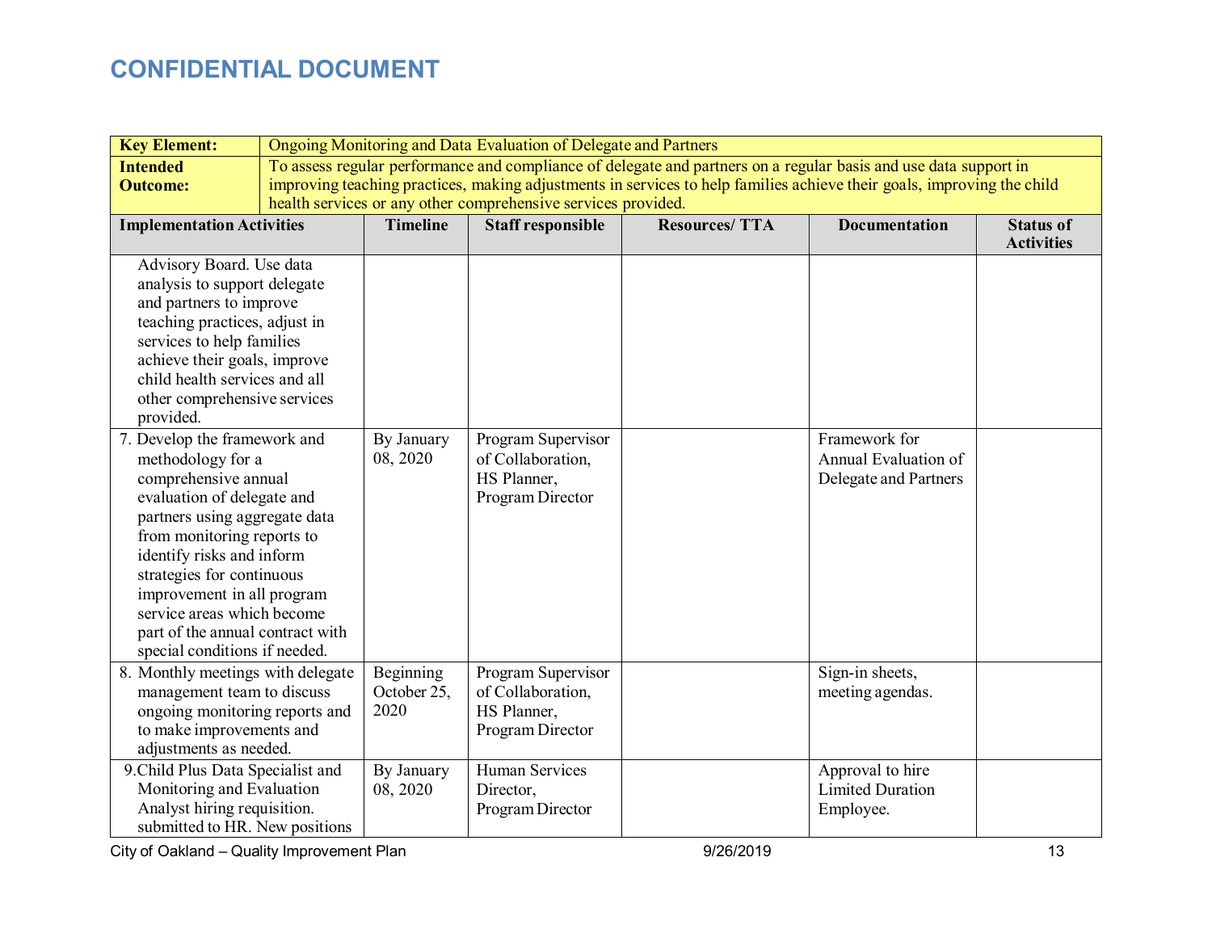# CONFIDENTIAL DOCUMENT

| **Key Element:** | Ongoing Monitoring and Data Evaluation of Delegate and Partners | | | | |
|---|---|---|---|---|---|
| **Intended Outcome:** | To assess regular performance and compliance of delegate and partners on a regular basis and use data support in improving teaching practices, making adjustments in services to help families achieve their goals, improving the child health services or any other comprehensive services provided. | | | | |
| **Implementation Activities** | **Timeline** | **Staff responsible** | **Resources/ TTA** | **Documentation** | **Status of Activities** |
| Advisory Board. Use data analysis to support delegate and partners to improve teaching practices, adjust in services to help families achieve their goals, improve child health services and all other comprehensive services provided. | | | | | |
| 7. Develop the framework and methodology for a comprehensive annual evaluation of delegate and partners using aggregate data from monitoring reports to identify risks and inform strategies for continuous improvement in all program service areas which become part of the annual contract with special conditions if needed. | By January 08, 2020 | Program Supervisor of Collaboration, HS Planner, Program Director | | Framework for Annual Evaluation of Delegate and Partners | |
| 8. Monthly meetings with delegate management team to discuss ongoing monitoring reports and to make improvements and adjustments as needed. | Beginning October 25, 2020 | Program Supervisor of Collaboration, HS Planner, Program Director | | Sign-in sheets, meeting agendas. | |
| 9. Child Plus Data Specialist and Monitoring and Evaluation Analyst hiring requisition. submitted to HR. New positions | By January 08, 2020 | Human Services Director, Program Director | | Approval to hire Limited Duration Employee. | |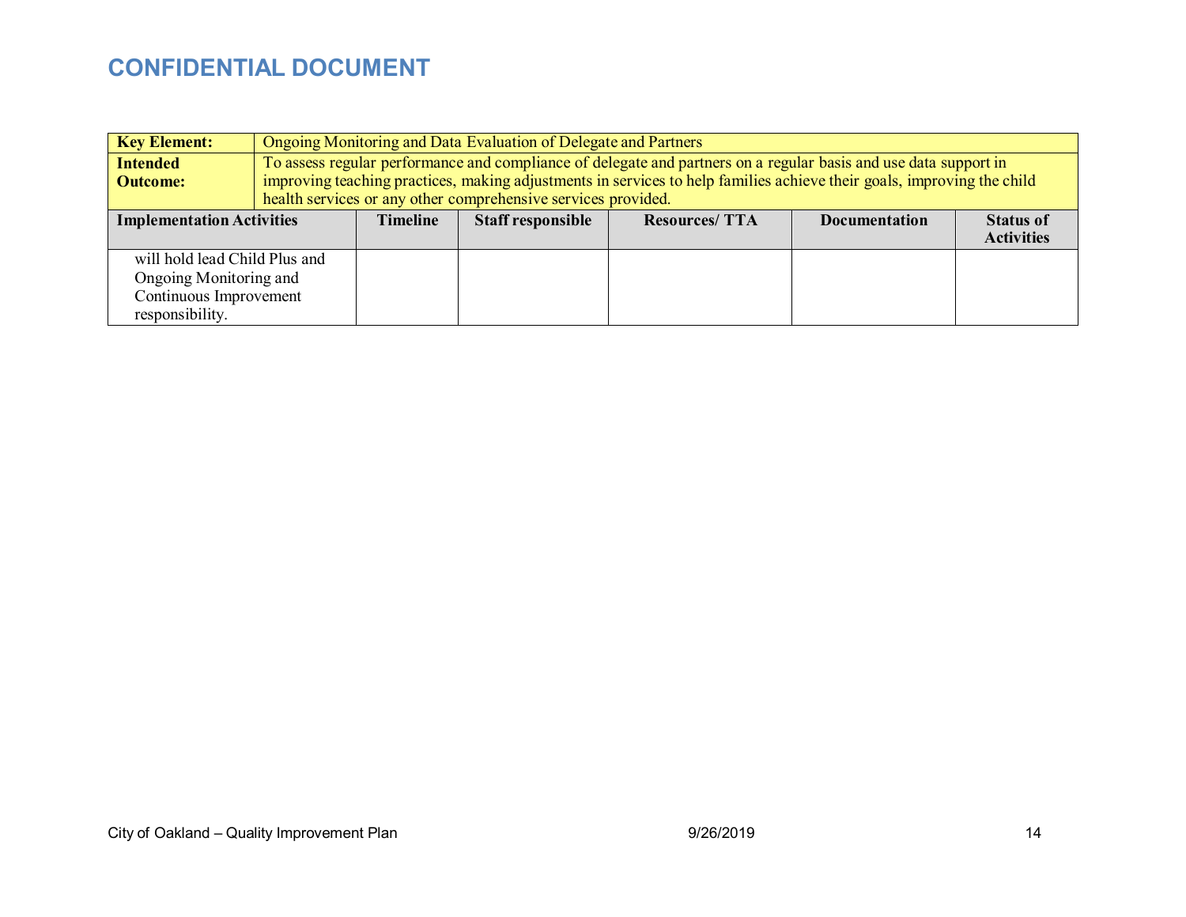**CONFIDENTIAL DOCUMENT**

| **Key Element:** | Ongoing Monitoring and Data Evaluation of Delegate and Partners | | | | |
|---|---|---|---|---|---|
| **Intended Outcome:** | To assess regular performance and compliance of delegate and partners on a regular basis and use data support in improving teaching practices, making adjustments in services to help families achieve their goals, improving the child health services or any other comprehensive services provided. | | | | |
| **Implementation Activities** | **Timeline** | **Staff responsible** | **Resources/ TTA** | **Documentation** | **Status of Activities** |
| will hold lead Child Plus and Ongoing Monitoring and Continuous Improvement responsibility. | | | | | |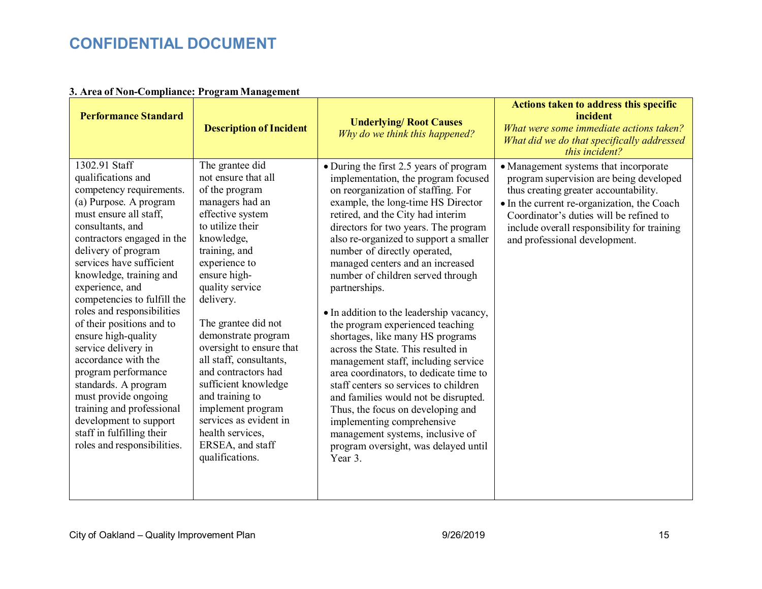# CONFIDENTIAL DOCUMENT

**3. Area of Non-Compliance: Program Management**

| **Performance Standard** | **Description of Incident** | **Underlying/ Root Causes** *Why do we think this happened?* | **Actions taken to address this specific incident** *What were some immediate actions taken? What did we do that specifically addressed this incident?* |
|---|---|---|---|
| 1302.91 Staff qualifications and competency requirements. (a) Purpose. A program must ensure all staff, consultants, and contractors engaged in the delivery of program services have sufficient knowledge, training and experience, and competencies to fulfill the roles and responsibilities of their positions and to ensure high-quality service delivery in accordance with the program performance standards. A program must provide ongoing training and professional development to support staff in fulfilling their roles and responsibilities. | The grantee did not ensure that all of the program managers had an effective system to utilize their knowledge, training, and experience to ensure high-quality service delivery.<br><br>The grantee did not demonstrate program oversight to ensure that all staff, consultants, and contractors had sufficient knowledge and training to implement program services as evident in health services, ERSEA, and staff qualifications. | • During the first 2.5 years of program implementation, the program focused on reorganization of staffing. For example, the long-time HS Director retired, and the City had interim directors for two years. The program also re-organized to support a smaller number of directly operated, managed centers and an increased number of children served through partnerships.<br><br>• In addition to the leadership vacancy, the program experienced teaching shortages, like many HS programs across the State. This resulted in management staff, including service area coordinators, to dedicate time to staff centers so services to children and families would not be disrupted. Thus, the focus on developing and implementing comprehensive management systems, inclusive of program oversight, was delayed until Year 3. | • Management systems that incorporate program supervision are being developed thus creating greater accountability.<br>• In the current re-organization, the Coach Coordinator's duties will be refined to include overall responsibility for training and professional development. |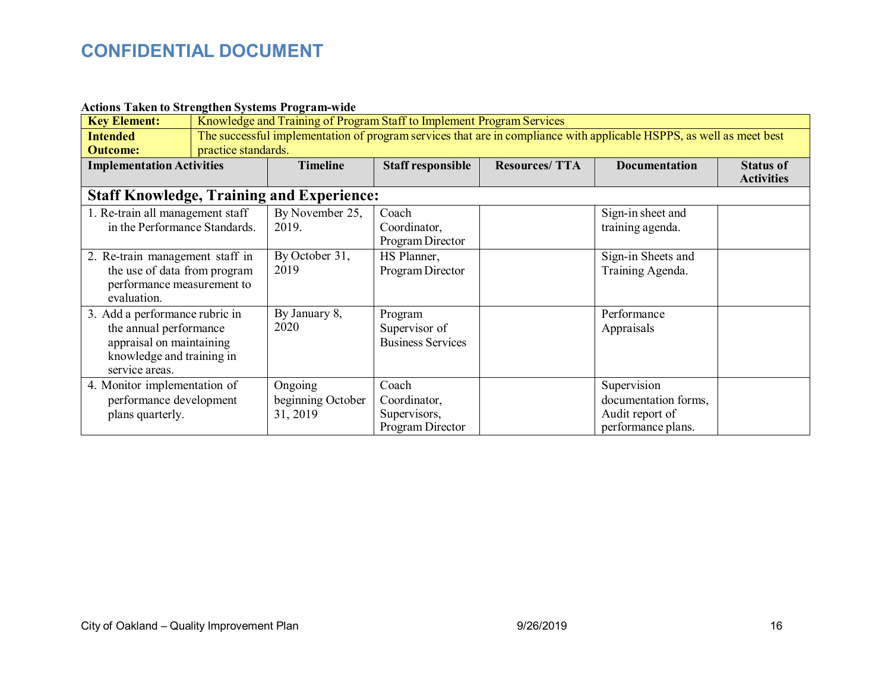**CONFIDENTIAL DOCUMENT**

**Actions Taken to Strengthen Systems Program-wide**

| **Key Element:** | Knowledge and Training of Program Staff to Implement Program Services | | | | |
|---|---|---|---|---|---|
| **Intended Outcome:** | The successful implementation of program services that are in compliance with applicable HSPPS, as well as meet best practice standards. | | | | |
| **Implementation Activities** | **Timeline** | **Staff responsible** | **Resources/ TTA** | **Documentation** | **Status of Activities** |
| **Staff Knowledge, Training and Experience:** | | | | | |
| 1. Re-train all management staff in the Performance Standards. | By November 25, 2019. | Coach Coordinator, Program Director | | Sign-in sheet and training agenda. | |
| 2. Re-train management staff in the use of data from program performance measurement to evaluation. | By October 31, 2019 | HS Planner, Program Director | | Sign-in Sheets and Training Agenda. | |
| 3. Add a performance rubric in the annual performance appraisal on maintaining knowledge and training in service areas. | By January 8, 2020 | Program Supervisor of Business Services | | Performance Appraisals | |
| 4. Monitor implementation of performance development plans quarterly. | Ongoing beginning October 31, 2019 | Coach Coordinator, Supervisors, Program Director | | Supervision documentation forms, Audit report of performance plans. | |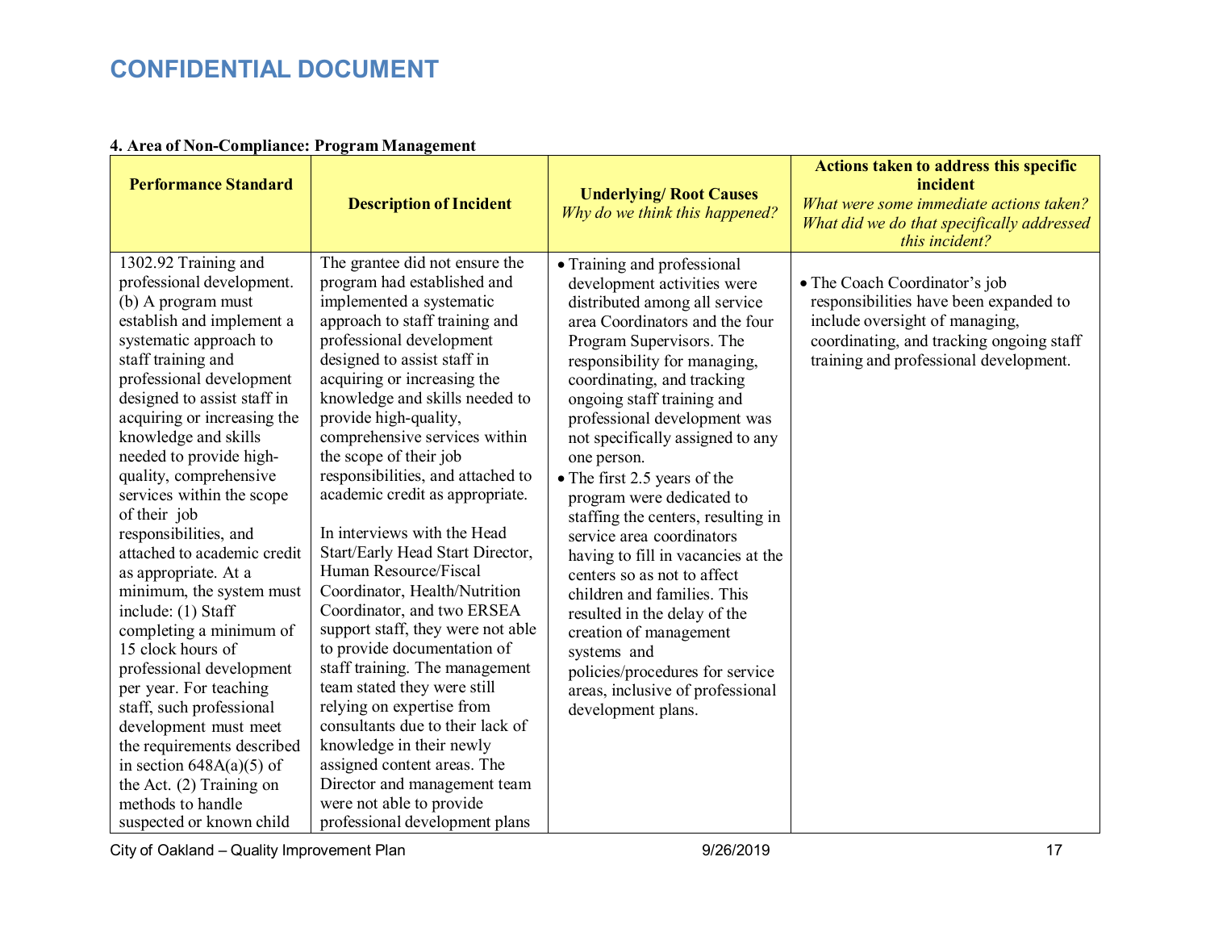# CONFIDENTIAL DOCUMENT

**4. Area of Non-Compliance: Program Management**

| Performance Standard | Description of Incident | Underlying/ Root Causes *Why do we think this happened?* | Actions taken to address this specific incident *What were some immediate actions taken? What did we do that specifically addressed this incident?* |
|---|---|---|---|
| 1302.92 Training and professional development. (b) A program must establish and implement a systematic approach to staff training and professional development designed to assist staff in acquiring or increasing the knowledge and skills needed to provide high-quality, comprehensive services within the scope of their job responsibilities, and attached to academic credit as appropriate. At a minimum, the system must include: (1) Staff completing a minimum of 15 clock hours of professional development per year. For teaching staff, such professional development must meet the requirements described in section 648A(a)(5) of the Act. (2) Training on methods to handle suspected or known child | The grantee did not ensure the program had established and implemented a systematic approach to staff training and professional development designed to assist staff in acquiring or increasing the knowledge and skills needed to provide high-quality, comprehensive services within the scope of their job responsibilities, and attached to academic credit as appropriate.<br><br>In interviews with the Head Start/Early Head Start Director, Human Resource/Fiscal Coordinator, Health/Nutrition Coordinator, and two ERSEA support staff, they were not able to provide documentation of staff training. The management team stated they were still relying on expertise from consultants due to their lack of knowledge in their newly assigned content areas. The Director and management team were not able to provide professional development plans | • Training and professional development activities were distributed among all service area Coordinators and the four Program Supervisors. The responsibility for managing, coordinating, and tracking ongoing staff training and professional development was not specifically assigned to any one person.<br>• The first 2.5 years of the program were dedicated to staffing the centers, resulting in service area coordinators having to fill in vacancies at the centers so as not to affect children and families. This resulted in the delay of the creation of management systems and policies/procedures for service areas, inclusive of professional development plans. | • The Coach Coordinator's job responsibilities have been expanded to include oversight of managing, coordinating, and tracking ongoing staff training and professional development. |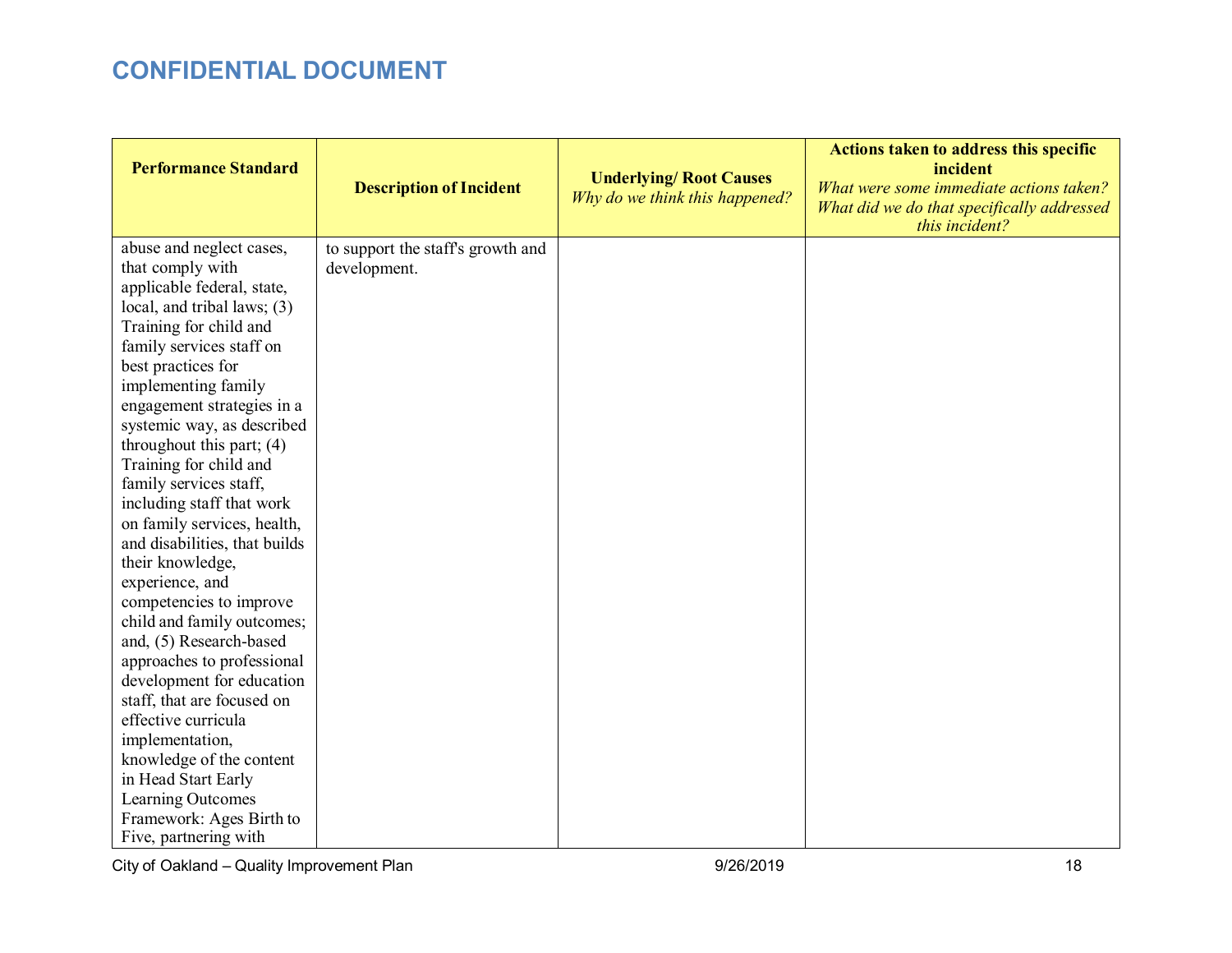## CONFIDENTIAL DOCUMENT

| Performance Standard | Description of Incident | Underlying/ Root Causes *Why do we think this happened?* | Actions taken to address this specific incident *What were some immediate actions taken? What did we do that specifically addressed this incident?* |
|---|---|---|---|
| abuse and neglect cases, that comply with applicable federal, state, local, and tribal laws; (3) Training for child and family services staff on best practices for implementing family engagement strategies in a systemic way, as described throughout this part; (4) Training for child and family services staff, including staff that work on family services, health, and disabilities, that builds their knowledge, experience, and competencies to improve child and family outcomes; and, (5) Research-based approaches to professional development for education staff, that are focused on effective curricula implementation, knowledge of the content in Head Start Early Learning Outcomes Framework: Ages Birth to Five, partnering with | to support the staff's growth and development. | | |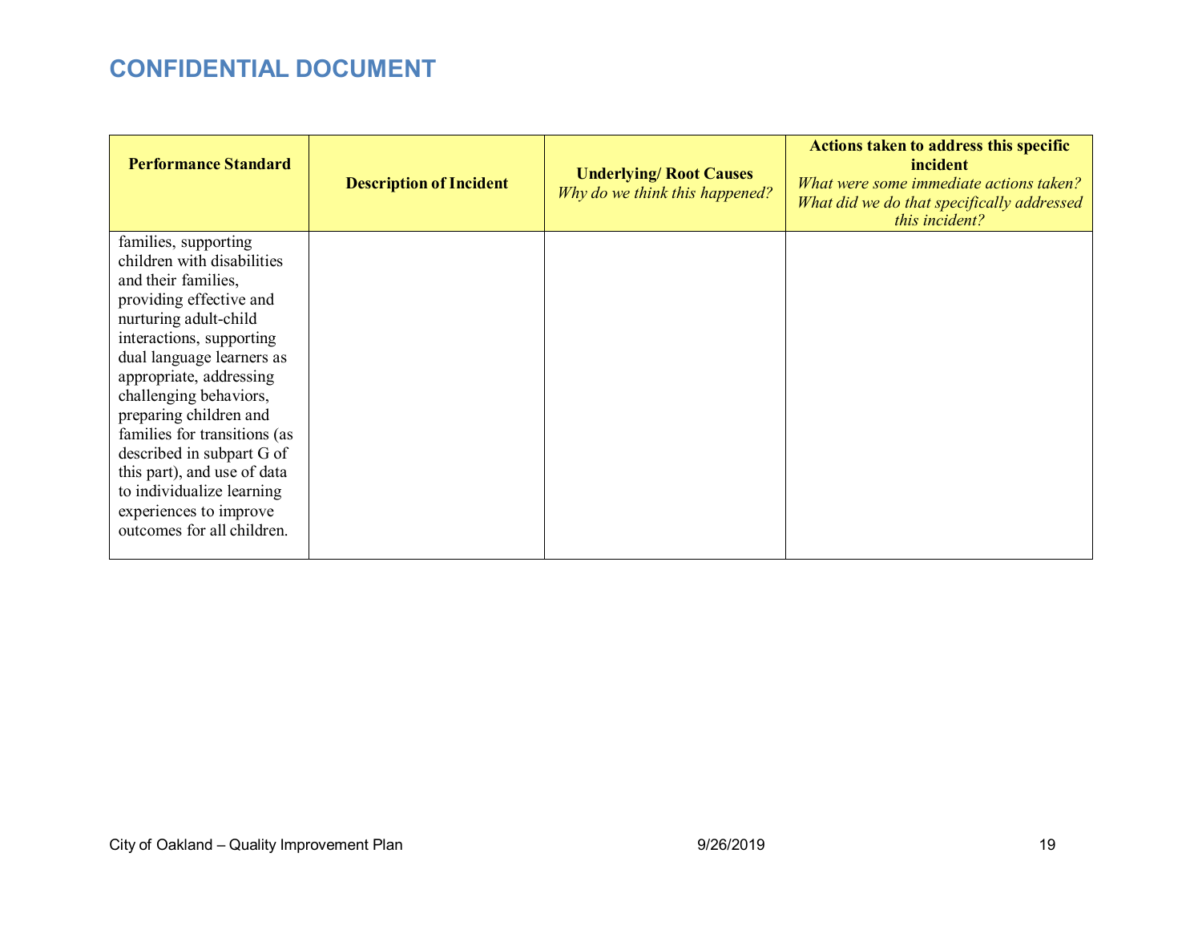# CONFIDENTIAL DOCUMENT

| **Performance Standard** | **Description of Incident** | **Underlying/ Root Causes** *Why do we think this happened?* | **Actions taken to address this specific incident** *What were some immediate actions taken? What did we do that specifically addressed this incident?* |
|---|---|---|---|
| families, supporting children with disabilities and their families, providing effective and nurturing adult-child interactions, supporting dual language learners as appropriate, addressing challenging behaviors, preparing children and families for transitions (as described in subpart G of this part), and use of data to individualize learning experiences to improve outcomes for all children. | | | |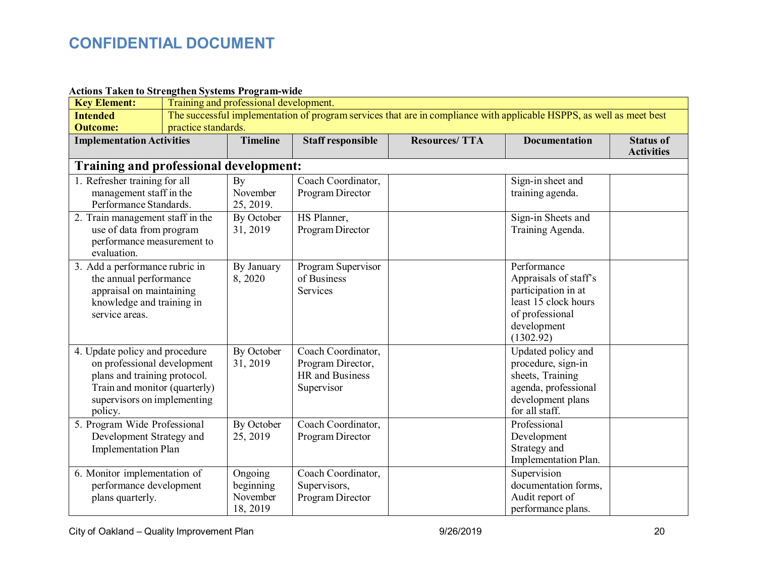# CONFIDENTIAL DOCUMENT

**Actions Taken to Strengthen Systems Program-wide**

| **Key Element:** | Training and professional development. | | | | |
|---|---|---|---|---|---|
| **Intended Outcome:** | The successful implementation of program services that are in compliance with applicable HSPPS, as well as meet best practice standards. | | | | |
| **Implementation Activities** | **Timeline** | **Staff responsible** | **Resources/ TTA** | **Documentation** | **Status of Activities** |
| **Training and professional development:** | | | | | |
| 1. Refresher training for all management staff in the Performance Standards. | By November 25, 2019. | Coach Coordinator, Program Director | | Sign-in sheet and training agenda. | |
| 2. Train management staff in the use of data from program performance measurement to evaluation. | By October 31, 2019 | HS Planner, Program Director | | Sign-in Sheets and Training Agenda. | |
| 3. Add a performance rubric in the annual performance appraisal on maintaining knowledge and training in service areas. | By January 8, 2020 | Program Supervisor of Business Services | | Performance Appraisals of staff's participation in at least 15 clock hours of professional development (1302.92) | |
| 4. Update policy and procedure on professional development plans and training protocol. Train and monitor (quarterly) supervisors on implementing policy. | By October 31, 2019 | Coach Coordinator, Program Director, HR and Business Supervisor | | Updated policy and procedure, sign-in sheets, Training agenda, professional development plans for all staff. | |
| 5. Program Wide Professional Development Strategy and Implementation Plan | By October 25, 2019 | Coach Coordinator, Program Director | | Professional Development Strategy and Implementation Plan. | |
| 6. Monitor implementation of performance development plans quarterly. | Ongoing beginning November 18, 2019 | Coach Coordinator, Supervisors, Program Director | | Supervision documentation forms, Audit report of performance plans. | |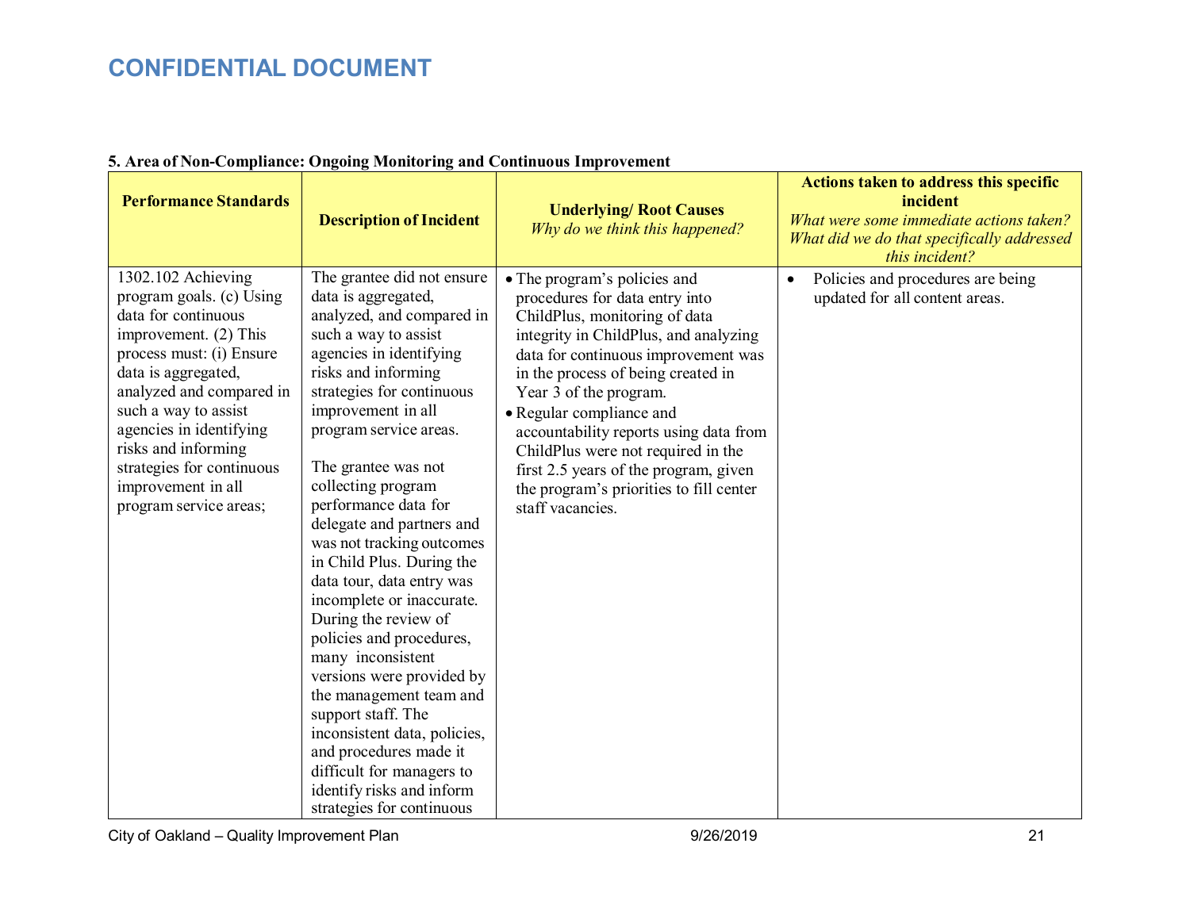# CONFIDENTIAL DOCUMENT

**5. Area of Non-Compliance: Ongoing Monitoring and Continuous Improvement**

| Performance Standards | Description of Incident | Underlying/ Root Causes *Why do we think this happened?* | Actions taken to address this specific incident *What were some immediate actions taken? What did we do that specifically addressed this incident?* |
|---|---|---|---|
| 1302.102 Achieving program goals. (c) Using data for continuous improvement. (2) This process must: (i) Ensure data is aggregated, analyzed and compared in such a way to assist agencies in identifying risks and informing strategies for continuous improvement in all program service areas; | The grantee did not ensure data is aggregated, analyzed, and compared in such a way to assist agencies in identifying risks and informing strategies for continuous improvement in all program service areas.<br><br>The grantee was not collecting program performance data for delegate and partners and was not tracking outcomes in Child Plus. During the data tour, data entry was incomplete or inaccurate. During the review of policies and procedures, many inconsistent versions were provided by the management team and support staff. The inconsistent data, policies, and procedures made it difficult for managers to identify risks and inform strategies for continuous | • The program's policies and procedures for data entry into ChildPlus, monitoring of data integrity in ChildPlus, and analyzing data for continuous improvement was in the process of being created in Year 3 of the program.<br>• Regular compliance and accountability reports using data from ChildPlus were not required in the first 2.5 years of the program, given the program's priorities to fill center staff vacancies. | • Policies and procedures are being updated for all content areas. |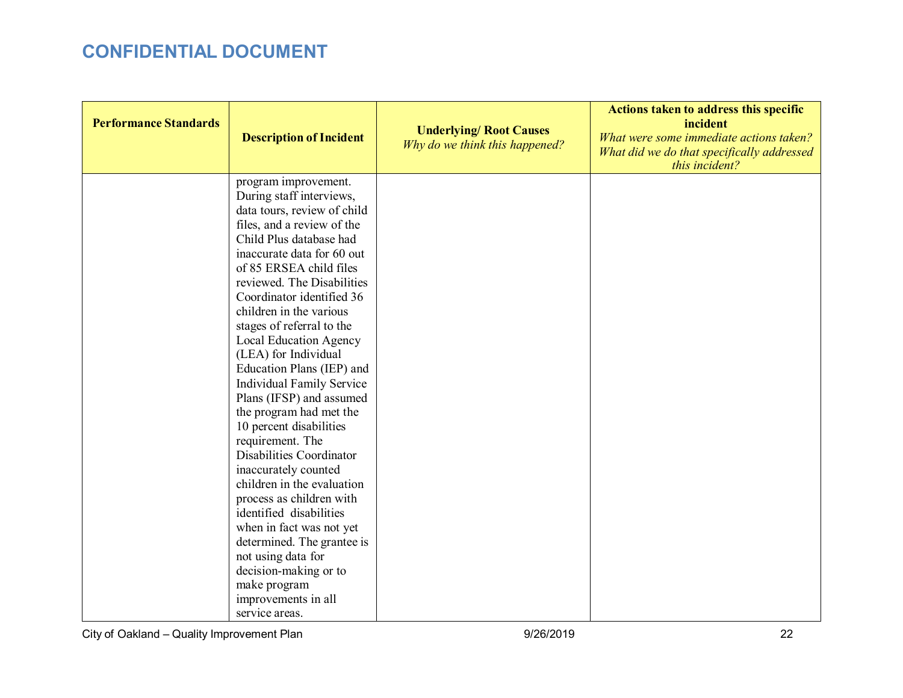# CONFIDENTIAL DOCUMENT

| Performance Standards | Description of Incident | Underlying/ Root Causes *Why do we think this happened?* | Actions taken to address this specific incident *What were some immediate actions taken? What did we do that specifically addressed this incident?* |
|---|---|---|---|
| | program improvement. During staff interviews, data tours, review of child files, and a review of the Child Plus database had inaccurate data for 60 out of 85 ERSEA child files reviewed. The Disabilities Coordinator identified 36 children in the various stages of referral to the Local Education Agency (LEA) for Individual Education Plans (IEP) and Individual Family Service Plans (IFSP) and assumed the program had met the 10 percent disabilities requirement. The Disabilities Coordinator inaccurately counted children in the evaluation process as children with identified disabilities when in fact was not yet determined. The grantee is not using data for decision-making or to make program improvements in all service areas. | | |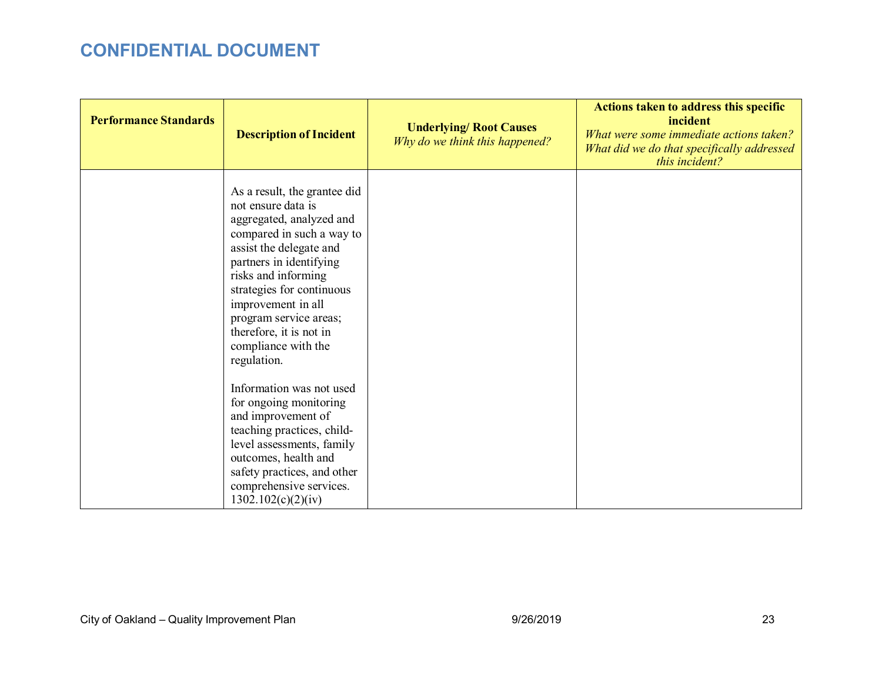## CONFIDENTIAL DOCUMENT

| **Performance Standards** | **Description of Incident** | **Underlying/ Root Causes** *Why do we think this happened?* | **Actions taken to address this specific incident** *What were some immediate actions taken? What did we do that specifically addressed this incident?* |
|---|---|---|---|
| | As a result, the grantee did not ensure data is aggregated, analyzed and compared in such a way to assist the delegate and partners in identifying risks and informing strategies for continuous improvement in all program service areas; therefore, it is not in compliance with the regulation.<br><br>Information was not used for ongoing monitoring and improvement of teaching practices, child-level assessments, family outcomes, health and safety practices, and other comprehensive services. 1302.102(c)(2)(iv) | | |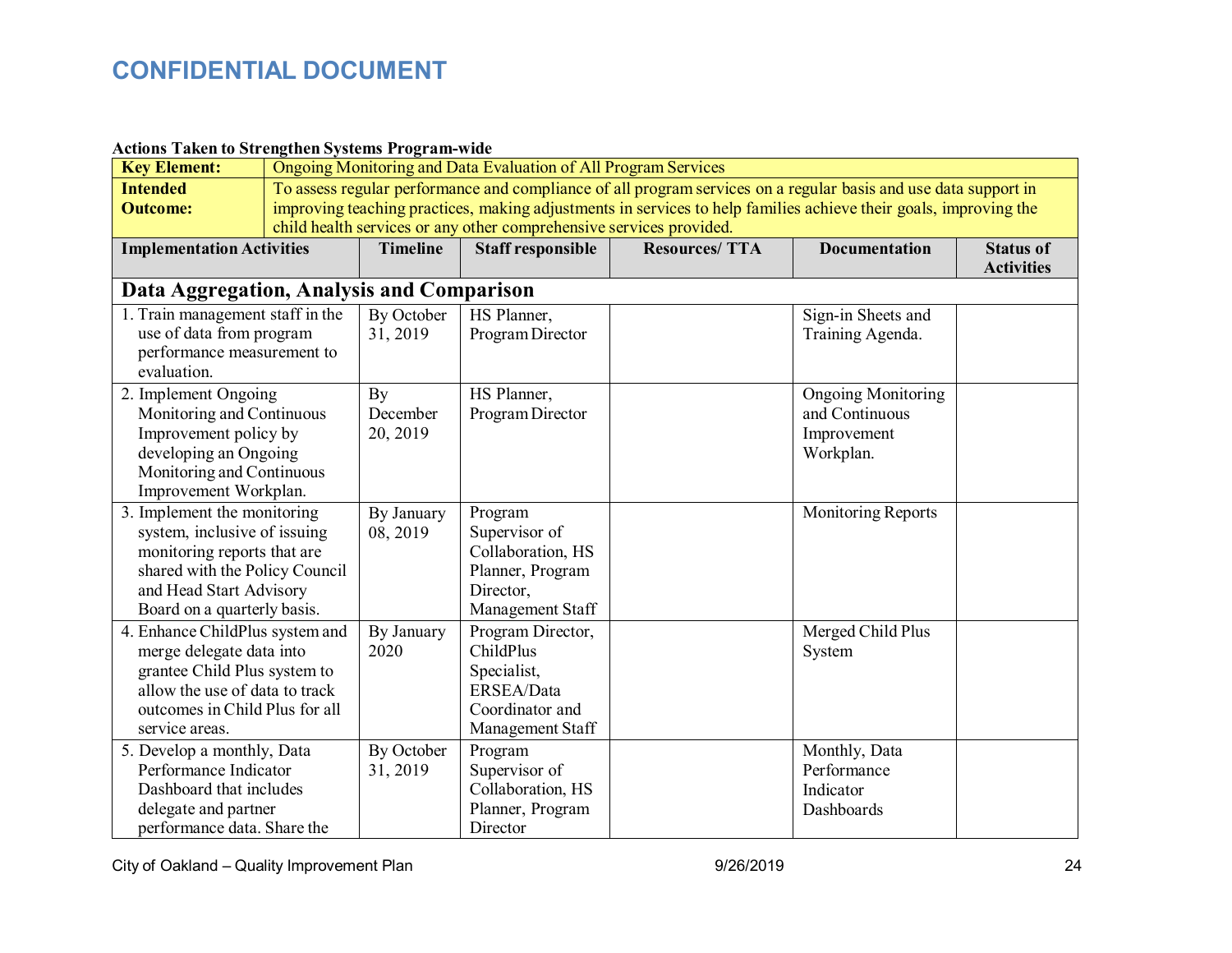# CONFIDENTIAL DOCUMENT

**Actions Taken to Strengthen Systems Program-wide**

| **Key Element:** | Ongoing Monitoring and Data Evaluation of All Program Services | | | | |
|---|---|---|---|---|---|
| **Intended Outcome:** | To assess regular performance and compliance of all program services on a regular basis and use data support in improving teaching practices, making adjustments in services to help families achieve their goals, improving the child health services or any other comprehensive services provided. | | | | |
| **Implementation Activities** | **Timeline** | **Staff responsible** | **Resources/ TTA** | **Documentation** | **Status of Activities** |
| **Data Aggregation, Analysis and Comparison** | | | | | |
| 1. Train management staff in the use of data from program performance measurement to evaluation. | By October 31, 2019 | HS Planner, Program Director | | Sign-in Sheets and Training Agenda. | |
| 2. Implement Ongoing Monitoring and Continuous Improvement policy by developing an Ongoing Monitoring and Continuous Improvement Workplan. | By December 20, 2019 | HS Planner, Program Director | | Ongoing Monitoring and Continuous Improvement Workplan. | |
| 3. Implement the monitoring system, inclusive of issuing monitoring reports that are shared with the Policy Council and Head Start Advisory Board on a quarterly basis. | By January 08, 2019 | Program Supervisor of Collaboration, HS Planner, Program Director, Management Staff | | Monitoring Reports | |
| 4. Enhance ChildPlus system and merge delegate data into grantee Child Plus system to allow the use of data to track outcomes in Child Plus for all service areas. | By January 2020 | Program Director, ChildPlus Specialist, ERSEA/Data Coordinator and Management Staff | | Merged Child Plus System | |
| 5. Develop a monthly, Data Performance Indicator Dashboard that includes delegate and partner performance data. Share the | By October 31, 2019 | Program Supervisor of Collaboration, HS Planner, Program Director | | Monthly, Data Performance Indicator Dashboards | |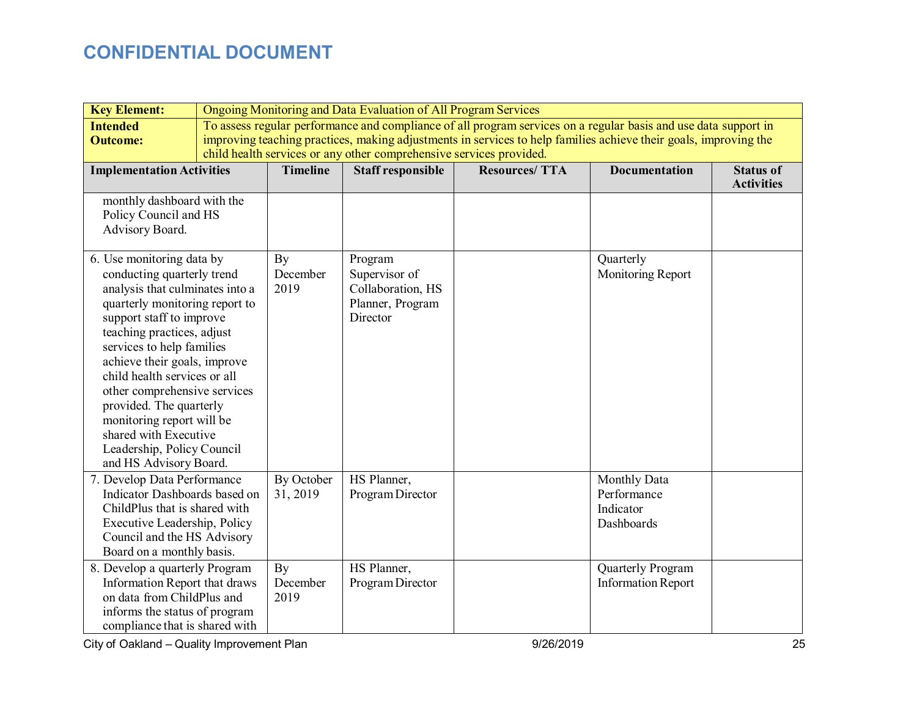# CONFIDENTIAL DOCUMENT

| **Key Element:** | Ongoing Monitoring and Data Evaluation of All Program Services | | | | |
|---|---|---|---|---|---|
| **Intended Outcome:** | To assess regular performance and compliance of all program services on a regular basis and use data support in improving teaching practices, making adjustments in services to help families achieve their goals, improving the child health services or any other comprehensive services provided. | | | | |
| **Implementation Activities** | **Timeline** | **Staff responsible** | **Resources/ TTA** | **Documentation** | **Status of Activities** |
| monthly dashboard with the Policy Council and HS Advisory Board. | | | | | |
| 6. Use monitoring data by conducting quarterly trend analysis that culminates into a quarterly monitoring report to support staff to improve teaching practices, adjust services to help families achieve their goals, improve child health services or all other comprehensive services provided. The quarterly monitoring report will be shared with Executive Leadership, Policy Council and HS Advisory Board. | By December 2019 | Program Supervisor of Collaboration, HS Planner, Program Director | | Quarterly Monitoring Report | |
| 7. Develop Data Performance Indicator Dashboards based on ChildPlus that is shared with Executive Leadership, Policy Council and the HS Advisory Board on a monthly basis. | By October 31, 2019 | HS Planner, Program Director | | Monthly Data Performance Indicator Dashboards | |
| 8. Develop a quarterly Program Information Report that draws on data from ChildPlus and informs the status of program compliance that is shared with | By December 2019 | HS Planner, Program Director | | Quarterly Program Information Report | |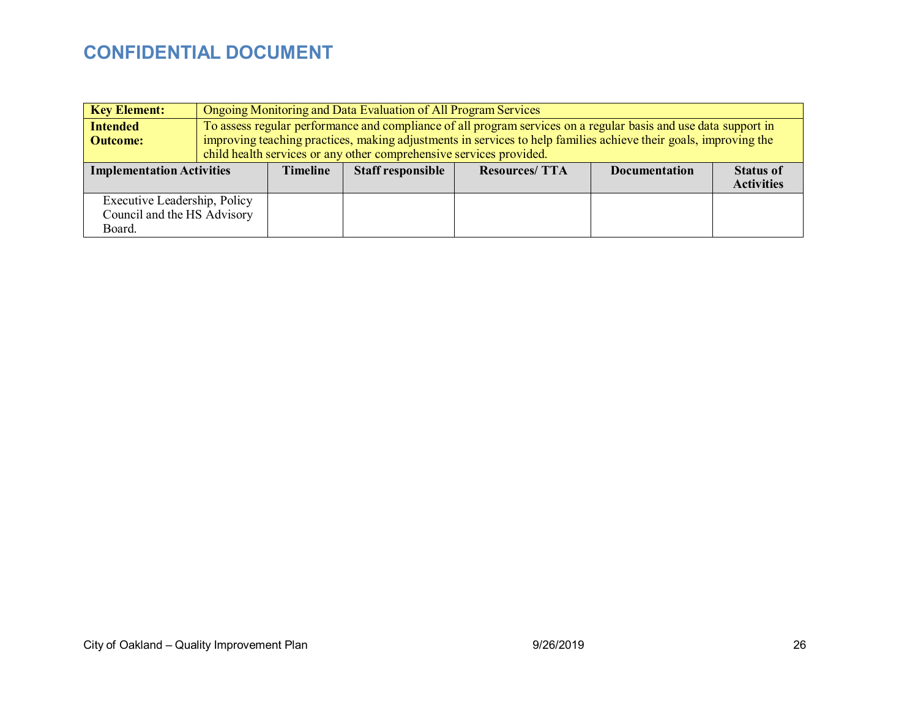## CONFIDENTIAL DOCUMENT

| **Key Element:** | Ongoing Monitoring and Data Evaluation of All Program Services | | | | |
|---|---|---|---|---|---|
| **Intended Outcome:** | To assess regular performance and compliance of all program services on a regular basis and use data support in improving teaching practices, making adjustments in services to help families achieve their goals, improving the child health services or any other comprehensive services provided. | | | | |
| **Implementation Activities** | **Timeline** | **Staff responsible** | **Resources/ TTA** | **Documentation** | **Status of Activities** |
| Executive Leadership, Policy Council and the HS Advisory Board. | | | | | |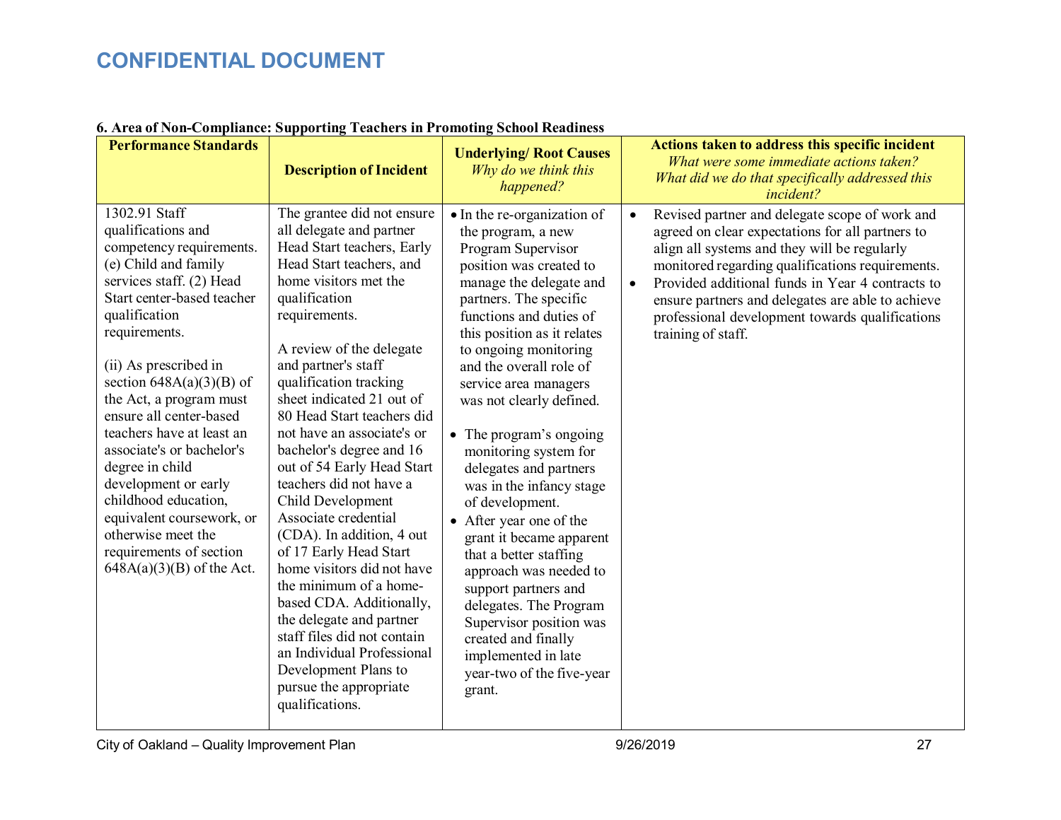**CONFIDENTIAL DOCUMENT**

**6. Area of Non-Compliance: Supporting Teachers in Promoting School Readiness**

| **Performance Standards** | **Description of Incident** | **Underlying/ Root Causes** *Why do we think this happened?* | **Actions taken to address this specific incident** *What were some immediate actions taken? What did we do that specifically addressed this incident?* |
|---|---|---|---|
| 1302.91 Staff qualifications and competency requirements. (e) Child and family services staff. (2) Head Start center-based teacher qualification requirements.<br><br>(ii) As prescribed in section 648A(a)(3)(B) of the Act, a program must ensure all center-based teachers have at least an associate's or bachelor's degree in child development or early childhood education, equivalent coursework, or otherwise meet the requirements of section 648A(a)(3)(B) of the Act. | The grantee did not ensure all delegate and partner Head Start teachers, Early Head Start teachers, and home visitors met the qualification requirements.<br><br>A review of the delegate and partner's staff qualification tracking sheet indicated 21 out of 80 Head Start teachers did not have an associate's or bachelor's degree and 16 out of 54 Early Head Start teachers did not have a Child Development Associate credential (CDA). In addition, 4 out of 17 Early Head Start home visitors did not have the minimum of a home-based CDA. Additionally, the delegate and partner staff files did not contain an Individual Professional Development Plans to pursue the appropriate qualifications. | • In the re-organization of the program, a new Program Supervisor position was created to manage the delegate and partners. The specific functions and duties of this position as it relates to ongoing monitoring and the overall role of service area managers was not clearly defined.<br><br>• The program's ongoing monitoring system for delegates and partners was in the infancy stage of development.<br>• After year one of the grant it became apparent that a better staffing approach was needed to support partners and delegates. The Program Supervisor position was created and finally implemented in late year-two of the five-year grant. | • Revised partner and delegate scope of work and agreed on clear expectations for all partners to align all systems and they will be regularly monitored regarding qualifications requirements.<br>• Provided additional funds in Year 4 contracts to ensure partners and delegates are able to achieve professional development towards qualifications training of staff. |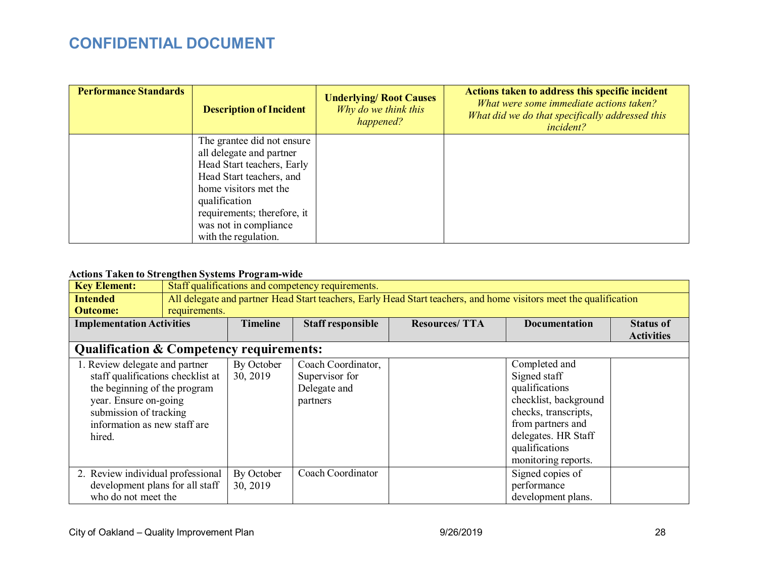# CONFIDENTIAL DOCUMENT

| Performance Standards | Description of Incident | Underlying/ Root Causes *Why do we think this happened?* | Actions taken to address this specific incident *What were some immediate actions taken? What did we do that specifically addressed this incident?* |
|---|---|---|---|
| | The grantee did not ensure all delegate and partner Head Start teachers, Early Head Start teachers, and home visitors met the qualification requirements; therefore, it was not in compliance with the regulation. | | |

**Actions Taken to Strengthen Systems Program-wide**

| **Key Element:** | Staff qualifications and competency requirements. | | | | |
|---|---|---|---|---|---|
| **Intended Outcome:** | All delegate and partner Head Start teachers, Early Head Start teachers, and home visitors meet the qualification requirements. | | | | |
| **Implementation Activities** | **Timeline** | **Staff responsible** | **Resources/ TTA** | **Documentation** | **Status of Activities** |
| **Qualification & Competency requirements:** | | | | | |
| 1. Review delegate and partner staff qualifications checklist at the beginning of the program year. Ensure on-going submission of tracking information as new staff are hired. | By October 30, 2019 | Coach Coordinator, Supervisor for Delegate and partners | | Completed and Signed staff qualifications checklist, background checks, transcripts, from partners and delegates. HR Staff qualifications monitoring reports. | |
| 2. Review individual professional development plans for all staff who do not meet the | By October 30, 2019 | Coach Coordinator | | Signed copies of performance development plans. | |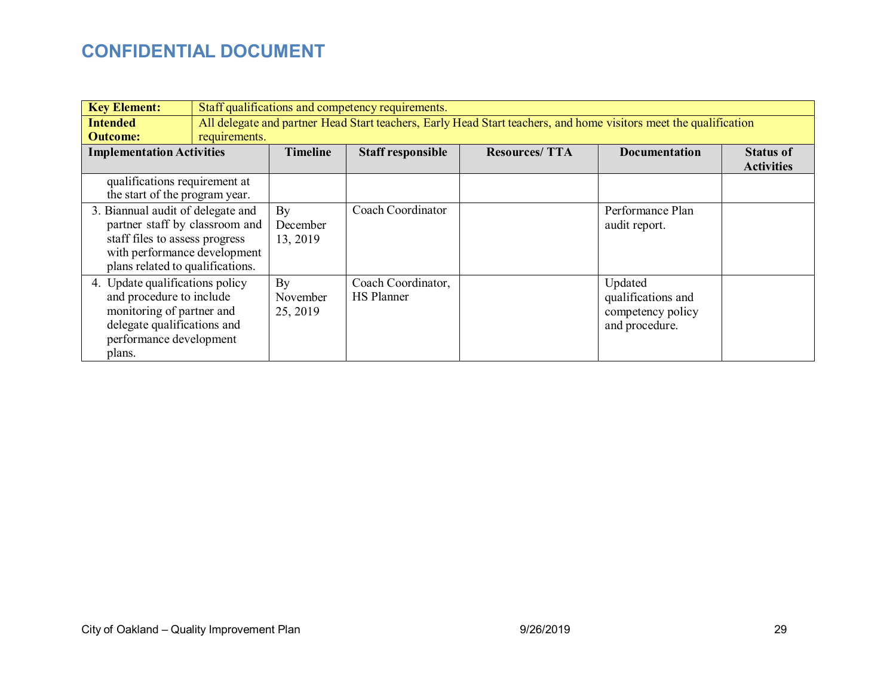## CONFIDENTIAL DOCUMENT

| **Key Element:** | Staff qualifications and competency requirements. | | | | |
|---|---|---|---|---|---|
| **Intended Outcome:** | All delegate and partner Head Start teachers, Early Head Start teachers, and home visitors meet the qualification requirements. | | | | |
| **Implementation Activities** | **Timeline** | **Staff responsible** | **Resources/ TTA** | **Documentation** | **Status of Activities** |
| qualifications requirement at the start of the program year. | | | | | |
| 3. Biannual audit of delegate and partner staff by classroom and staff files to assess progress with performance development plans related to qualifications. | By December 13, 2019 | Coach Coordinator | | Performance Plan audit report. | |
| 4. Update qualifications policy and procedure to include monitoring of partner and delegate qualifications and performance development plans. | By November 25, 2019 | Coach Coordinator, HS Planner | | Updated qualifications and competency policy and procedure. | |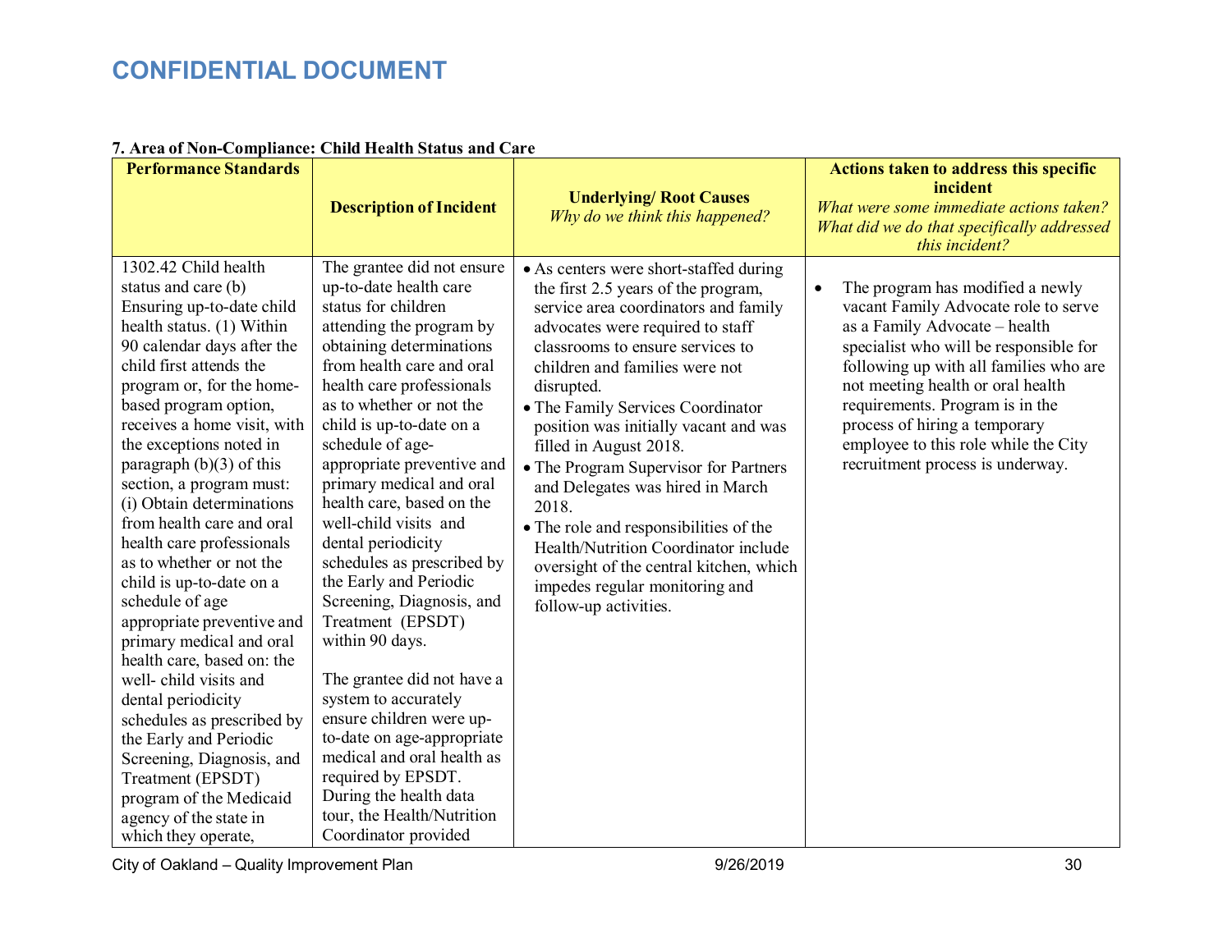# CONFIDENTIAL DOCUMENT

**7. Area of Non-Compliance: Child Health Status and Care**

| Performance Standards | Description of Incident | Underlying/ Root Causes *Why do we think this happened?* | Actions taken to address this specific incident *What were some immediate actions taken? What did we do that specifically addressed this incident?* |
|---|---|---|---|
| 1302.42 Child health status and care (b) Ensuring up-to-date child health status. (1) Within 90 calendar days after the child first attends the program or, for the home-based program option, receives a home visit, with the exceptions noted in paragraph (b)(3) of this section, a program must: (i) Obtain determinations from health care and oral health care professionals as to whether or not the child is up-to-date on a schedule of age appropriate preventive and primary medical and oral health care, based on: the well- child visits and dental periodicity schedules as prescribed by the Early and Periodic Screening, Diagnosis, and Treatment (EPSDT) program of the Medicaid agency of the state in which they operate, | The grantee did not ensure up-to-date health care status for children attending the program by obtaining determinations from health care and oral health care professionals as to whether or not the child is up-to-date on a schedule of age-appropriate preventive and primary medical and oral health care, based on the well-child visits and dental periodicity schedules as prescribed by the Early and Periodic Screening, Diagnosis, and Treatment (EPSDT) within 90 days.<br><br>The grantee did not have a system to accurately ensure children were up-to-date on age-appropriate medical and oral health as required by EPSDT. During the health data tour, the Health/Nutrition Coordinator provided | • As centers were short-staffed during the first 2.5 years of the program, service area coordinators and family advocates were required to staff classrooms to ensure services to children and families were not disrupted.<br>• The Family Services Coordinator position was initially vacant and was filled in August 2018.<br>• The Program Supervisor for Partners and Delegates was hired in March 2018.<br>• The role and responsibilities of the Health/Nutrition Coordinator include oversight of the central kitchen, which impedes regular monitoring and follow-up activities. | • The program has modified a newly vacant Family Advocate role to serve as a Family Advocate – health specialist who will be responsible for following up with all families who are not meeting health or oral health requirements. Program is in the process of hiring a temporary employee to this role while the City recruitment process is underway. |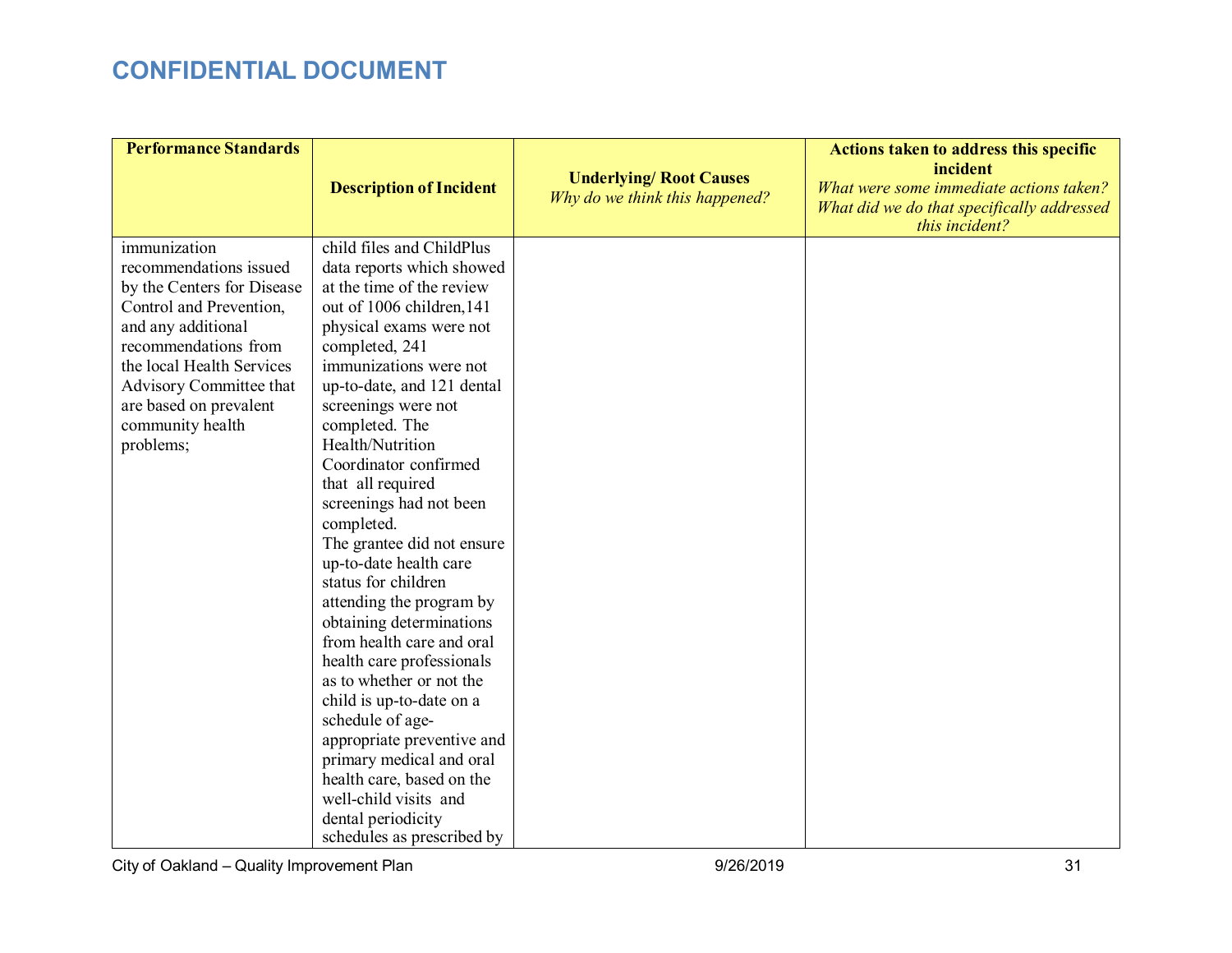# CONFIDENTIAL DOCUMENT

| Performance Standards | Description of Incident | Underlying/ Root Causes *Why do we think this happened?* | Actions taken to address this specific incident *What were some immediate actions taken? What did we do that specifically addressed this incident?* |
|---|---|---|---|
| immunization recommendations issued by the Centers for Disease Control and Prevention, and any additional recommendations from the local Health Services Advisory Committee that are based on prevalent community health problems; | child files and ChildPlus data reports which showed at the time of the review out of 1006 children,141 physical exams were not completed, 241 immunizations were not up-to-date, and 121 dental screenings were not completed. The Health/Nutrition Coordinator confirmed that all required screenings had not been completed. The grantee did not ensure up-to-date health care status for children attending the program by obtaining determinations from health care and oral health care professionals as to whether or not the child is up-to-date on a schedule of age-appropriate preventive and primary medical and oral health care, based on the well-child visits and dental periodicity schedules as prescribed by | | |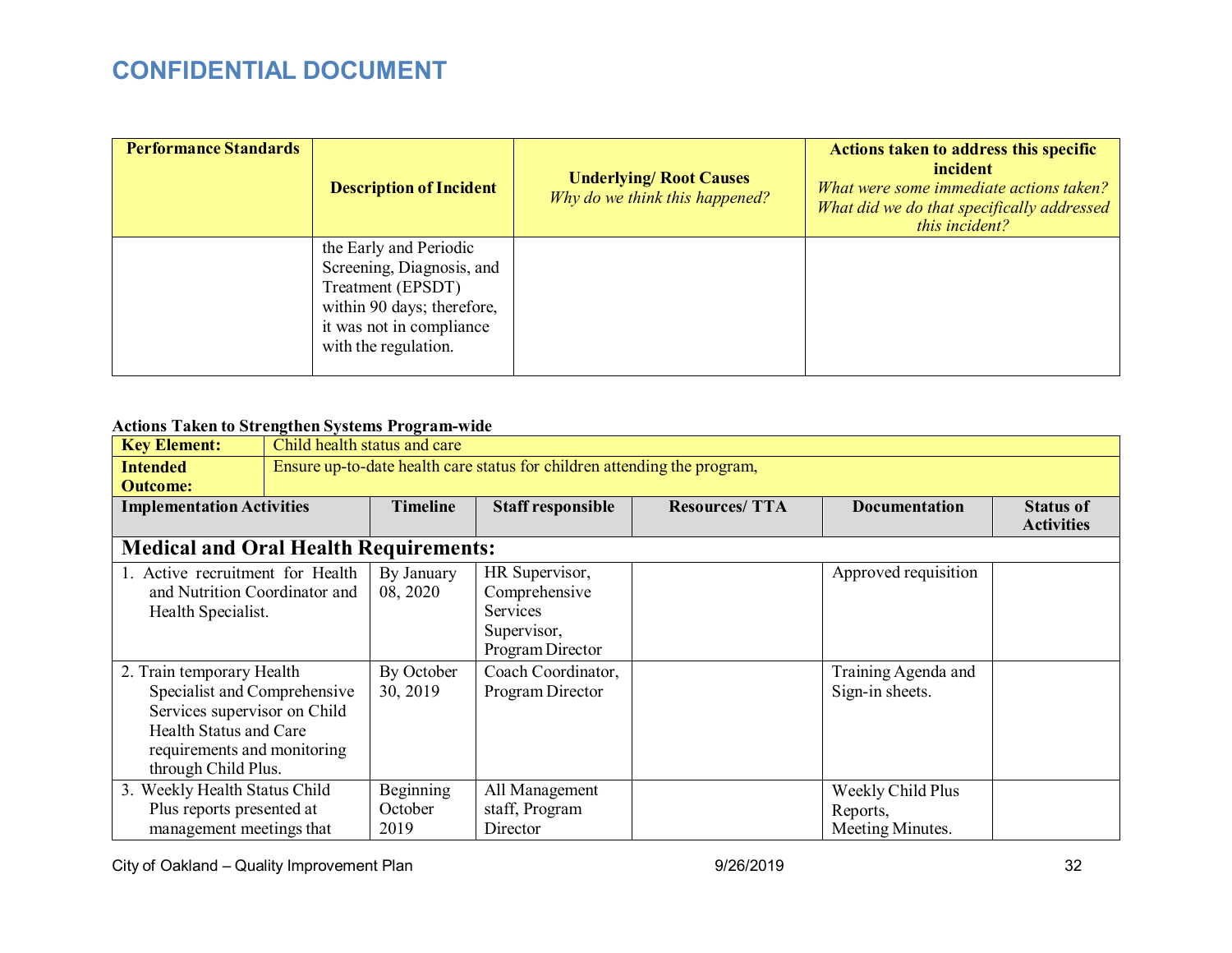# CONFIDENTIAL DOCUMENT

| Performance Standards | Description of Incident | Underlying/ Root Causes *Why do we think this happened?* | Actions taken to address this specific incident *What were some immediate actions taken? What did we do that specifically addressed this incident?* |
|---|---|---|---|
| | the Early and Periodic Screening, Diagnosis, and Treatment (EPSDT) within 90 days; therefore, it was not in compliance with the regulation. | | |

**Actions Taken to Strengthen Systems Program-wide**

| **Key Element:** | Child health status and care | | | | |
|---|---|---|---|---|---|
| **Intended Outcome:** | Ensure up-to-date health care status for children attending the program, | | | | |
| **Implementation Activities** | **Timeline** | **Staff responsible** | **Resources/ TTA** | **Documentation** | **Status of Activities** |
| **Medical and Oral Health Requirements:** | | | | | |
| 1. Active recruitment for Health and Nutrition Coordinator and Health Specialist. | By January 08, 2020 | HR Supervisor, Comprehensive Services Supervisor, Program Director | | Approved requisition | |
| 2. Train temporary Health Specialist and Comprehensive Services supervisor on Child Health Status and Care requirements and monitoring through Child Plus. | By October 30, 2019 | Coach Coordinator, Program Director | | Training Agenda and Sign-in sheets. | |
| 3. Weekly Health Status Child Plus reports presented at management meetings that | Beginning October 2019 | All Management staff, Program Director | | Weekly Child Plus Reports, Meeting Minutes. | |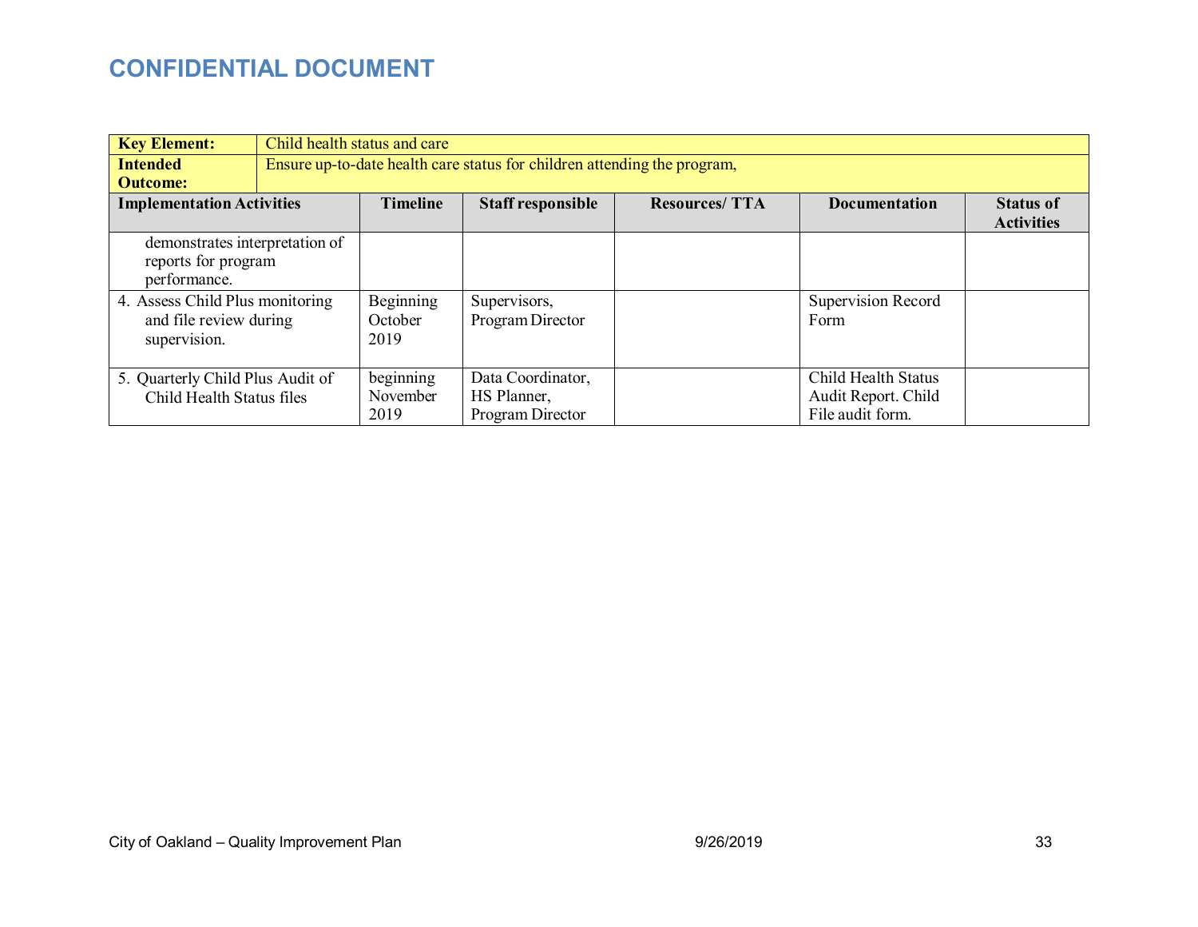## CONFIDENTIAL DOCUMENT

| **Key Element:** | Child health status and care | | | | |
|---|---|---|---|---|---|
| **Intended Outcome:** | Ensure up-to-date health care status for children attending the program, | | | | |
| **Implementation Activities** | **Timeline** | **Staff responsible** | **Resources/ TTA** | **Documentation** | **Status of Activities** |
| demonstrates interpretation of reports for program performance. | | | | | |
| 4. Assess Child Plus monitoring and file review during supervision. | Beginning October 2019 | Supervisors, Program Director | | Supervision Record Form | |
| 5. Quarterly Child Plus Audit of Child Health Status files | beginning November 2019 | Data Coordinator, HS Planner, Program Director | | Child Health Status Audit Report. Child File audit form. | |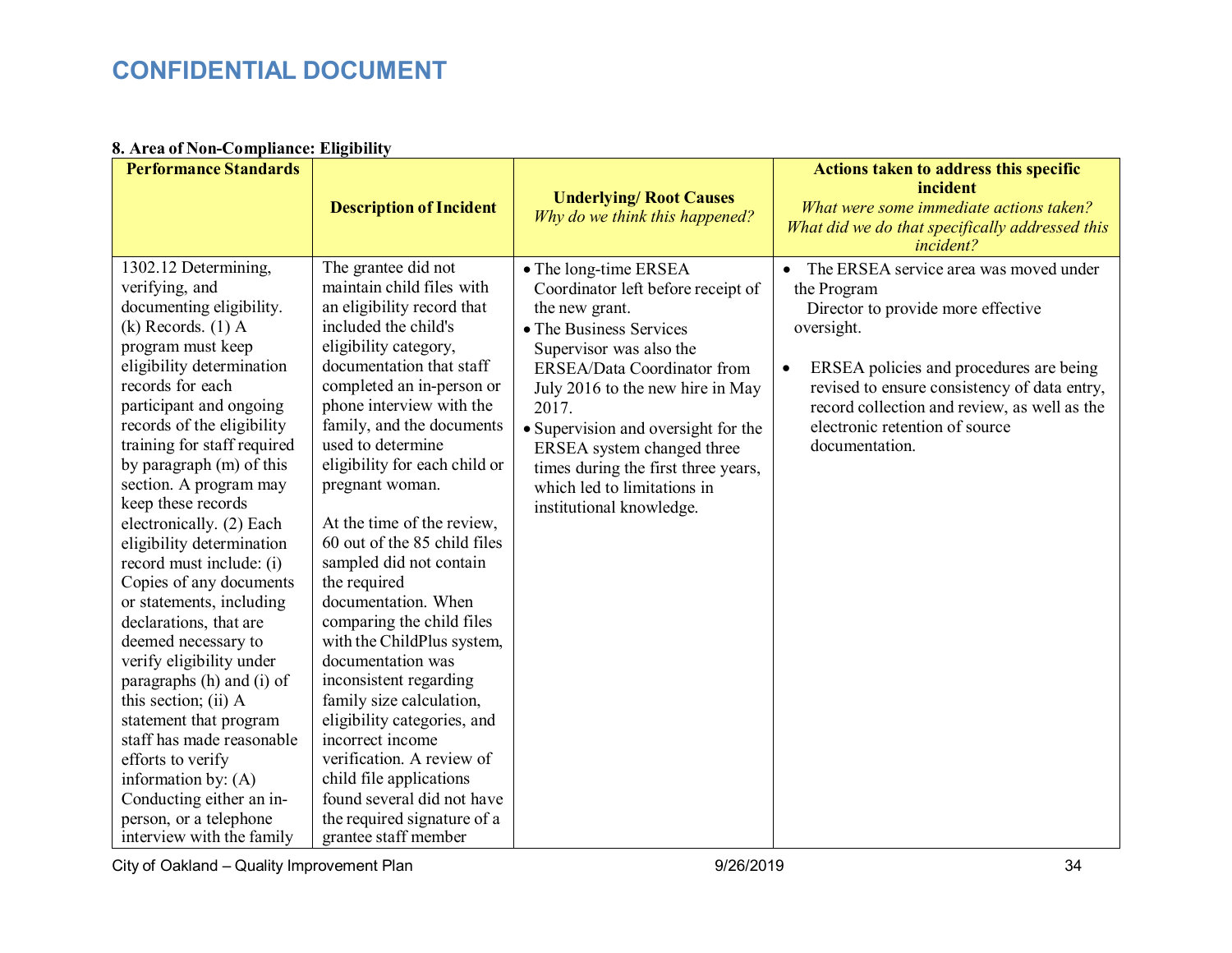# CONFIDENTIAL DOCUMENT

**8. Area of Non-Compliance: Eligibility**

| Performance Standards | Description of Incident | Underlying/ Root Causes<br>*Why do we think this happened?* | Actions taken to address this specific incident<br>*What were some immediate actions taken? What did we do that specifically addressed this incident?* |
|---|---|---|---|
| 1302.12 Determining, verifying, and documenting eligibility. (k) Records. (1) A program must keep eligibility determination records for each participant and ongoing records of the eligibility training for staff required by paragraph (m) of this section. A program may keep these records electronically. (2) Each eligibility determination record must include: (i) Copies of any documents or statements, including declarations, that are deemed necessary to verify eligibility under paragraphs (h) and (i) of this section; (ii) A statement that program staff has made reasonable efforts to verify information by: (A) Conducting either an in-person, or a telephone interview with the family | The grantee did not maintain child files with an eligibility record that included the child's eligibility category, documentation that staff completed an in-person or phone interview with the family, and the documents used to determine eligibility for each child or pregnant woman.<br><br>At the time of the review, 60 out of the 85 child files sampled did not contain the required documentation. When comparing the child files with the ChildPlus system, documentation was inconsistent regarding family size calculation, eligibility categories, and incorrect income verification. A review of child file applications found several did not have the required signature of a grantee staff member | • The long-time ERSEA Coordinator left before receipt of the new grant.<br>• The Business Services Supervisor was also the ERSEA/Data Coordinator from July 2016 to the new hire in May 2017.<br>• Supervision and oversight for the ERSEA system changed three times during the first three years, which led to limitations in institutional knowledge. | • The ERSEA service area was moved under the Program Director to provide more effective oversight.<br>• ERSEA policies and procedures are being revised to ensure consistency of data entry, record collection and review, as well as the electronic retention of source documentation. |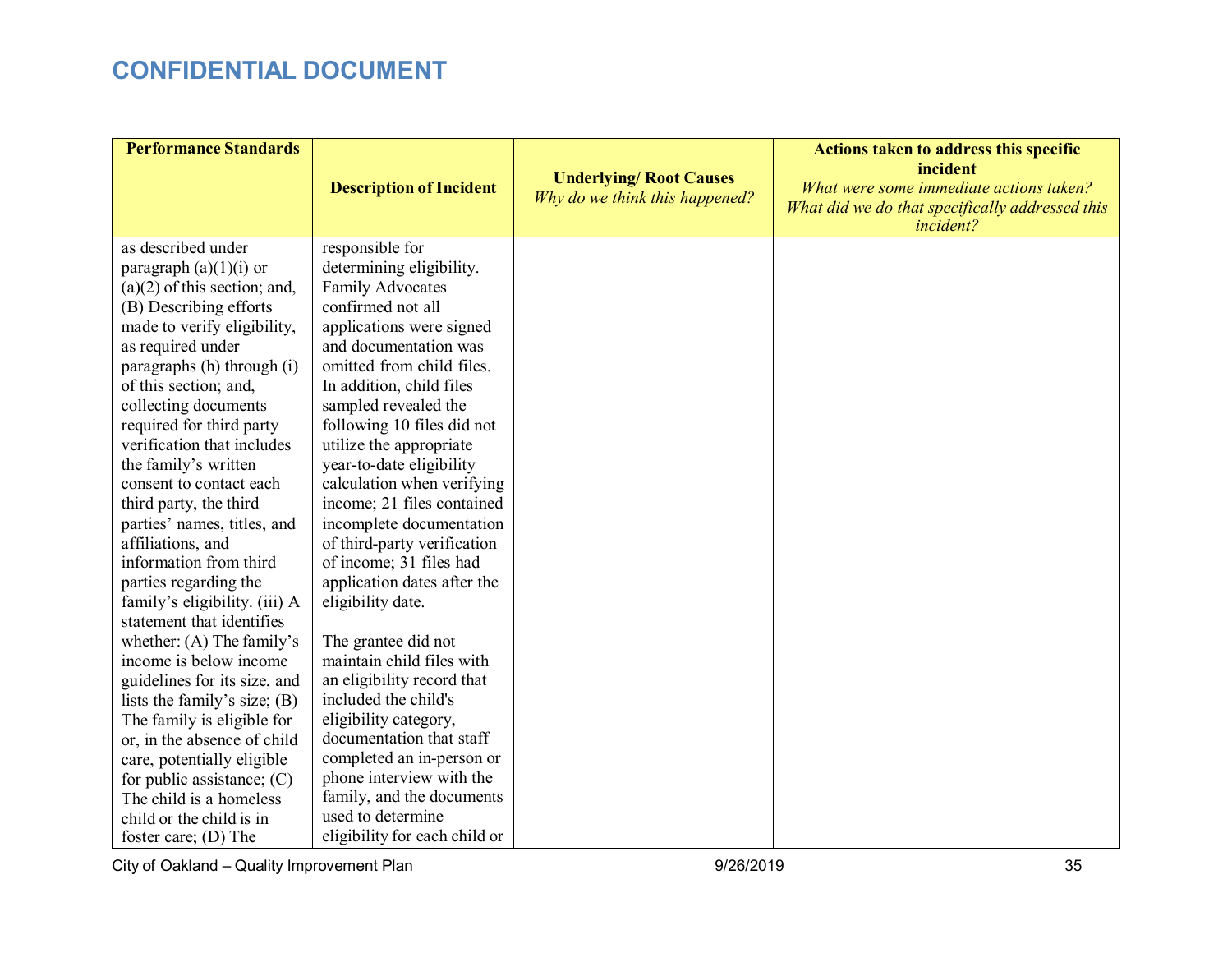## CONFIDENTIAL DOCUMENT

| Performance Standards | Description of Incident | Underlying/ Root Causes *Why do we think this happened?* | Actions taken to address this specific incident *What were some immediate actions taken? What did we do that specifically addressed this incident?* |
|---|---|---|---|
| as described under paragraph (a)(1)(i) or (a)(2) of this section; and, (B) Describing efforts made to verify eligibility, as required under paragraphs (h) through (i) of this section; and, collecting documents required for third party verification that includes the family's written consent to contact each third party, the third parties' names, titles, and affiliations, and information from third parties regarding the family's eligibility. (iii) A statement that identifies whether: (A) The family's income is below income guidelines for its size, and lists the family's size; (B) The family is eligible for or, in the absence of child care, potentially eligible for public assistance; (C) The child is a homeless child or the child is in foster care; (D) The | responsible for determining eligibility. Family Advocates confirmed not all applications were signed and documentation was omitted from child files. In addition, child files sampled revealed the following 10 files did not utilize the appropriate year-to-date eligibility calculation when verifying income; 21 files contained incomplete documentation of third-party verification of income; 31 files had application dates after the eligibility date.<br><br>The grantee did not maintain child files with an eligibility record that included the child's eligibility category, documentation that staff completed an in-person or phone interview with the family, and the documents used to determine eligibility for each child or | | |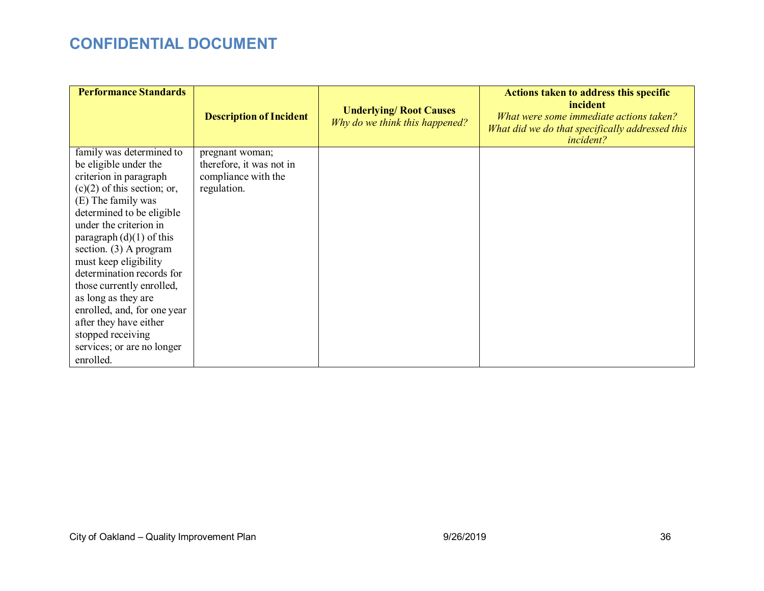## CONFIDENTIAL DOCUMENT

| Performance Standards | Description of Incident | Underlying/ Root Causes *Why do we think this happened?* | Actions taken to address this specific incident *What were some immediate actions taken? What did we do that specifically addressed this incident?* |
|---|---|---|---|
| family was determined to be eligible under the criterion in paragraph (c)(2) of this section; or, (E) The family was determined to be eligible under the criterion in paragraph (d)(1) of this section. (3) A program must keep eligibility determination records for those currently enrolled, as long as they are enrolled, and, for one year after they have either stopped receiving services; or are no longer enrolled. | pregnant woman; therefore, it was not in compliance with the regulation. | | |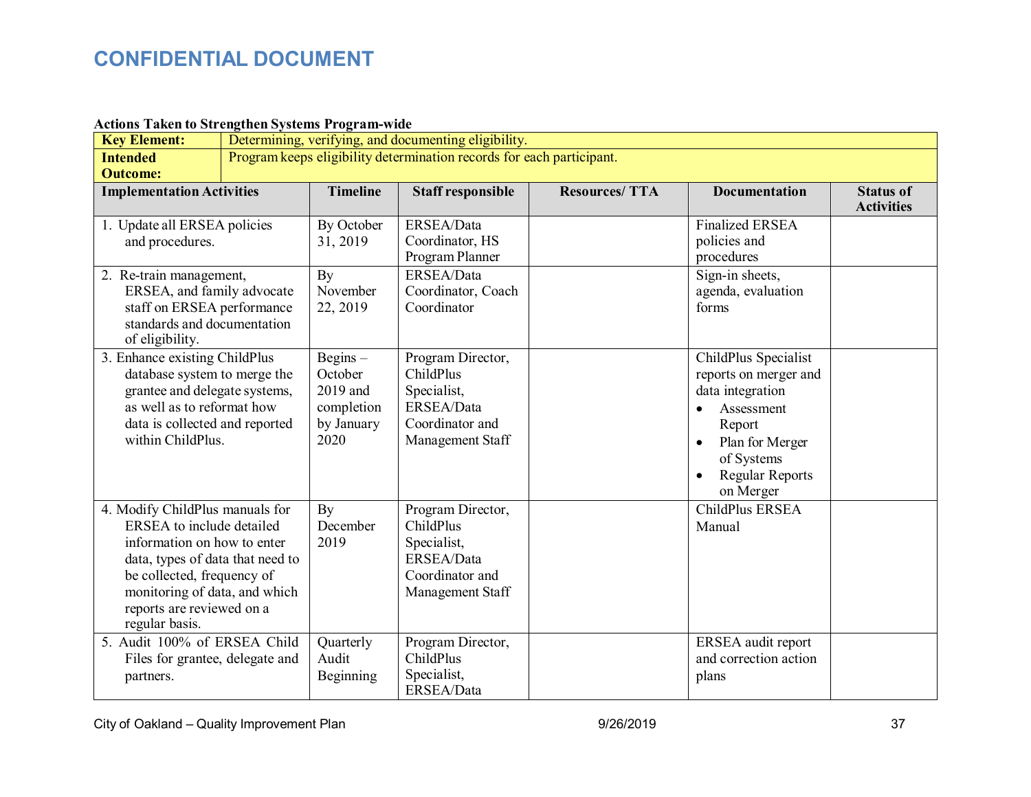# CONFIDENTIAL DOCUMENT

**Actions Taken to Strengthen Systems Program-wide**

| **Key Element:** | Determining, verifying, and documenting eligibility. | | | | |
|---|---|---|---|---|---|
| **Intended Outcome:** | Program keeps eligibility determination records for each participant. | | | | |
| **Implementation Activities** | **Timeline** | **Staff responsible** | **Resources/ TTA** | **Documentation** | **Status of Activities** |
| 1. Update all ERSEA policies and procedures. | By October 31, 2019 | ERSEA/Data Coordinator, HS Program Planner | | Finalized ERSEA policies and procedures | |
| 2. Re-train management, ERSEA, and family advocate staff on ERSEA performance standards and documentation of eligibility. | By November 22, 2019 | ERSEA/Data Coordinator, Coach Coordinator | | Sign-in sheets, agenda, evaluation forms | |
| 3. Enhance existing ChildPlus database system to merge the grantee and delegate systems, as well as to reformat how data is collected and reported within ChildPlus. | Begins – October 2019 and completion by January 2020 | Program Director, ChildPlus Specialist, ERSEA/Data Coordinator and Management Staff | | ChildPlus Specialist reports on merger and data integration<br>• Assessment Report<br>• Plan for Merger of Systems<br>• Regular Reports on Merger | |
| 4. Modify ChildPlus manuals for ERSEA to include detailed information on how to enter data, types of data that need to be collected, frequency of monitoring of data, and which reports are reviewed on a regular basis. | By December 2019 | Program Director, ChildPlus Specialist, ERSEA/Data Coordinator and Management Staff | | ChildPlus ERSEA Manual | |
| 5. Audit 100% of ERSEA Child Files for grantee, delegate and partners. | Quarterly Audit Beginning | Program Director, ChildPlus Specialist, ERSEA/Data | | ERSEA audit report and correction action plans | |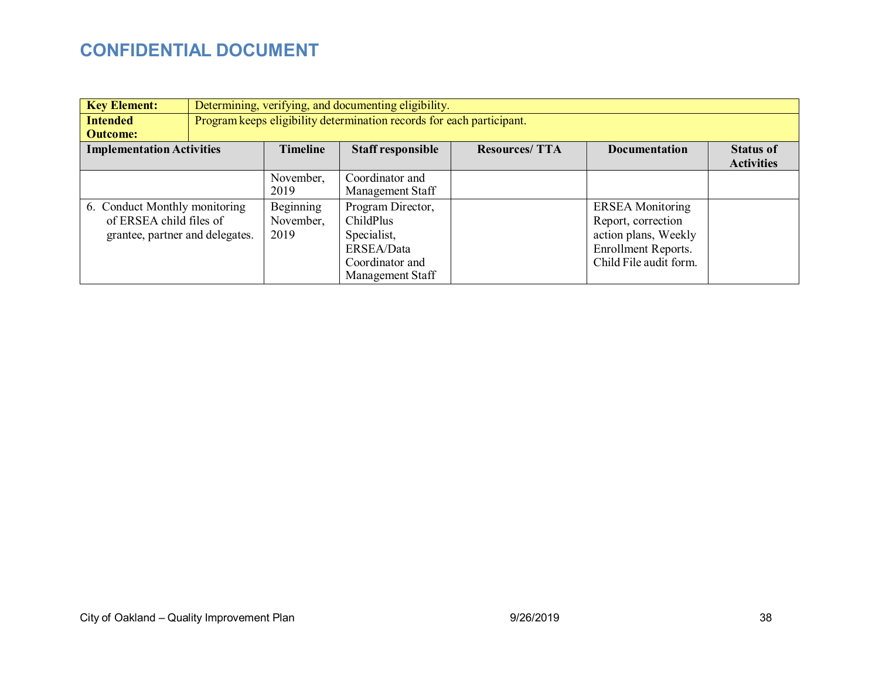## CONFIDENTIAL DOCUMENT

| **Key Element:** | Determining, verifying, and documenting eligibility. | | | | | |
|---|---|---|---|---|---|---|
| **Intended Outcome:** | Program keeps eligibility determination records for each participant. | | | | | |
| **Implementation Activities** | **Timeline** | **Staff responsible** | **Resources/ TTA** | **Documentation** | **Status of Activities** | |
| | November, 2019 | Coordinator and Management Staff | | | | |
| 6. Conduct Monthly monitoring of ERSEA child files of grantee, partner and delegates. | Beginning November, 2019 | Program Director, ChildPlus Specialist, ERSEA/Data Coordinator and Management Staff | | ERSEA Monitoring Report, correction action plans, Weekly Enrollment Reports. Child File audit form. | | |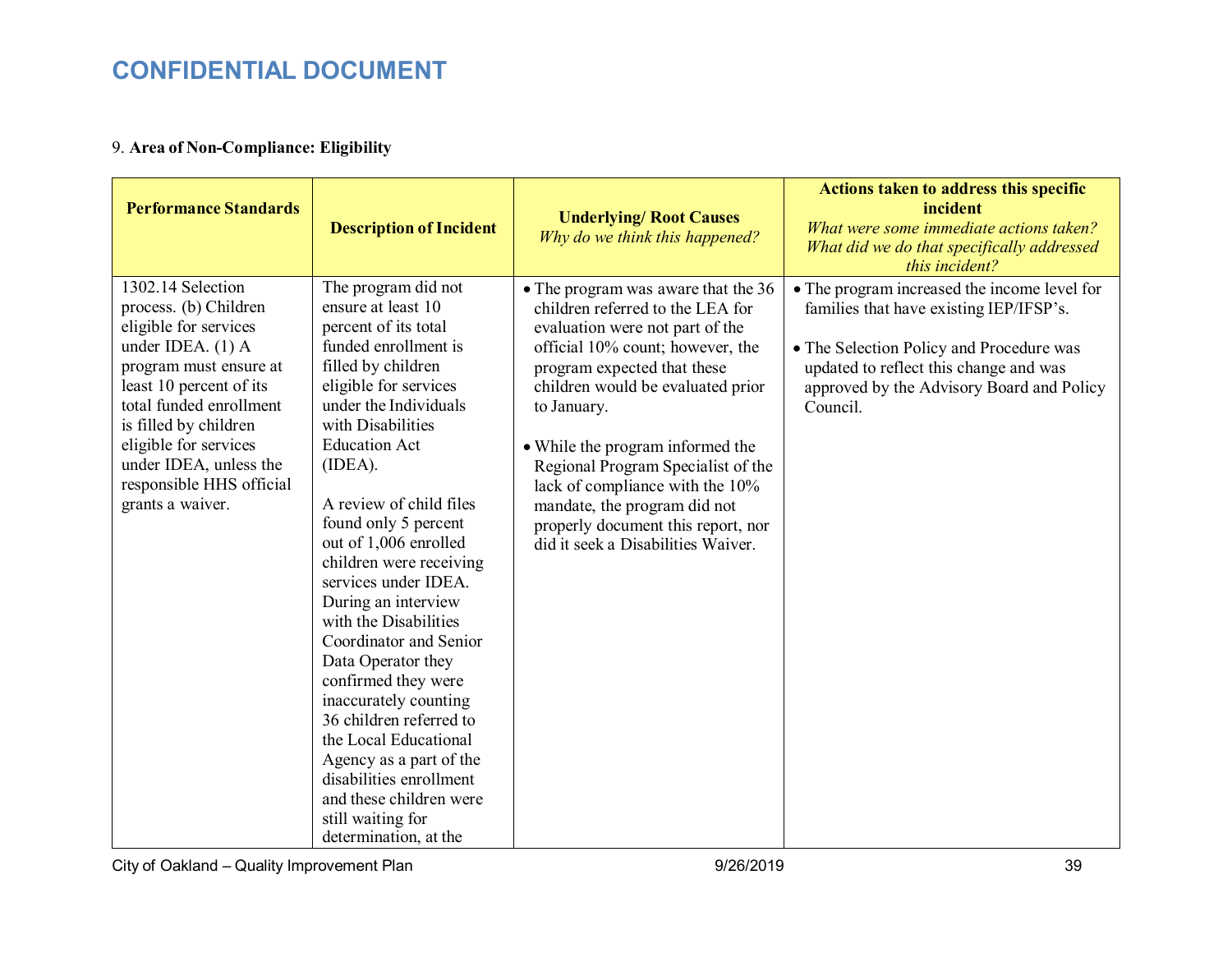# CONFIDENTIAL DOCUMENT

9. **Area of Non-Compliance: Eligibility**

| **Performance Standards** | **Description of Incident** | **Underlying/ Root Causes** *Why do we think this happened?* | **Actions taken to address this specific incident** *What were some immediate actions taken? What did we do that specifically addressed this incident?* |
|---|---|---|---|
| 1302.14 Selection process. (b) Children eligible for services under IDEA. (1) A program must ensure at least 10 percent of its total funded enrollment is filled by children eligible for services under IDEA, unless the responsible HHS official grants a waiver. | The program did not ensure at least 10 percent of its total funded enrollment is filled by children eligible for services under the Individuals with Disabilities Education Act (IDEA).<br><br>A review of child files found only 5 percent out of 1,006 enrolled children were receiving services under IDEA. During an interview with the Disabilities Coordinator and Senior Data Operator they confirmed they were inaccurately counting 36 children referred to the Local Educational Agency as a part of the disabilities enrollment and these children were still waiting for determination, at the | • The program was aware that the 36 children referred to the LEA for evaluation were not part of the official 10% count; however, the program expected that these children would be evaluated prior to January.<br><br>• While the program informed the Regional Program Specialist of the lack of compliance with the 10% mandate, the program did not properly document this report, nor did it seek a Disabilities Waiver. | • The program increased the income level for families that have existing IEP/IFSP's.<br><br>• The Selection Policy and Procedure was updated to reflect this change and was approved by the Advisory Board and Policy Council. |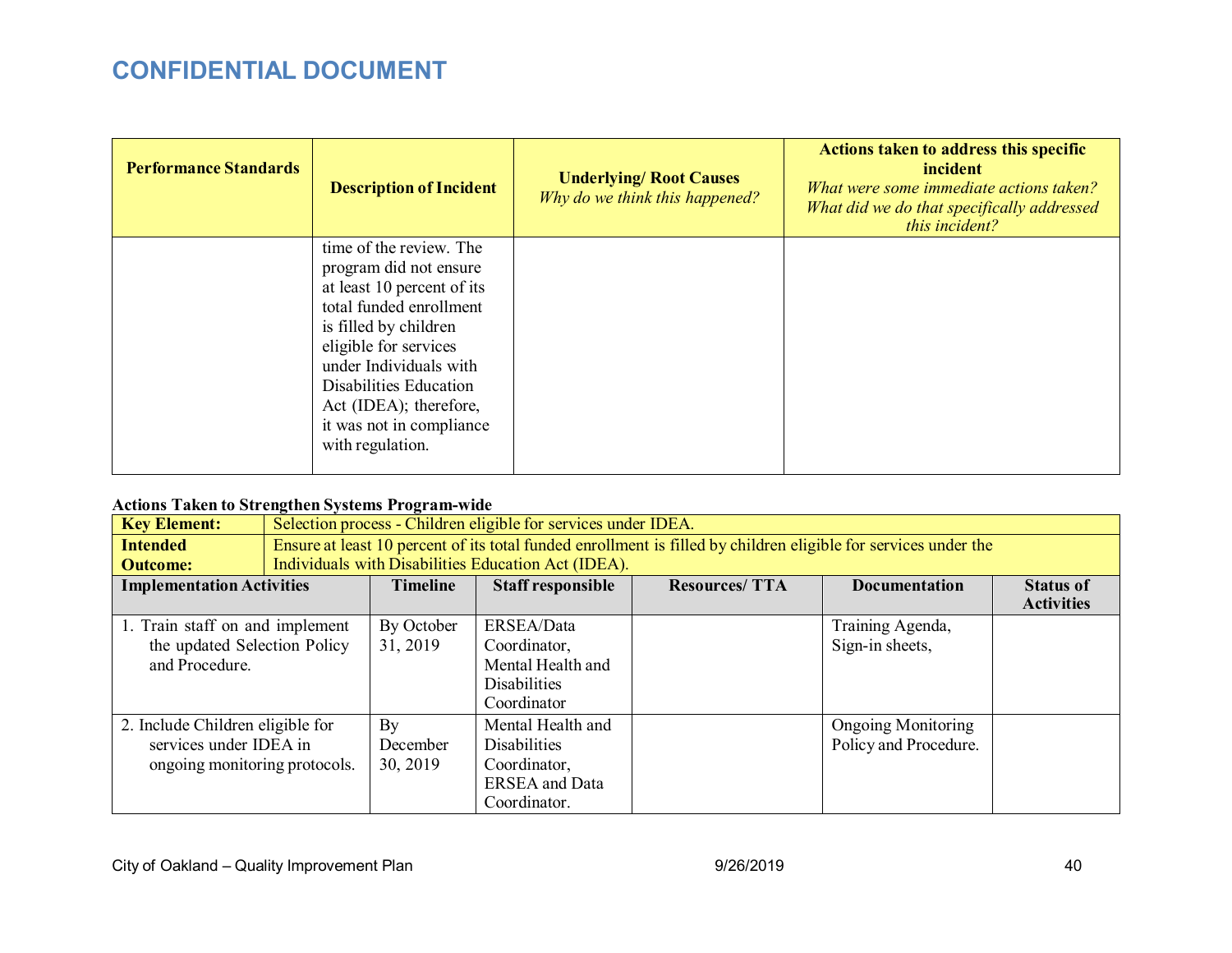# CONFIDENTIAL DOCUMENT

| Performance Standards | Description of Incident | Underlying/ Root Causes<br>*Why do we think this happened?* | Actions taken to address this specific incident<br>*What were some immediate actions taken? What did we do that specifically addressed this incident?* |
|---|---|---|---|
| | time of the review. The program did not ensure at least 10 percent of its total funded enrollment is filled by children eligible for services under Individuals with Disabilities Education Act (IDEA); therefore, it was not in compliance with regulation. | | |

**Actions Taken to Strengthen Systems Program-wide**

| **Key Element:** | Selection process - Children eligible for services under IDEA. | | | | |
|---|---|---|---|---|---|
| **Intended Outcome:** | Ensure at least 10 percent of its total funded enrollment is filled by children eligible for services under the Individuals with Disabilities Education Act (IDEA). | | | | |
| **Implementation Activities** | **Timeline** | **Staff responsible** | **Resources/ TTA** | **Documentation** | **Status of Activities** |
| 1. Train staff on and implement the updated Selection Policy and Procedure. | By October 31, 2019 | ERSEA/Data Coordinator, Mental Health and Disabilities Coordinator | | Training Agenda, Sign-in sheets, | |
| 2. Include Children eligible for services under IDEA in ongoing monitoring protocols. | By December 30, 2019 | Mental Health and Disabilities Coordinator, ERSEA and Data Coordinator. | | Ongoing Monitoring Policy and Procedure. | |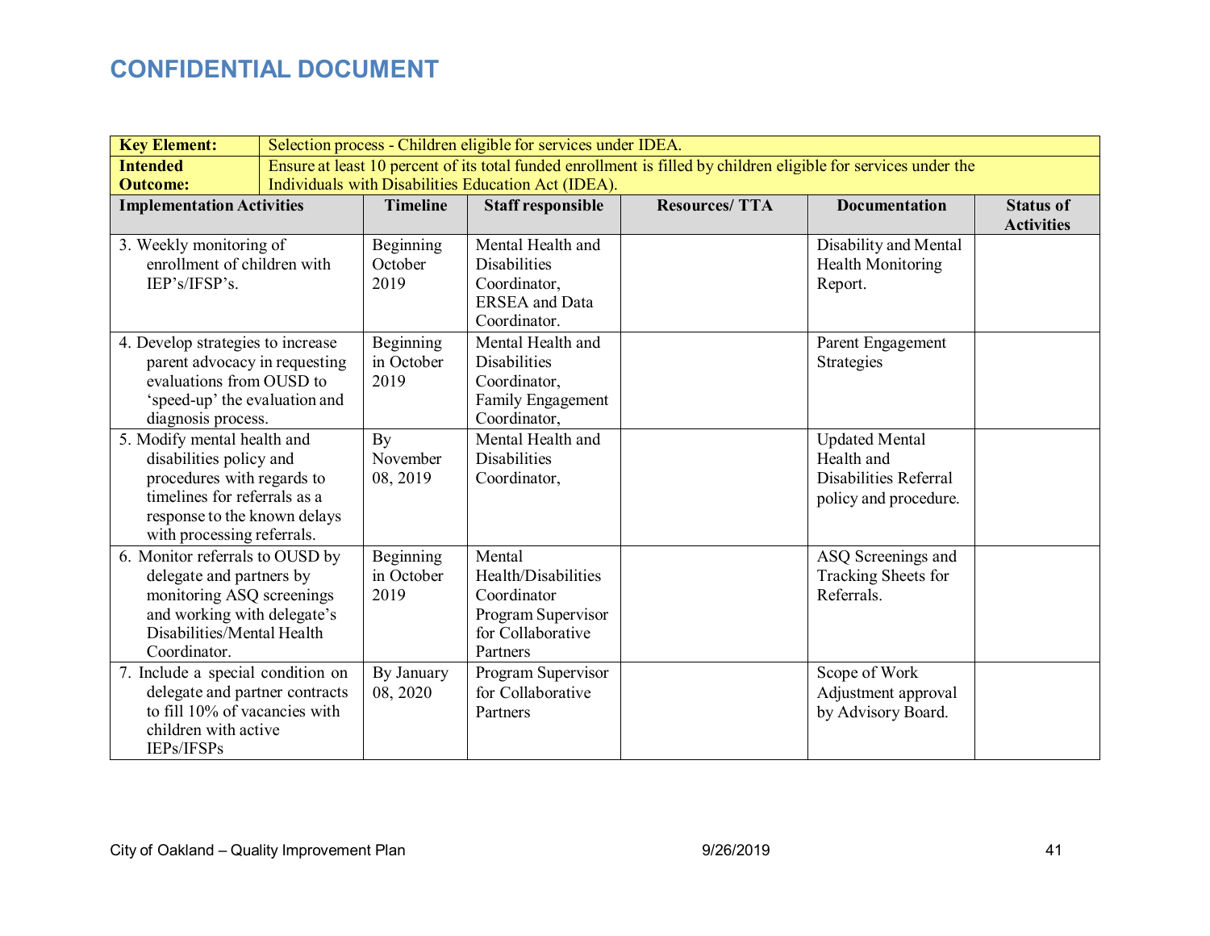**CONFIDENTIAL DOCUMENT**

| **Key Element:** | Selection process - Children eligible for services under IDEA. | | | | |
|---|---|---|---|---|---|
| **Intended Outcome:** | Ensure at least 10 percent of its total funded enrollment is filled by children eligible for services under the Individuals with Disabilities Education Act (IDEA). | | | | |
| **Implementation Activities** | **Timeline** | **Staff responsible** | **Resources/ TTA** | **Documentation** | **Status of Activities** |
| 3. Weekly monitoring of enrollment of children with IEP's/IFSP's. | Beginning October 2019 | Mental Health and Disabilities Coordinator, ERSEA and Data Coordinator. | | Disability and Mental Health Monitoring Report. | |
| 4. Develop strategies to increase parent advocacy in requesting evaluations from OUSD to 'speed-up' the evaluation and diagnosis process. | Beginning in October 2019 | Mental Health and Disabilities Coordinator, Family Engagement Coordinator, | | Parent Engagement Strategies | |
| 5. Modify mental health and disabilities policy and procedures with regards to timelines for referrals as a response to the known delays with processing referrals. | By November 08, 2019 | Mental Health and Disabilities Coordinator, | | Updated Mental Health and Disabilities Referral policy and procedure. | |
| 6. Monitor referrals to OUSD by delegate and partners by monitoring ASQ screenings and working with delegate's Disabilities/Mental Health Coordinator. | Beginning in October 2019 | Mental Health/Disabilities Coordinator Program Supervisor for Collaborative Partners | | ASQ Screenings and Tracking Sheets for Referrals. | |
| 7. Include a special condition on delegate and partner contracts to fill 10% of vacancies with children with active IEPs/IFSPs | By January 08, 2020 | Program Supervisor for Collaborative Partners | | Scope of Work Adjustment approval by Advisory Board. | |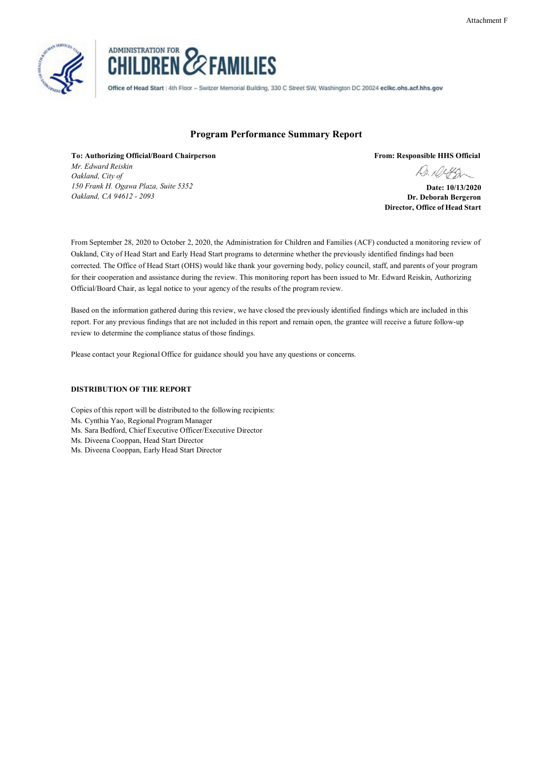Attachment F

ADMINISTRATION FOR CHILDREN & FAMILIES

Office of Head Start | 4th Floor – Switzer Memorial Building, 330 C Street SW, Washington DC 20024 **eclkc.ohs.acf.hhs.gov**

## Program Performance Summary Report

**To: Authorizing Official/Board Chairperson**
*Mr. Edward Reiskin*
*Oakland, City of*
*150 Frank H. Ogawa Plaza, Suite 5352*
*Oakland, CA 94612 - 2093*

**From: Responsible HHS Official**

**Date: 10/13/2020**
**Dr. Deborah Bergeron**
**Director, Office of Head Start**

From September 28, 2020 to October 2, 2020, the Administration for Children and Families (ACF) conducted a monitoring review of Oakland, City of Head Start and Early Head Start programs to determine whether the previously identified findings had been corrected. The Office of Head Start (OHS) would like thank your governing body, policy council, staff, and parents of your program for their cooperation and assistance during the review. This monitoring report has been issued to Mr. Edward Reiskin, Authorizing Official/Board Chair, as legal notice to your agency of the results of the program review.

Based on the information gathered during this review, we have closed the previously identified findings which are included in this report. For any previous findings that are not included in this report and remain open, the grantee will receive a future follow-up review to determine the compliance status of those findings.

Please contact your Regional Office for guidance should you have any questions or concerns.

**DISTRIBUTION OF THE REPORT**

Copies of this report will be distributed to the following recipients:
Ms. Cynthia Yao, Regional Program Manager
Ms. Sara Bedford, Chief Executive Officer/Executive Director
Ms. Diveena Cooppan, Head Start Director
Ms. Diveena Cooppan, Early Head Start Director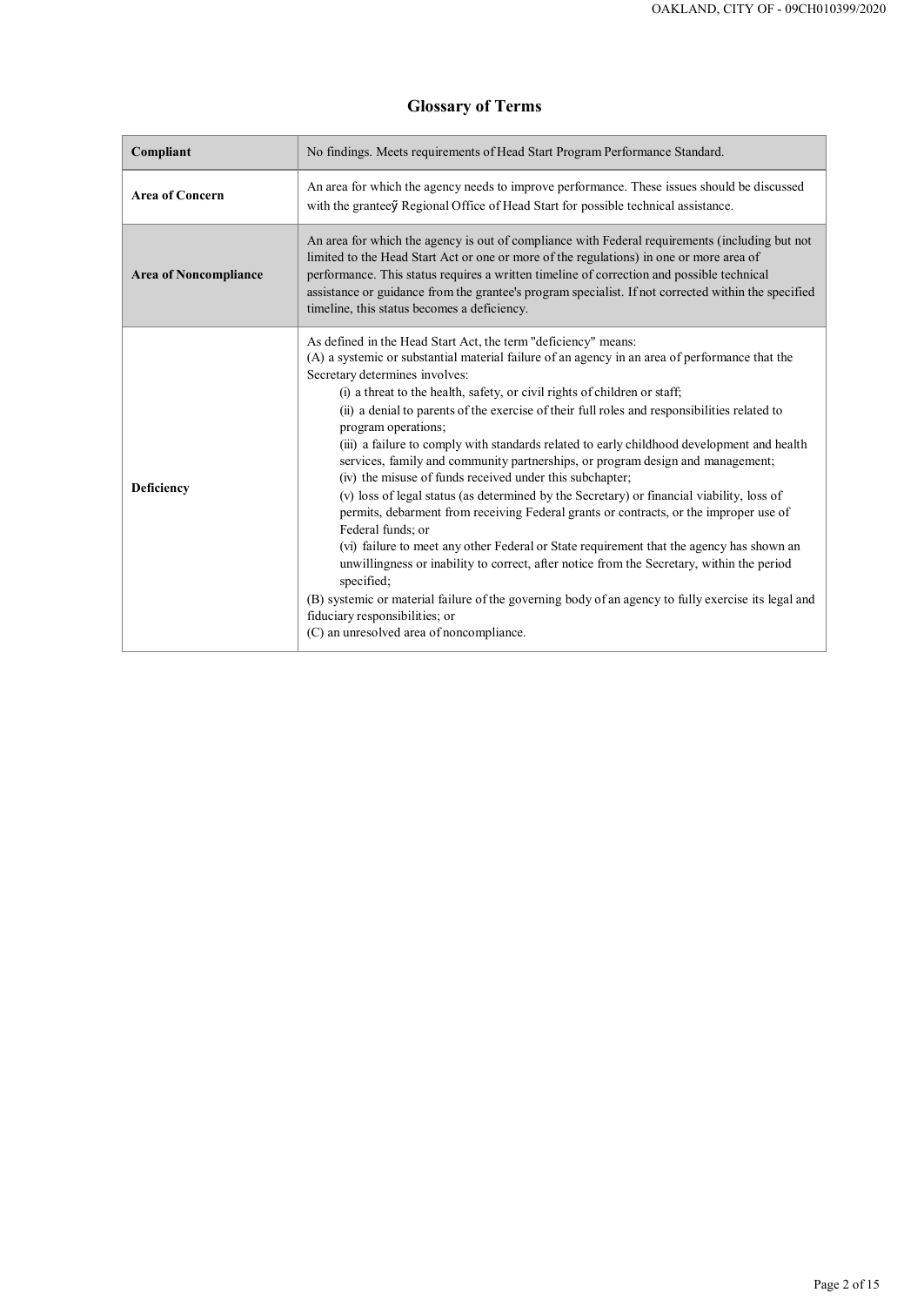# Glossary of Terms

| Compliant | No findings. Meets requirements of Head Start Program Performance Standard. |
|---|---|
| **Area of Concern** | An area for which the agency needs to improve performance. These issues should be discussed with the granteeў Regional Office of Head Start for possible technical assistance. |
| **Area of Noncompliance** | An area for which the agency is out of compliance with Federal requirements (including but not limited to the Head Start Act or one or more of the regulations) in one or more area of performance. This status requires a written timeline of correction and possible technical assistance or guidance from the grantee's program specialist. If not corrected within the specified timeline, this status becomes a deficiency. |
| **Deficiency** | As defined in the Head Start Act, the term "deficiency" means: <br>(A) a systemic or substantial material failure of an agency in an area of performance that the Secretary determines involves: <br>(i) a threat to the health, safety, or civil rights of children or staff; <br>(ii) a denial to parents of the exercise of their full roles and responsibilities related to program operations; <br>(iii) a failure to comply with standards related to early childhood development and health services, family and community partnerships, or program design and management; <br>(iv) the misuse of funds received under this subchapter; <br>(v) loss of legal status (as determined by the Secretary) or financial viability, loss of permits, debarment from receiving Federal grants or contracts, or the improper use of Federal funds; or <br>(vi) failure to meet any other Federal or State requirement that the agency has shown an unwillingness or inability to correct, after notice from the Secretary, within the period specified; <br>(B) systemic or material failure of the governing body of an agency to fully exercise its legal and fiduciary responsibilities; or <br>(C) an unresolved area of noncompliance. |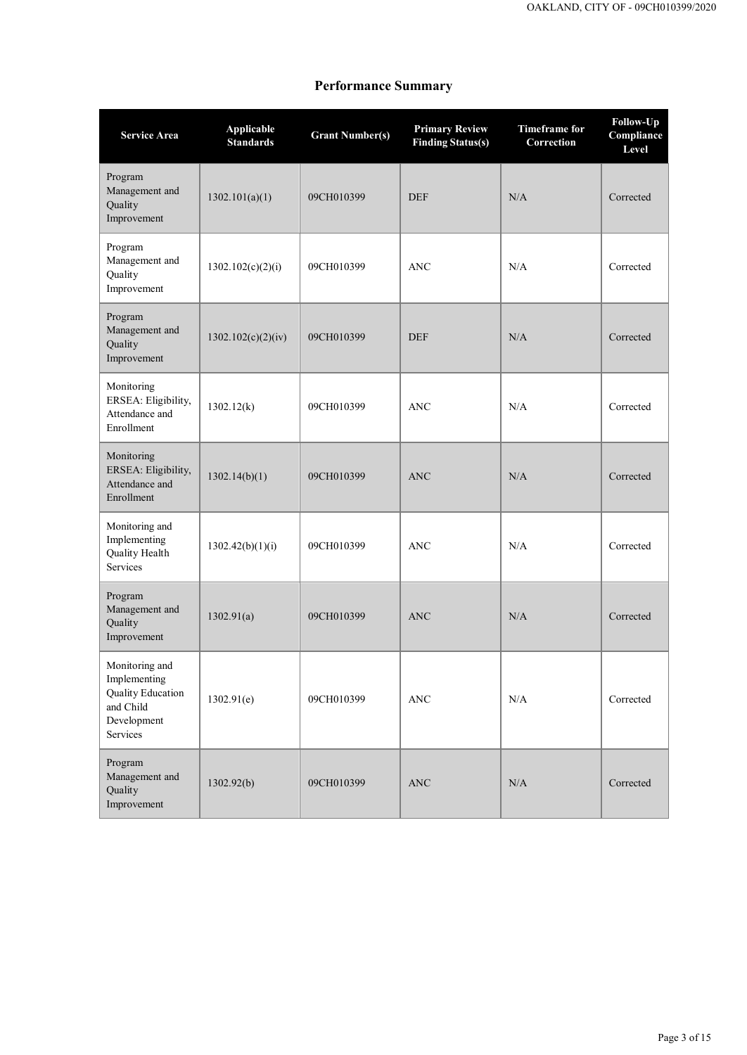## Performance Summary

| Service Area | Applicable Standards | Grant Number(s) | Primary Review Finding Status(s) | Timeframe for Correction | Follow-Up Compliance Level |
|---|---|---|---|---|---|
| Program Management and Quality Improvement | 1302.101(a)(1) | 09CH010399 | DEF | N/A | Corrected |
| Program Management and Quality Improvement | 1302.102(c)(2)(i) | 09CH010399 | ANC | N/A | Corrected |
| Program Management and Quality Improvement | 1302.102(c)(2)(iv) | 09CH010399 | DEF | N/A | Corrected |
| Monitoring ERSEA: Eligibility, Attendance and Enrollment | 1302.12(k) | 09CH010399 | ANC | N/A | Corrected |
| Monitoring ERSEA: Eligibility, Attendance and Enrollment | 1302.14(b)(1) | 09CH010399 | ANC | N/A | Corrected |
| Monitoring and Implementing Quality Health Services | 1302.42(b)(1)(i) | 09CH010399 | ANC | N/A | Corrected |
| Program Management and Quality Improvement | 1302.91(a) | 09CH010399 | ANC | N/A | Corrected |
| Monitoring and Implementing Quality Education and Child Development Services | 1302.91(e) | 09CH010399 | ANC | N/A | Corrected |
| Program Management and Quality Improvement | 1302.92(b) | 09CH010399 | ANC | N/A | Corrected |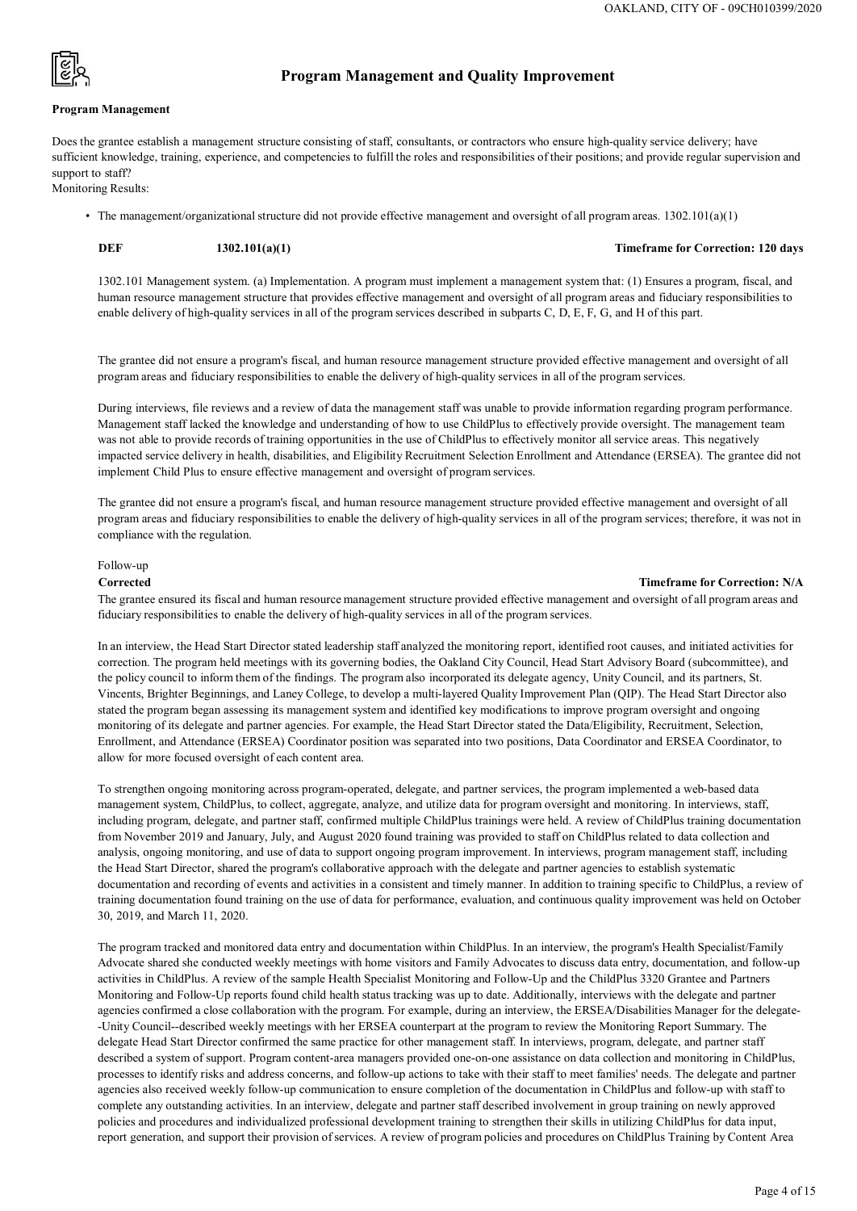# Program Management and Quality Improvement

## Program Management

Does the grantee establish a management structure consisting of staff, consultants, or contractors who ensure high-quality service delivery; have sufficient knowledge, training, experience, and competencies to fulfill the roles and responsibilities of their positions; and provide regular supervision and support to staff?

Monitoring Results:

- The management/organizational structure did not provide effective management and oversight of all program areas. 1302.101(a)(1)

**DEF** **1302.101(a)(1)** **Timeframe for Correction: 120 days**

1302.101 Management system. (a) Implementation. A program must implement a management system that: (1) Ensures a program, fiscal, and human resource management structure that provides effective management and oversight of all program areas and fiduciary responsibilities to enable delivery of high-quality services in all of the program services described in subparts C, D, E, F, G, and H of this part.

The grantee did not ensure a program's fiscal, and human resource management structure provided effective management and oversight of all program areas and fiduciary responsibilities to enable the delivery of high-quality services in all of the program services.

During interviews, file reviews and a review of data the management staff was unable to provide information regarding program performance. Management staff lacked the knowledge and understanding of how to use ChildPlus to effectively provide oversight. The management team was not able to provide records of training opportunities in the use of ChildPlus to effectively monitor all service areas. This negatively impacted service delivery in health, disabilities, and Eligibility Recruitment Selection Enrollment and Attendance (ERSEA). The grantee did not implement Child Plus to ensure effective management and oversight of program services.

The grantee did not ensure a program's fiscal, and human resource management structure provided effective management and oversight of all program areas and fiduciary responsibilities to enable the delivery of high-quality services in all of the program services; therefore, it was not in compliance with the regulation.

Follow-up

**Corrected** **Timeframe for Correction: N/A**

The grantee ensured its fiscal and human resource management structure provided effective management and oversight of all program areas and fiduciary responsibilities to enable the delivery of high-quality services in all of the program services.

In an interview, the Head Start Director stated leadership staff analyzed the monitoring report, identified root causes, and initiated activities for correction. The program held meetings with its governing bodies, the Oakland City Council, Head Start Advisory Board (subcommittee), and the policy council to inform them of the findings. The program also incorporated its delegate agency, Unity Council, and its partners, St. Vincents, Brighter Beginnings, and Laney College, to develop a multi-layered Quality Improvement Plan (QIP). The Head Start Director also stated the program began assessing its management system and identified key modifications to improve program oversight and ongoing monitoring of its delegate and partner agencies. For example, the Head Start Director stated the Data/Eligibility, Recruitment, Selection, Enrollment, and Attendance (ERSEA) Coordinator position was separated into two positions, Data Coordinator and ERSEA Coordinator, to allow for more focused oversight of each content area.

To strengthen ongoing monitoring across program-operated, delegate, and partner services, the program implemented a web-based data management system, ChildPlus, to collect, aggregate, analyze, and utilize data for program oversight and monitoring. In interviews, staff, including program, delegate, and partner staff, confirmed multiple ChildPlus trainings were held. A review of ChildPlus training documentation from November 2019 and January, July, and August 2020 found training was provided to staff on ChildPlus related to data collection and analysis, ongoing monitoring, and use of data to support ongoing program improvement. In interviews, program management staff, including the Head Start Director, shared the program's collaborative approach with the delegate and partner agencies to establish systematic documentation and recording of events and activities in a consistent and timely manner. In addition to training specific to ChildPlus, a review of training documentation found training on the use of data for performance, evaluation, and continuous quality improvement was held on October 30, 2019, and March 11, 2020.

The program tracked and monitored data entry and documentation within ChildPlus. In an interview, the program's Health Specialist/Family Advocate shared she conducted weekly meetings with home visitors and Family Advocates to discuss data entry, documentation, and follow-up activities in ChildPlus. A review of the sample Health Specialist Monitoring and Follow-Up and the ChildPlus 3320 Grantee and Partners Monitoring and Follow-Up reports found child health status tracking was up to date. Additionally, interviews with the delegate and partner agencies confirmed a close collaboration with the program. For example, during an interview, the ERSEA/Disabilities Manager for the delegate--Unity Council--described weekly meetings with her ERSEA counterpart at the program to review the Monitoring Report Summary. The delegate Head Start Director confirmed the same practice for other management staff. In interviews, program, delegate, and partner staff described a system of support. Program content-area managers provided one-on-one assistance on data collection and monitoring in ChildPlus, processes to identify risks and address concerns, and follow-up actions to take with their staff to meet families' needs. The delegate and partner agencies also received weekly follow-up communication to ensure completion of the documentation in ChildPlus and follow-up with staff to complete any outstanding activities. In an interview, delegate and partner staff described involvement in group training on newly approved policies and procedures and individualized professional development training to strengthen their skills in utilizing ChildPlus for data input, report generation, and support their provision of services. A review of program policies and procedures on ChildPlus Training by Content Area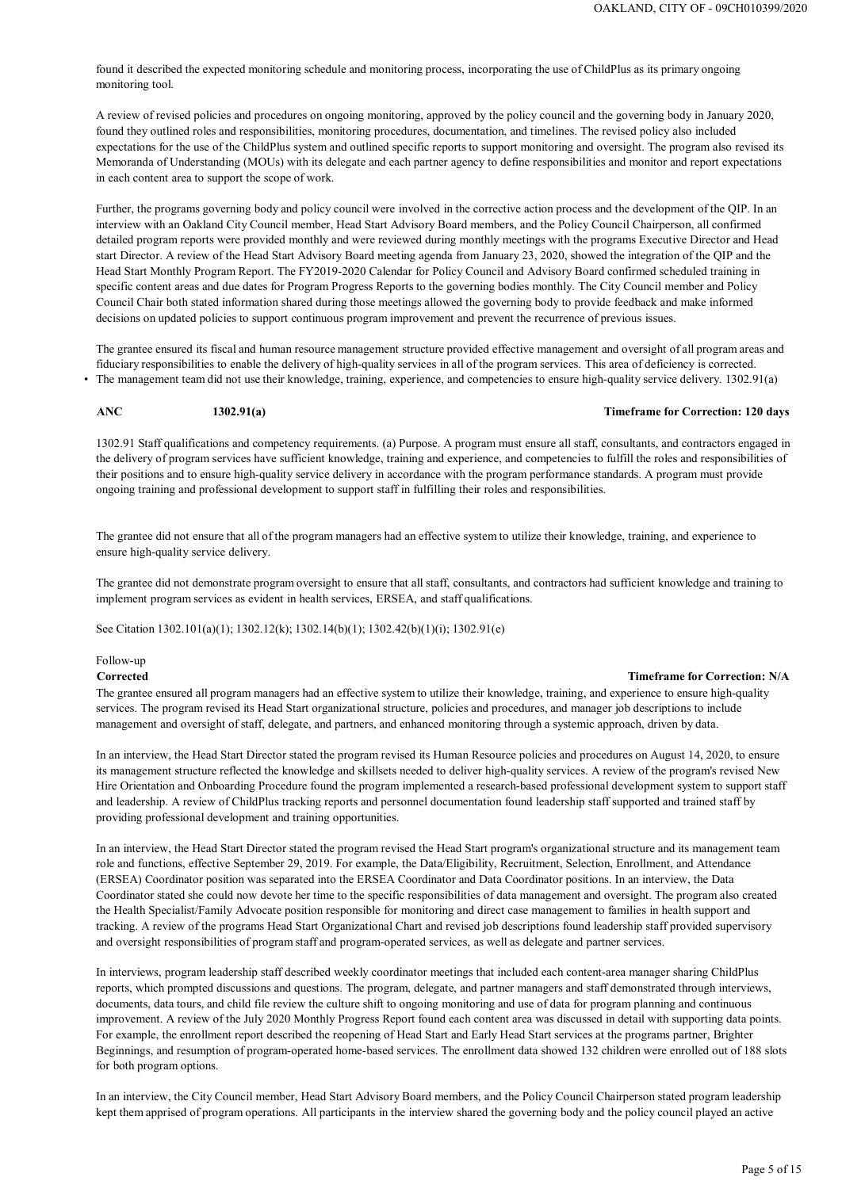found it described the expected monitoring schedule and monitoring process, incorporating the use of ChildPlus as its primary ongoing monitoring tool.

A review of revised policies and procedures on ongoing monitoring, approved by the policy council and the governing body in January 2020, found they outlined roles and responsibilities, monitoring procedures, documentation, and timelines. The revised policy also included expectations for the use of the ChildPlus system and outlined specific reports to support monitoring and oversight. The program also revised its Memoranda of Understanding (MOUs) with its delegate and each partner agency to define responsibilities and monitor and report expectations in each content area to support the scope of work.

Further, the programs governing body and policy council were involved in the corrective action process and the development of the QIP. In an interview with an Oakland City Council member, Head Start Advisory Board members, and the Policy Council Chairperson, all confirmed detailed program reports were provided monthly and were reviewed during monthly meetings with the programs Executive Director and Head start Director. A review of the Head Start Advisory Board meeting agenda from January 23, 2020, showed the integration of the QIP and the Head Start Monthly Program Report. The FY2019-2020 Calendar for Policy Council and Advisory Board confirmed scheduled training in specific content areas and due dates for Program Progress Reports to the governing bodies monthly. The City Council member and Policy Council Chair both stated information shared during those meetings allowed the governing body to provide feedback and make informed decisions on updated policies to support continuous program improvement and prevent the recurrence of previous issues.

The grantee ensured its fiscal and human resource management structure provided effective management and oversight of all program areas and fiduciary responsibilities to enable the delivery of high-quality services in all of the program services. This area of deficiency is corrected.

- The management team did not use their knowledge, training, experience, and competencies to ensure high-quality service delivery. 1302.91(a)

**ANC** **1302.91(a)** **Timeframe for Correction: 120 days**

1302.91 Staff qualifications and competency requirements. (a) Purpose. A program must ensure all staff, consultants, and contractors engaged in the delivery of program services have sufficient knowledge, training and experience, and competencies to fulfill the roles and responsibilities of their positions and to ensure high-quality service delivery in accordance with the program performance standards. A program must provide ongoing training and professional development to support staff in fulfilling their roles and responsibilities.

The grantee did not ensure that all of the program managers had an effective system to utilize their knowledge, training, and experience to ensure high-quality service delivery.

The grantee did not demonstrate program oversight to ensure that all staff, consultants, and contractors had sufficient knowledge and training to implement program services as evident in health services, ERSEA, and staff qualifications.

See Citation 1302.101(a)(1); 1302.12(k); 1302.14(b)(1); 1302.42(b)(1)(i); 1302.91(e)

Follow-up

**Corrected** **Timeframe for Correction: N/A**

The grantee ensured all program managers had an effective system to utilize their knowledge, training, and experience to ensure high-quality services. The program revised its Head Start organizational structure, policies and procedures, and manager job descriptions to include management and oversight of staff, delegate, and partners, and enhanced monitoring through a systemic approach, driven by data.

In an interview, the Head Start Director stated the program revised its Human Resource policies and procedures on August 14, 2020, to ensure its management structure reflected the knowledge and skillsets needed to deliver high-quality services. A review of the program's revised New Hire Orientation and Onboarding Procedure found the program implemented a research-based professional development system to support staff and leadership. A review of ChildPlus tracking reports and personnel documentation found leadership staff supported and trained staff by providing professional development and training opportunities.

In an interview, the Head Start Director stated the program revised the Head Start program's organizational structure and its management team role and functions, effective September 29, 2019. For example, the Data/Eligibility, Recruitment, Selection, Enrollment, and Attendance (ERSEA) Coordinator position was separated into the ERSEA Coordinator and Data Coordinator positions. In an interview, the Data Coordinator stated she could now devote her time to the specific responsibilities of data management and oversight. The program also created the Health Specialist/Family Advocate position responsible for monitoring and direct case management to families in health support and tracking. A review of the programs Head Start Organizational Chart and revised job descriptions found leadership staff provided supervisory and oversight responsibilities of program staff and program-operated services, as well as delegate and partner services.

In interviews, program leadership staff described weekly coordinator meetings that included each content-area manager sharing ChildPlus reports, which prompted discussions and questions. The program, delegate, and partner managers and staff demonstrated through interviews, documents, data tours, and child file review the culture shift to ongoing monitoring and use of data for program planning and continuous improvement. A review of the July 2020 Monthly Progress Report found each content area was discussed in detail with supporting data points. For example, the enrollment report described the reopening of Head Start and Early Head Start services at the programs partner, Brighter Beginnings, and resumption of program-operated home-based services. The enrollment data showed 132 children were enrolled out of 188 slots for both program options.

In an interview, the City Council member, Head Start Advisory Board members, and the Policy Council Chairperson stated program leadership kept them apprised of program operations. All participants in the interview shared the governing body and the policy council played an active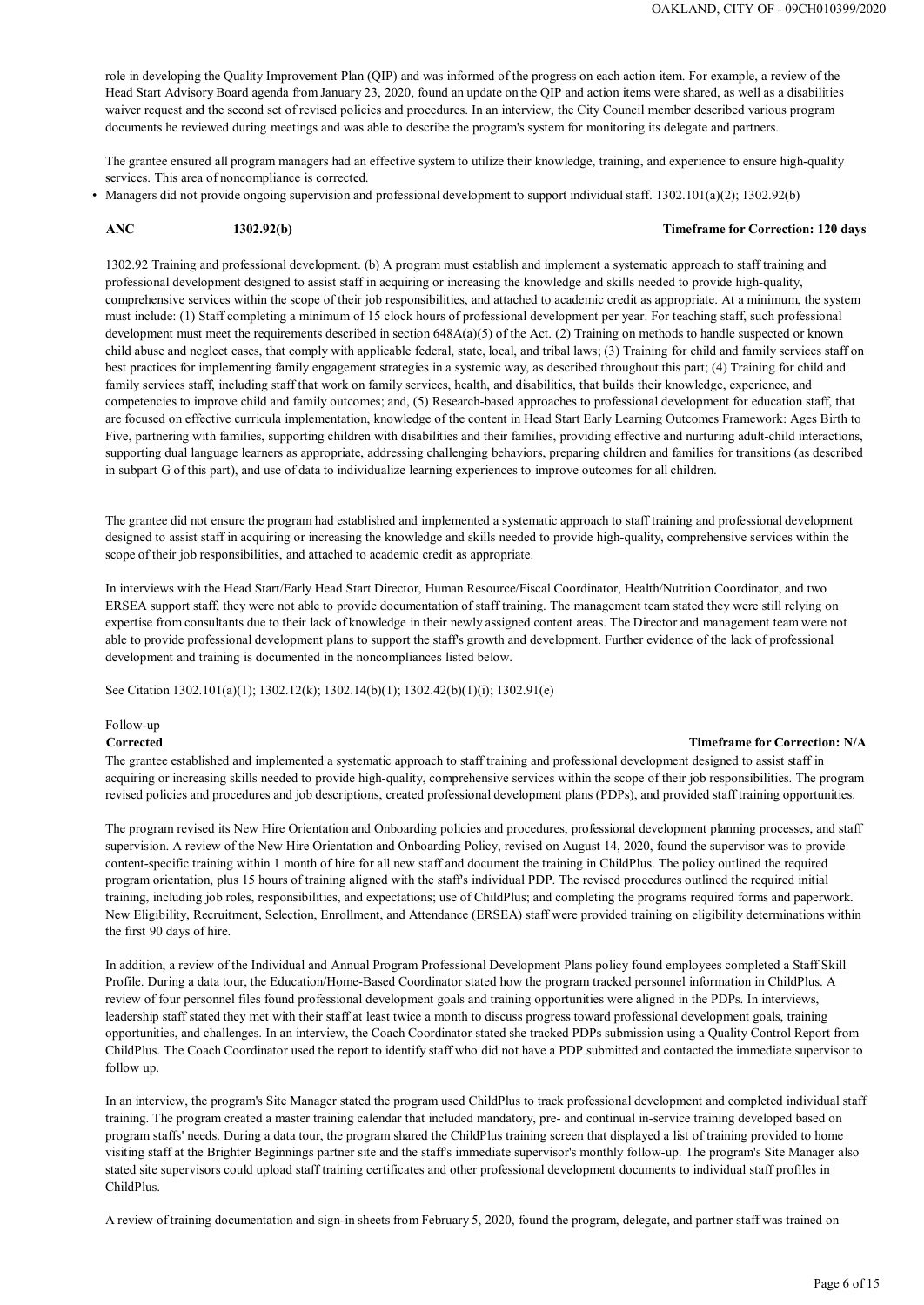role in developing the Quality Improvement Plan (QIP) and was informed of the progress on each action item. For example, a review of the Head Start Advisory Board agenda from January 23, 2020, found an update on the QIP and action items were shared, as well as a disabilities waiver request and the second set of revised policies and procedures. In an interview, the City Council member described various program documents he reviewed during meetings and was able to describe the program's system for monitoring its delegate and partners.

The grantee ensured all program managers had an effective system to utilize their knowledge, training, and experience to ensure high-quality services. This area of noncompliance is corrected.

- Managers did not provide ongoing supervision and professional development to support individual staff. 1302.101(a)(2); 1302.92(b)

**ANC** **1302.92(b)** **Timeframe for Correction: 120 days**

1302.92 Training and professional development. (b) A program must establish and implement a systematic approach to staff training and professional development designed to assist staff in acquiring or increasing the knowledge and skills needed to provide high-quality, comprehensive services within the scope of their job responsibilities, and attached to academic credit as appropriate. At a minimum, the system must include: (1) Staff completing a minimum of 15 clock hours of professional development per year. For teaching staff, such professional development must meet the requirements described in section 648A(a)(5) of the Act. (2) Training on methods to handle suspected or known child abuse and neglect cases, that comply with applicable federal, state, local, and tribal laws; (3) Training for child and family services staff on best practices for implementing family engagement strategies in a systemic way, as described throughout this part; (4) Training for child and family services staff, including staff that work on family services, health, and disabilities, that builds their knowledge, experience, and competencies to improve child and family outcomes; and, (5) Research-based approaches to professional development for education staff, that are focused on effective curricula implementation, knowledge of the content in Head Start Early Learning Outcomes Framework: Ages Birth to Five, partnering with families, supporting children with disabilities and their families, providing effective and nurturing adult-child interactions, supporting dual language learners as appropriate, addressing challenging behaviors, preparing children and families for transitions (as described in subpart G of this part), and use of data to individualize learning experiences to improve outcomes for all children.

The grantee did not ensure the program had established and implemented a systematic approach to staff training and professional development designed to assist staff in acquiring or increasing the knowledge and skills needed to provide high-quality, comprehensive services within the scope of their job responsibilities, and attached to academic credit as appropriate.

In interviews with the Head Start/Early Head Start Director, Human Resource/Fiscal Coordinator, Health/Nutrition Coordinator, and two ERSEA support staff, they were not able to provide documentation of staff training. The management team stated they were still relying on expertise from consultants due to their lack of knowledge in their newly assigned content areas. The Director and management team were not able to provide professional development plans to support the staff's growth and development. Further evidence of the lack of professional development and training is documented in the noncompliances listed below.

See Citation 1302.101(a)(1); 1302.12(k); 1302.14(b)(1); 1302.42(b)(1)(i); 1302.91(e)

Follow-up

**Corrected** **Timeframe for Correction: N/A**

The grantee established and implemented a systematic approach to staff training and professional development designed to assist staff in acquiring or increasing skills needed to provide high-quality, comprehensive services within the scope of their job responsibilities. The program revised policies and procedures and job descriptions, created professional development plans (PDPs), and provided staff training opportunities.

The program revised its New Hire Orientation and Onboarding policies and procedures, professional development planning processes, and staff supervision. A review of the New Hire Orientation and Onboarding Policy, revised on August 14, 2020, found the supervisor was to provide content-specific training within 1 month of hire for all new staff and document the training in ChildPlus. The policy outlined the required program orientation, plus 15 hours of training aligned with the staff's individual PDP. The revised procedures outlined the required initial training, including job roles, responsibilities, and expectations; use of ChildPlus; and completing the programs required forms and paperwork. New Eligibility, Recruitment, Selection, Enrollment, and Attendance (ERSEA) staff were provided training on eligibility determinations within the first 90 days of hire.

In addition, a review of the Individual and Annual Program Professional Development Plans policy found employees completed a Staff Skill Profile. During a data tour, the Education/Home-Based Coordinator stated how the program tracked personnel information in ChildPlus. A review of four personnel files found professional development goals and training opportunities were aligned in the PDPs. In interviews, leadership staff stated they met with their staff at least twice a month to discuss progress toward professional development goals, training opportunities, and challenges. In an interview, the Coach Coordinator stated she tracked PDPs submission using a Quality Control Report from ChildPlus. The Coach Coordinator used the report to identify staff who did not have a PDP submitted and contacted the immediate supervisor to follow up.

In an interview, the program's Site Manager stated the program used ChildPlus to track professional development and completed individual staff training. The program created a master training calendar that included mandatory, pre- and continual in-service training developed based on program staffs' needs. During a data tour, the program shared the ChildPlus training screen that displayed a list of training provided to home visiting staff at the Brighter Beginnings partner site and the staff's immediate supervisor's monthly follow-up. The program's Site Manager also stated site supervisors could upload staff training certificates and other professional development documents to individual staff profiles in ChildPlus.

A review of training documentation and sign-in sheets from February 5, 2020, found the program, delegate, and partner staff was trained on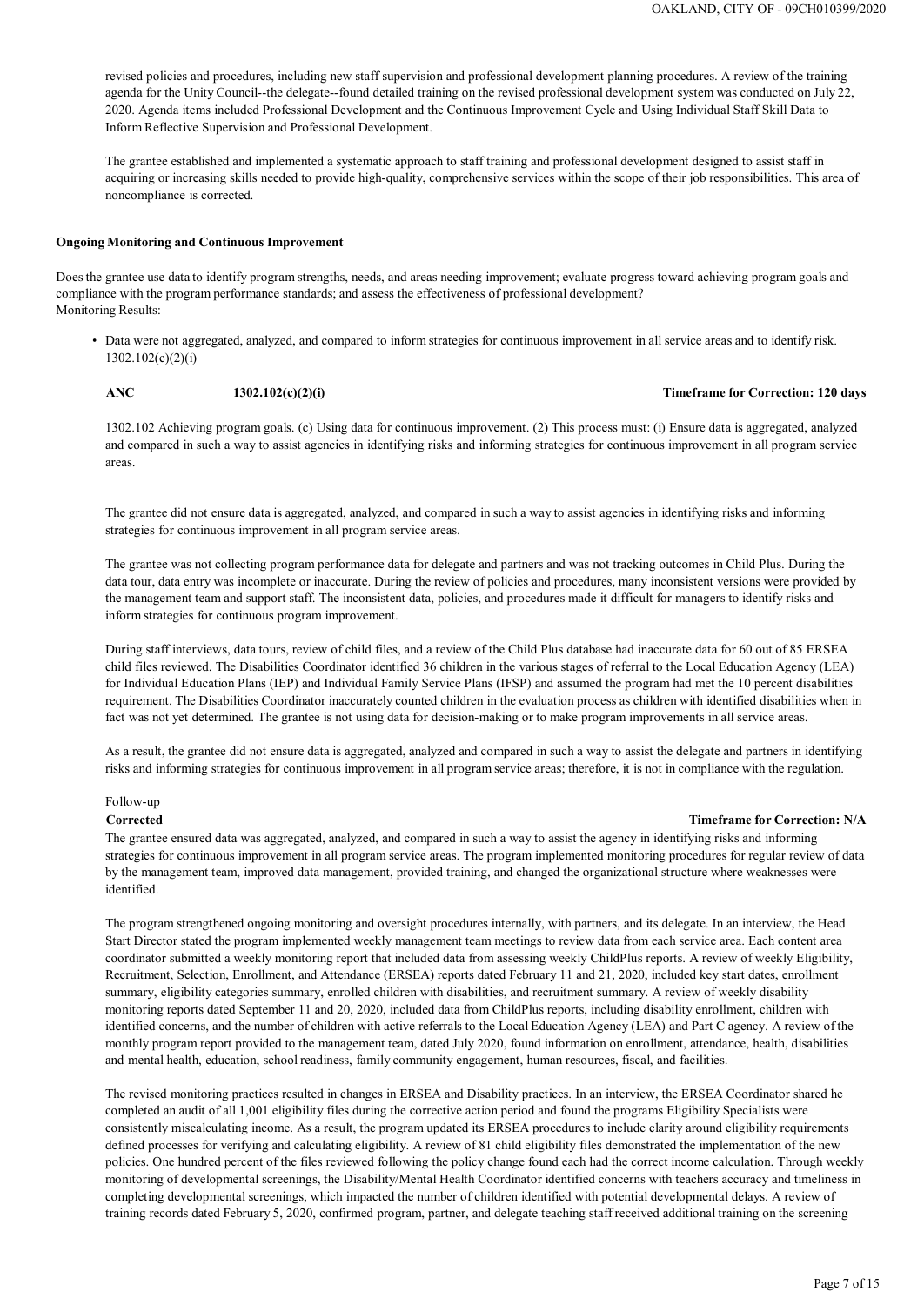revised policies and procedures, including new staff supervision and professional development planning procedures. A review of the training agenda for the Unity Council--the delegate--found detailed training on the revised professional development system was conducted on July 22, 2020. Agenda items included Professional Development and the Continuous Improvement Cycle and Using Individual Staff Skill Data to Inform Reflective Supervision and Professional Development.

The grantee established and implemented a systematic approach to staff training and professional development designed to assist staff in acquiring or increasing skills needed to provide high-quality, comprehensive services within the scope of their job responsibilities. This area of noncompliance is corrected.

**Ongoing Monitoring and Continuous Improvement**

Does the grantee use data to identify program strengths, needs, and areas needing improvement; evaluate progress toward achieving program goals and compliance with the program performance standards; and assess the effectiveness of professional development?
Monitoring Results:

- Data were not aggregated, analyzed, and compared to inform strategies for continuous improvement in all service areas and to identify risk. 1302.102(c)(2)(i)

**ANC** **1302.102(c)(2)(i)** **Timeframe for Correction: 120 days**

1302.102 Achieving program goals. (c) Using data for continuous improvement. (2) This process must: (i) Ensure data is aggregated, analyzed and compared in such a way to assist agencies in identifying risks and informing strategies for continuous improvement in all program service areas.

The grantee did not ensure data is aggregated, analyzed, and compared in such a way to assist agencies in identifying risks and informing strategies for continuous improvement in all program service areas.

The grantee was not collecting program performance data for delegate and partners and was not tracking outcomes in Child Plus. During the data tour, data entry was incomplete or inaccurate. During the review of policies and procedures, many inconsistent versions were provided by the management team and support staff. The inconsistent data, policies, and procedures made it difficult for managers to identify risks and inform strategies for continuous program improvement.

During staff interviews, data tours, review of child files, and a review of the Child Plus database had inaccurate data for 60 out of 85 ERSEA child files reviewed. The Disabilities Coordinator identified 36 children in the various stages of referral to the Local Education Agency (LEA) for Individual Education Plans (IEP) and Individual Family Service Plans (IFSP) and assumed the program had met the 10 percent disabilities requirement. The Disabilities Coordinator inaccurately counted children in the evaluation process as children with identified disabilities when in fact was not yet determined. The grantee is not using data for decision-making or to make program improvements in all service areas.

As a result, the grantee did not ensure data is aggregated, analyzed and compared in such a way to assist the delegate and partners in identifying risks and informing strategies for continuous improvement in all program service areas; therefore, it is not in compliance with the regulation.

Follow-up

**Corrected** **Timeframe for Correction: N/A**

The grantee ensured data was aggregated, analyzed, and compared in such a way to assist the agency in identifying risks and informing strategies for continuous improvement in all program service areas. The program implemented monitoring procedures for regular review of data by the management team, improved data management, provided training, and changed the organizational structure where weaknesses were identified.

The program strengthened ongoing monitoring and oversight procedures internally, with partners, and its delegate. In an interview, the Head Start Director stated the program implemented weekly management team meetings to review data from each service area. Each content area coordinator submitted a weekly monitoring report that included data from assessing weekly ChildPlus reports. A review of weekly Eligibility, Recruitment, Selection, Enrollment, and Attendance (ERSEA) reports dated February 11 and 21, 2020, included key start dates, enrollment summary, eligibility categories summary, enrolled children with disabilities, and recruitment summary. A review of weekly disability monitoring reports dated September 11 and 20, 2020, included data from ChildPlus reports, including disability enrollment, children with identified concerns, and the number of children with active referrals to the Local Education Agency (LEA) and Part C agency. A review of the monthly program report provided to the management team, dated July 2020, found information on enrollment, attendance, health, disabilities and mental health, education, school readiness, family community engagement, human resources, fiscal, and facilities.

The revised monitoring practices resulted in changes in ERSEA and Disability practices. In an interview, the ERSEA Coordinator shared he completed an audit of all 1,001 eligibility files during the corrective action period and found the programs Eligibility Specialists were consistently miscalculating income. As a result, the program updated its ERSEA procedures to include clarity around eligibility requirements defined processes for verifying and calculating eligibility. A review of 81 child eligibility files demonstrated the implementation of the new policies. One hundred percent of the files reviewed following the policy change found each had the correct income calculation. Through weekly monitoring of developmental screenings, the Disability/Mental Health Coordinator identified concerns with teachers accuracy and timeliness in completing developmental screenings, which impacted the number of children identified with potential developmental delays. A review of training records dated February 5, 2020, confirmed program, partner, and delegate teaching staff received additional training on the screening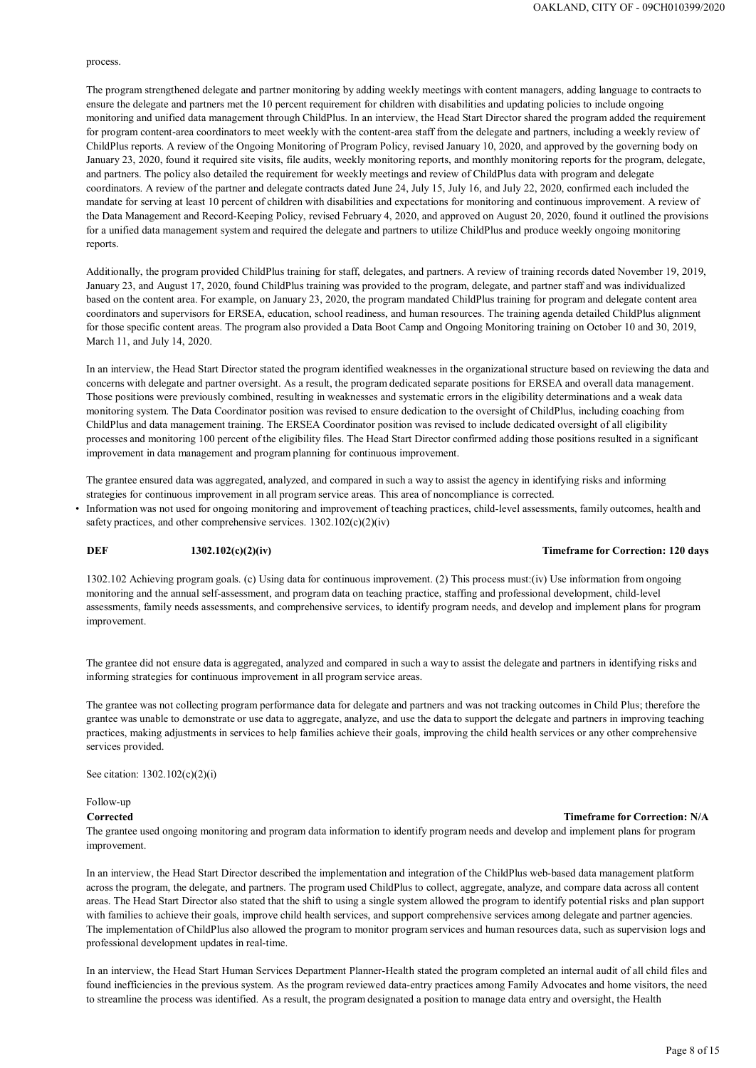process.

The program strengthened delegate and partner monitoring by adding weekly meetings with content managers, adding language to contracts to ensure the delegate and partners met the 10 percent requirement for children with disabilities and updating policies to include ongoing monitoring and unified data management through ChildPlus. In an interview, the Head Start Director shared the program added the requirement for program content-area coordinators to meet weekly with the content-area staff from the delegate and partners, including a weekly review of ChildPlus reports. A review of the Ongoing Monitoring of Program Policy, revised January 10, 2020, and approved by the governing body on January 23, 2020, found it required site visits, file audits, weekly monitoring reports, and monthly monitoring reports for the program, delegate, and partners. The policy also detailed the requirement for weekly meetings and review of ChildPlus data with program and delegate coordinators. A review of the partner and delegate contracts dated June 24, July 15, July 16, and July 22, 2020, confirmed each included the mandate for serving at least 10 percent of children with disabilities and expectations for monitoring and continuous improvement. A review of the Data Management and Record-Keeping Policy, revised February 4, 2020, and approved on August 20, 2020, found it outlined the provisions for a unified data management system and required the delegate and partners to utilize ChildPlus and produce weekly ongoing monitoring reports.

Additionally, the program provided ChildPlus training for staff, delegates, and partners. A review of training records dated November 19, 2019, January 23, and August 17, 2020, found ChildPlus training was provided to the program, delegate, and partner staff and was individualized based on the content area. For example, on January 23, 2020, the program mandated ChildPlus training for program and delegate content area coordinators and supervisors for ERSEA, education, school readiness, and human resources. The training agenda detailed ChildPlus alignment for those specific content areas. The program also provided a Data Boot Camp and Ongoing Monitoring training on October 10 and 30, 2019, March 11, and July 14, 2020.

In an interview, the Head Start Director stated the program identified weaknesses in the organizational structure based on reviewing the data and concerns with delegate and partner oversight. As a result, the program dedicated separate positions for ERSEA and overall data management. Those positions were previously combined, resulting in weaknesses and systematic errors in the eligibility determinations and a weak data monitoring system. The Data Coordinator position was revised to ensure dedication to the oversight of ChildPlus, including coaching from ChildPlus and data management training. The ERSEA Coordinator position was revised to include dedicated oversight of all eligibility processes and monitoring 100 percent of the eligibility files. The Head Start Director confirmed adding those positions resulted in a significant improvement in data management and program planning for continuous improvement.

The grantee ensured data was aggregated, analyzed, and compared in such a way to assist the agency in identifying risks and informing strategies for continuous improvement in all program service areas. This area of noncompliance is corrected.

- Information was not used for ongoing monitoring and improvement of teaching practices, child-level assessments, family outcomes, health and safety practices, and other comprehensive services. 1302.102(c)(2)(iv)

**DEF** **1302.102(c)(2)(iv)** **Timeframe for Correction: 120 days**

1302.102 Achieving program goals. (c) Using data for continuous improvement. (2) This process must:(iv) Use information from ongoing monitoring and the annual self-assessment, and program data on teaching practice, staffing and professional development, child-level assessments, family needs assessments, and comprehensive services, to identify program needs, and develop and implement plans for program improvement.

The grantee did not ensure data is aggregated, analyzed and compared in such a way to assist the delegate and partners in identifying risks and informing strategies for continuous improvement in all program service areas.

The grantee was not collecting program performance data for delegate and partners and was not tracking outcomes in Child Plus; therefore the grantee was unable to demonstrate or use data to aggregate, analyze, and use the data to support the delegate and partners in improving teaching practices, making adjustments in services to help families achieve their goals, improving the child health services or any other comprehensive services provided.

See citation: 1302.102(c)(2)(i)

Follow-up

**Corrected** **Timeframe for Correction: N/A**

The grantee used ongoing monitoring and program data information to identify program needs and develop and implement plans for program improvement.

In an interview, the Head Start Director described the implementation and integration of the ChildPlus web-based data management platform across the program, the delegate, and partners. The program used ChildPlus to collect, aggregate, analyze, and compare data across all content areas. The Head Start Director also stated that the shift to using a single system allowed the program to identify potential risks and plan support with families to achieve their goals, improve child health services, and support comprehensive services among delegate and partner agencies. The implementation of ChildPlus also allowed the program to monitor program services and human resources data, such as supervision logs and professional development updates in real-time.

In an interview, the Head Start Human Services Department Planner-Health stated the program completed an internal audit of all child files and found inefficiencies in the previous system. As the program reviewed data-entry practices among Family Advocates and home visitors, the need to streamline the process was identified. As a result, the program designated a position to manage data entry and oversight, the Health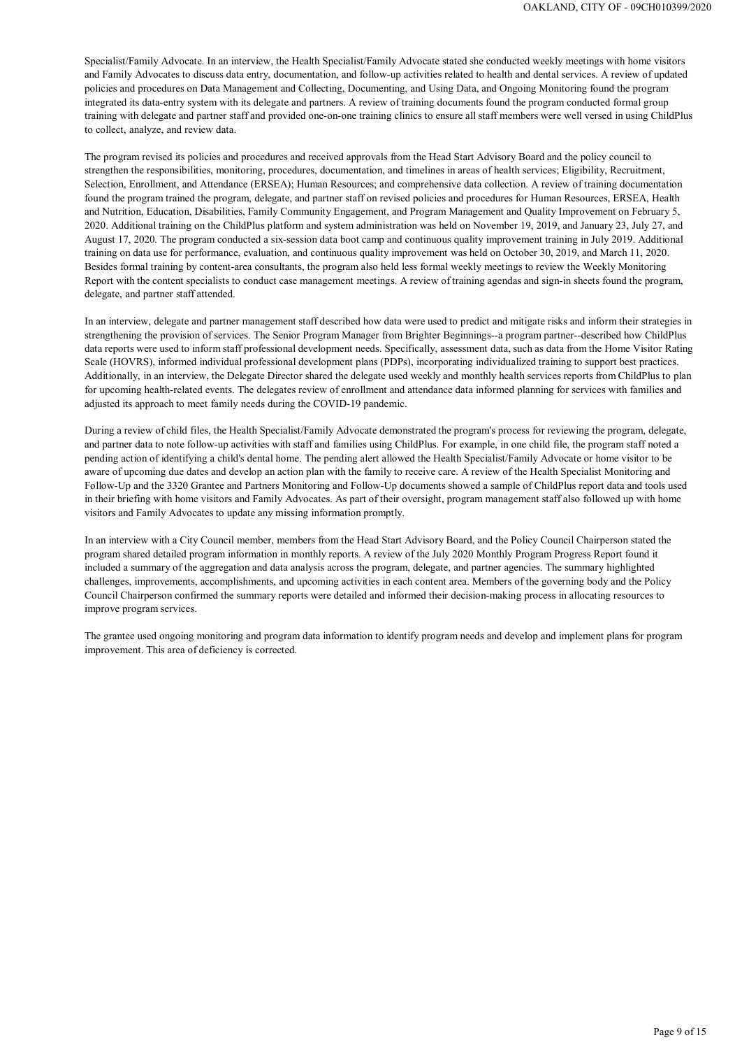Specialist/Family Advocate. In an interview, the Health Specialist/Family Advocate stated she conducted weekly meetings with home visitors and Family Advocates to discuss data entry, documentation, and follow-up activities related to health and dental services. A review of updated policies and procedures on Data Management and Collecting, Documenting, and Using Data, and Ongoing Monitoring found the program integrated its data-entry system with its delegate and partners. A review of training documents found the program conducted formal group training with delegate and partner staff and provided one-on-one training clinics to ensure all staff members were well versed in using ChildPlus to collect, analyze, and review data.

The program revised its policies and procedures and received approvals from the Head Start Advisory Board and the policy council to strengthen the responsibilities, monitoring, procedures, documentation, and timelines in areas of health services; Eligibility, Recruitment, Selection, Enrollment, and Attendance (ERSEA); Human Resources; and comprehensive data collection. A review of training documentation found the program trained the program, delegate, and partner staff on revised policies and procedures for Human Resources, ERSEA, Health and Nutrition, Education, Disabilities, Family Community Engagement, and Program Management and Quality Improvement on February 5, 2020. Additional training on the ChildPlus platform and system administration was held on November 19, 2019, and January 23, July 27, and August 17, 2020. The program conducted a six-session data boot camp and continuous quality improvement training in July 2019. Additional training on data use for performance, evaluation, and continuous quality improvement was held on October 30, 2019, and March 11, 2020. Besides formal training by content-area consultants, the program also held less formal weekly meetings to review the Weekly Monitoring Report with the content specialists to conduct case management meetings. A review of training agendas and sign-in sheets found the program, delegate, and partner staff attended.

In an interview, delegate and partner management staff described how data were used to predict and mitigate risks and inform their strategies in strengthening the provision of services. The Senior Program Manager from Brighter Beginnings--a program partner--described how ChildPlus data reports were used to inform staff professional development needs. Specifically, assessment data, such as data from the Home Visitor Rating Scale (HOVRS), informed individual professional development plans (PDPs), incorporating individualized training to support best practices. Additionally, in an interview, the Delegate Director shared the delegate used weekly and monthly health services reports from ChildPlus to plan for upcoming health-related events. The delegates review of enrollment and attendance data informed planning for services with families and adjusted its approach to meet family needs during the COVID-19 pandemic.

During a review of child files, the Health Specialist/Family Advocate demonstrated the program's process for reviewing the program, delegate, and partner data to note follow-up activities with staff and families using ChildPlus. For example, in one child file, the program staff noted a pending action of identifying a child's dental home. The pending alert allowed the Health Specialist/Family Advocate or home visitor to be aware of upcoming due dates and develop an action plan with the family to receive care. A review of the Health Specialist Monitoring and Follow-Up and the 3320 Grantee and Partners Monitoring and Follow-Up documents showed a sample of ChildPlus report data and tools used in their briefing with home visitors and Family Advocates. As part of their oversight, program management staff also followed up with home visitors and Family Advocates to update any missing information promptly.

In an interview with a City Council member, members from the Head Start Advisory Board, and the Policy Council Chairperson stated the program shared detailed program information in monthly reports. A review of the July 2020 Monthly Program Progress Report found it included a summary of the aggregation and data analysis across the program, delegate, and partner agencies. The summary highlighted challenges, improvements, accomplishments, and upcoming activities in each content area. Members of the governing body and the Policy Council Chairperson confirmed the summary reports were detailed and informed their decision-making process in allocating resources to improve program services.

The grantee used ongoing monitoring and program data information to identify program needs and develop and implement plans for program improvement. This area of deficiency is corrected.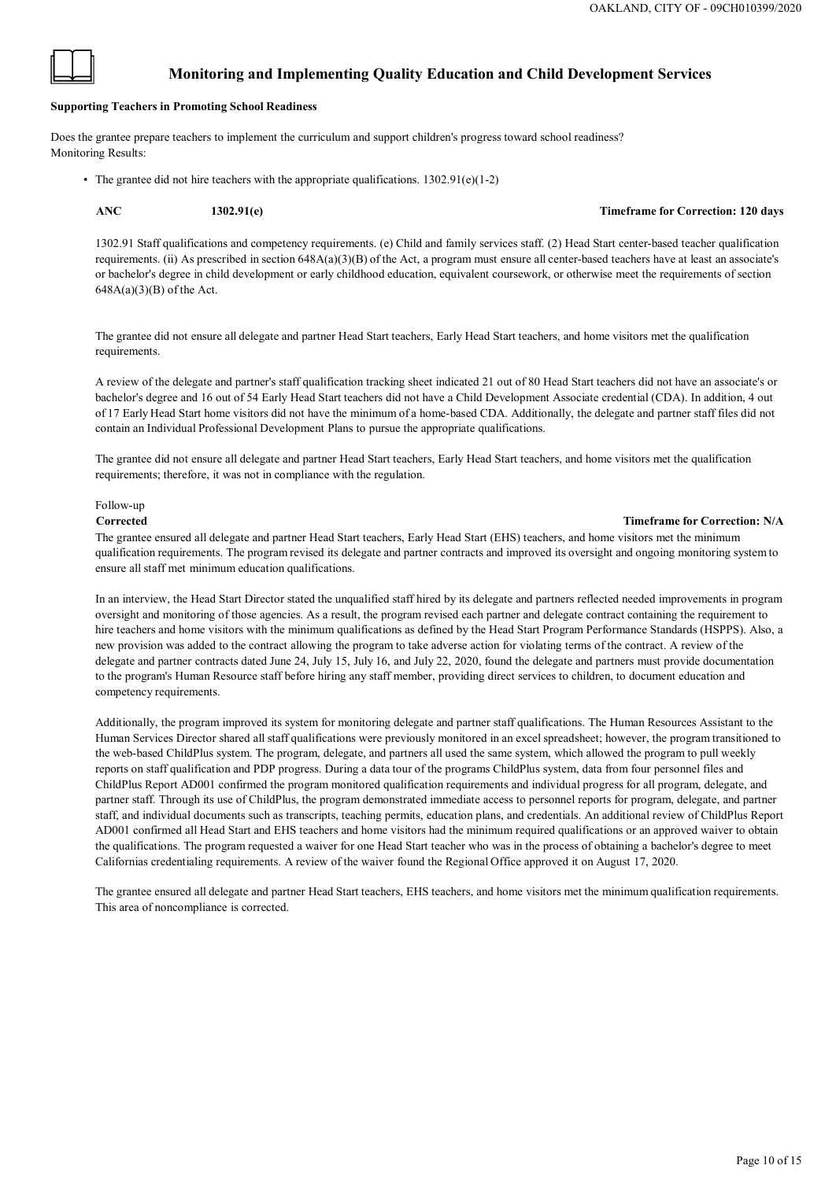## Monitoring and Implementing Quality Education and Child Development Services

**Supporting Teachers in Promoting School Readiness**

Does the grantee prepare teachers to implement the curriculum and support children's progress toward school readiness?
Monitoring Results:

- The grantee did not hire teachers with the appropriate qualifications. 1302.91(e)(1-2)

**ANC** **1302.91(e)** **Timeframe for Correction: 120 days**

1302.91 Staff qualifications and competency requirements. (e) Child and family services staff. (2) Head Start center-based teacher qualification requirements. (ii) As prescribed in section 648A(a)(3)(B) of the Act, a program must ensure all center-based teachers have at least an associate's or bachelor's degree in child development or early childhood education, equivalent coursework, or otherwise meet the requirements of section 648A(a)(3)(B) of the Act.

The grantee did not ensure all delegate and partner Head Start teachers, Early Head Start teachers, and home visitors met the qualification requirements.

A review of the delegate and partner's staff qualification tracking sheet indicated 21 out of 80 Head Start teachers did not have an associate's or bachelor's degree and 16 out of 54 Early Head Start teachers did not have a Child Development Associate credential (CDA). In addition, 4 out of 17 Early Head Start home visitors did not have the minimum of a home-based CDA. Additionally, the delegate and partner staff files did not contain an Individual Professional Development Plans to pursue the appropriate qualifications.

The grantee did not ensure all delegate and partner Head Start teachers, Early Head Start teachers, and home visitors met the qualification requirements; therefore, it was not in compliance with the regulation.

Follow-up

**Corrected** **Timeframe for Correction: N/A**

The grantee ensured all delegate and partner Head Start teachers, Early Head Start (EHS) teachers, and home visitors met the minimum qualification requirements. The program revised its delegate and partner contracts and improved its oversight and ongoing monitoring system to ensure all staff met minimum education qualifications.

In an interview, the Head Start Director stated the unqualified staff hired by its delegate and partners reflected needed improvements in program oversight and monitoring of those agencies. As a result, the program revised each partner and delegate contract containing the requirement to hire teachers and home visitors with the minimum qualifications as defined by the Head Start Program Performance Standards (HSPPS). Also, a new provision was added to the contract allowing the program to take adverse action for violating terms of the contract. A review of the delegate and partner contracts dated June 24, July 15, July 16, and July 22, 2020, found the delegate and partners must provide documentation to the program's Human Resource staff before hiring any staff member, providing direct services to children, to document education and competency requirements.

Additionally, the program improved its system for monitoring delegate and partner staff qualifications. The Human Resources Assistant to the Human Services Director shared all staff qualifications were previously monitored in an excel spreadsheet; however, the program transitioned to the web-based ChildPlus system. The program, delegate, and partners all used the same system, which allowed the program to pull weekly reports on staff qualification and PDP progress. During a data tour of the programs ChildPlus system, data from four personnel files and ChildPlus Report AD001 confirmed the program monitored qualification requirements and individual progress for all program, delegate, and partner staff. Through its use of ChildPlus, the program demonstrated immediate access to personnel reports for program, delegate, and partner staff, and individual documents such as transcripts, teaching permits, education plans, and credentials. An additional review of ChildPlus Report AD001 confirmed all Head Start and EHS teachers and home visitors had the minimum required qualifications or an approved waiver to obtain the qualifications. The program requested a waiver for one Head Start teacher who was in the process of obtaining a bachelor's degree to meet Californias credentialing requirements. A review of the waiver found the Regional Office approved it on August 17, 2020.

The grantee ensured all delegate and partner Head Start teachers, EHS teachers, and home visitors met the minimum qualification requirements. This area of noncompliance is corrected.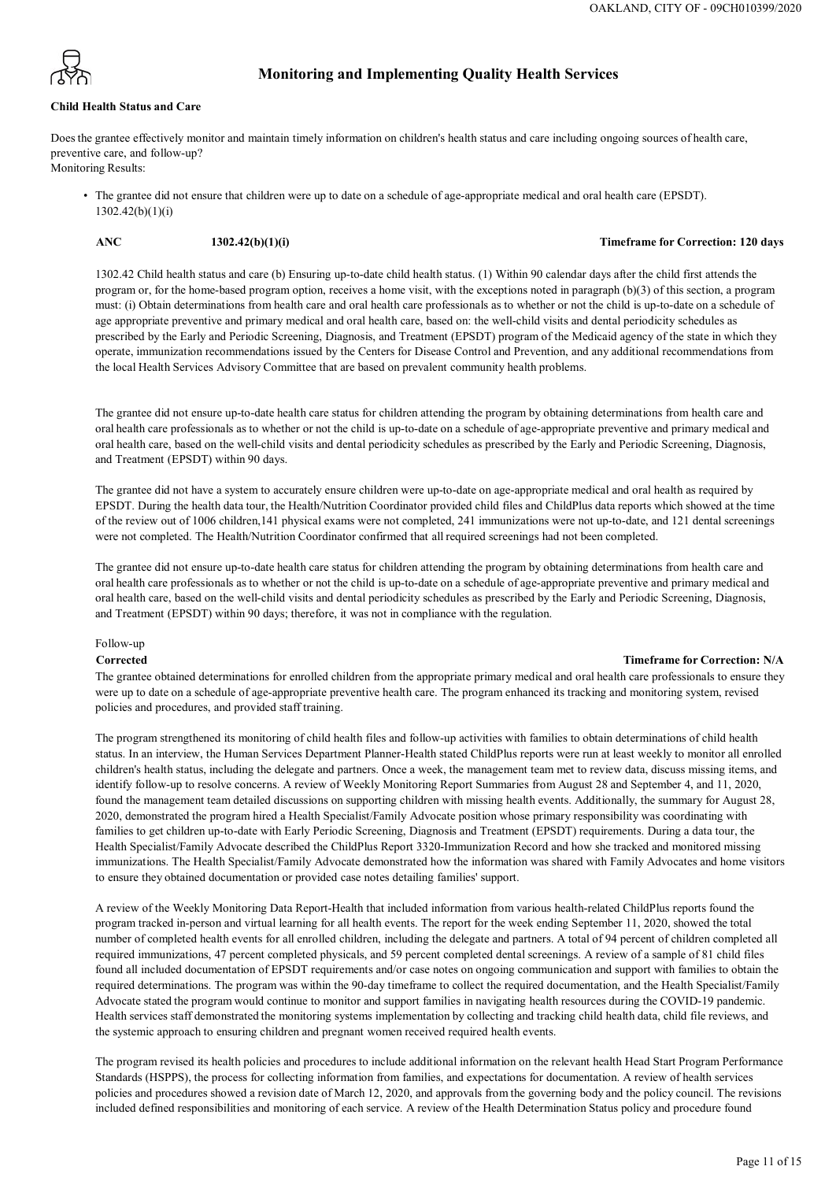## Monitoring and Implementing Quality Health Services

**Child Health Status and Care**

Does the grantee effectively monitor and maintain timely information on children's health status and care including ongoing sources of health care, preventive care, and follow-up?
Monitoring Results:

- The grantee did not ensure that children were up to date on a schedule of age-appropriate medical and oral health care (EPSDT). 1302.42(b)(1)(i)

**ANC** **1302.42(b)(1)(i)** **Timeframe for Correction: 120 days**

1302.42 Child health status and care (b) Ensuring up-to-date child health status. (1) Within 90 calendar days after the child first attends the program or, for the home-based program option, receives a home visit, with the exceptions noted in paragraph (b)(3) of this section, a program must: (i) Obtain determinations from health care and oral health care professionals as to whether or not the child is up-to-date on a schedule of age appropriate preventive and primary medical and oral health care, based on: the well-child visits and dental periodicity schedules as prescribed by the Early and Periodic Screening, Diagnosis, and Treatment (EPSDT) program of the Medicaid agency of the state in which they operate, immunization recommendations issued by the Centers for Disease Control and Prevention, and any additional recommendations from the local Health Services Advisory Committee that are based on prevalent community health problems.

The grantee did not ensure up-to-date health care status for children attending the program by obtaining determinations from health care and oral health care professionals as to whether or not the child is up-to-date on a schedule of age-appropriate preventive and primary medical and oral health care, based on the well-child visits and dental periodicity schedules as prescribed by the Early and Periodic Screening, Diagnosis, and Treatment (EPSDT) within 90 days.

The grantee did not have a system to accurately ensure children were up-to-date on age-appropriate medical and oral health as required by EPSDT. During the health data tour, the Health/Nutrition Coordinator provided child files and ChildPlus data reports which showed at the time of the review out of 1006 children,141 physical exams were not completed, 241 immunizations were not up-to-date, and 121 dental screenings were not completed. The Health/Nutrition Coordinator confirmed that all required screenings had not been completed.

The grantee did not ensure up-to-date health care status for children attending the program by obtaining determinations from health care and oral health care professionals as to whether or not the child is up-to-date on a schedule of age-appropriate preventive and primary medical and oral health care, based on the well-child visits and dental periodicity schedules as prescribed by the Early and Periodic Screening, Diagnosis, and Treatment (EPSDT) within 90 days; therefore, it was not in compliance with the regulation.

Follow-up

**Corrected** **Timeframe for Correction: N/A**

The grantee obtained determinations for enrolled children from the appropriate primary medical and oral health care professionals to ensure they were up to date on a schedule of age-appropriate preventive health care. The program enhanced its tracking and monitoring system, revised policies and procedures, and provided staff training.

The program strengthened its monitoring of child health files and follow-up activities with families to obtain determinations of child health status. In an interview, the Human Services Department Planner-Health stated ChildPlus reports were run at least weekly to monitor all enrolled children's health status, including the delegate and partners. Once a week, the management team met to review data, discuss missing items, and identify follow-up to resolve concerns. A review of Weekly Monitoring Report Summaries from August 28 and September 4, and 11, 2020, found the management team detailed discussions on supporting children with missing health events. Additionally, the summary for August 28, 2020, demonstrated the program hired a Health Specialist/Family Advocate position whose primary responsibility was coordinating with families to get children up-to-date with Early Periodic Screening, Diagnosis and Treatment (EPSDT) requirements. During a data tour, the Health Specialist/Family Advocate described the ChildPlus Report 3320-Immunization Record and how she tracked and monitored missing immunizations. The Health Specialist/Family Advocate demonstrated how the information was shared with Family Advocates and home visitors to ensure they obtained documentation or provided case notes detailing families' support.

A review of the Weekly Monitoring Data Report-Health that included information from various health-related ChildPlus reports found the program tracked in-person and virtual learning for all health events. The report for the week ending September 11, 2020, showed the total number of completed health events for all enrolled children, including the delegate and partners. A total of 94 percent of children completed all required immunizations, 47 percent completed physicals, and 59 percent completed dental screenings. A review of a sample of 81 child files found all included documentation of EPSDT requirements and/or case notes on ongoing communication and support with families to obtain the required determinations. The program was within the 90-day timeframe to collect the required documentation, and the Health Specialist/Family Advocate stated the program would continue to monitor and support families in navigating health resources during the COVID-19 pandemic. Health services staff demonstrated the monitoring systems implementation by collecting and tracking child health data, child file reviews, and the systemic approach to ensuring children and pregnant women received required health events.

The program revised its health policies and procedures to include additional information on the relevant health Head Start Program Performance Standards (HSPPS), the process for collecting information from families, and expectations for documentation. A review of health services policies and procedures showed a revision date of March 12, 2020, and approvals from the governing body and the policy council. The revisions included defined responsibilities and monitoring of each service. A review of the Health Determination Status policy and procedure found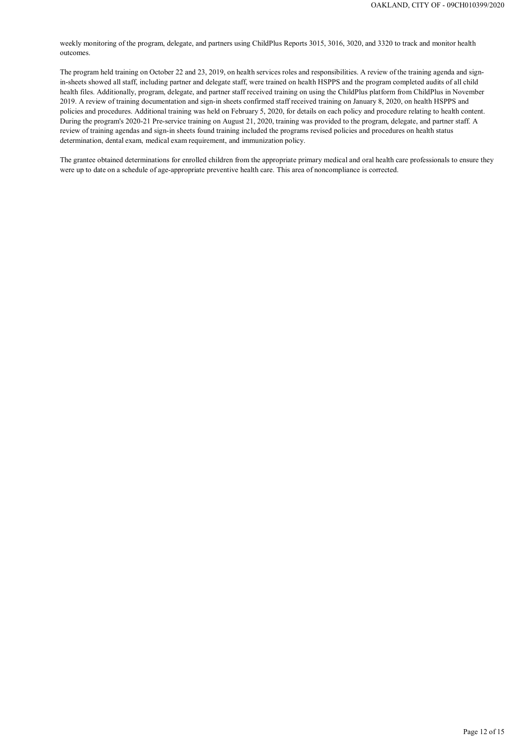weekly monitoring of the program, delegate, and partners using ChildPlus Reports 3015, 3016, 3020, and 3320 to track and monitor health outcomes.

The program held training on October 22 and 23, 2019, on health services roles and responsibilities. A review of the training agenda and sign-in-sheets showed all staff, including partner and delegate staff, were trained on health HSPPS and the program completed audits of all child health files. Additionally, program, delegate, and partner staff received training on using the ChildPlus platform from ChildPlus in November 2019. A review of training documentation and sign-in sheets confirmed staff received training on January 8, 2020, on health HSPPS and policies and procedures. Additional training was held on February 5, 2020, for details on each policy and procedure relating to health content. During the program's 2020-21 Pre-service training on August 21, 2020, training was provided to the program, delegate, and partner staff. A review of training agendas and sign-in sheets found training included the programs revised policies and procedures on health status determination, dental exam, medical exam requirement, and immunization policy.

The grantee obtained determinations for enrolled children from the appropriate primary medical and oral health care professionals to ensure they were up to date on a schedule of age-appropriate preventive health care. This area of noncompliance is corrected.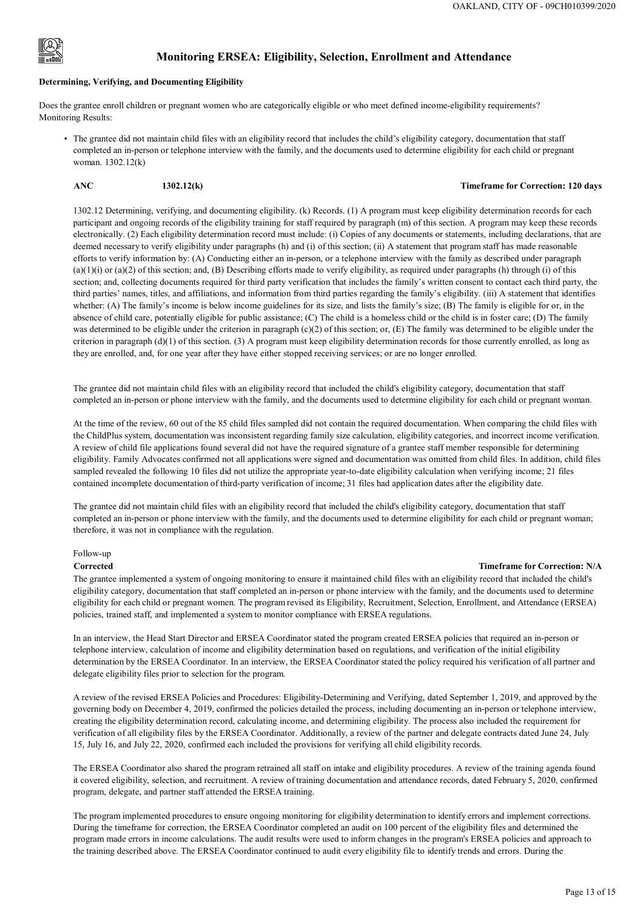## Monitoring ERSEA: Eligibility, Selection, Enrollment and Attendance

**Determining, Verifying, and Documenting Eligibility**

Does the grantee enroll children or pregnant women who are categorically eligible or who meet defined income-eligibility requirements?
Monitoring Results:

- The grantee did not maintain child files with an eligibility record that includes the child's eligibility category, documentation that staff completed an in-person or telephone interview with the family, and the documents used to determine eligibility for each child or pregnant woman. 1302.12(k)

**ANC** **1302.12(k)** **Timeframe for Correction: 120 days**

1302.12 Determining, verifying, and documenting eligibility. (k) Records. (1) A program must keep eligibility determination records for each participant and ongoing records of the eligibility training for staff required by paragraph (m) of this section. A program may keep these records electronically. (2) Each eligibility determination record must include: (i) Copies of any documents or statements, including declarations, that are deemed necessary to verify eligibility under paragraphs (h) and (i) of this section; (ii) A statement that program staff has made reasonable efforts to verify information by: (A) Conducting either an in-person, or a telephone interview with the family as described under paragraph (a)(1)(i) or (a)(2) of this section; and, (B) Describing efforts made to verify eligibility, as required under paragraphs (h) through (i) of this section; and, collecting documents required for third party verification that includes the family's written consent to contact each third party, the third parties' names, titles, and affiliations, and information from third parties regarding the family's eligibility. (iii) A statement that identifies whether: (A) The family's income is below income guidelines for its size, and lists the family's size; (B) The family is eligible for or, in the absence of child care, potentially eligible for public assistance; (C) The child is a homeless child or the child is in foster care; (D) The family was determined to be eligible under the criterion in paragraph (c)(2) of this section; or, (E) The family was determined to be eligible under the criterion in paragraph (d)(1) of this section. (3) A program must keep eligibility determination records for those currently enrolled, as long as they are enrolled, and, for one year after they have either stopped receiving services; or are no longer enrolled.

The grantee did not maintain child files with an eligibility record that included the child's eligibility category, documentation that staff completed an in-person or phone interview with the family, and the documents used to determine eligibility for each child or pregnant woman.

At the time of the review, 60 out of the 85 child files sampled did not contain the required documentation. When comparing the child files with the ChildPlus system, documentation was inconsistent regarding family size calculation, eligibility categories, and incorrect income verification. A review of child file applications found several did not have the required signature of a grantee staff member responsible for determining eligibility. Family Advocates confirmed not all applications were signed and documentation was omitted from child files. In addition, child files sampled revealed the following 10 files did not utilize the appropriate year-to-date eligibility calculation when verifying income; 21 files contained incomplete documentation of third-party verification of income; 31 files had application dates after the eligibility date.

The grantee did not maintain child files with an eligibility record that included the child's eligibility category, documentation that staff completed an in-person or phone interview with the family, and the documents used to determine eligibility for each child or pregnant woman; therefore, it was not in compliance with the regulation.

Follow-up

**Corrected** **Timeframe for Correction: N/A**

The grantee implemented a system of ongoing monitoring to ensure it maintained child files with an eligibility record that included the child's eligibility category, documentation that staff completed an in-person or phone interview with the family, and the documents used to determine eligibility for each child or pregnant women. The program revised its Eligibility, Recruitment, Selection, Enrollment, and Attendance (ERSEA) policies, trained staff, and implemented a system to monitor compliance with ERSEA regulations.

In an interview, the Head Start Director and ERSEA Coordinator stated the program created ERSEA policies that required an in-person or telephone interview, calculation of income and eligibility determination based on regulations, and verification of the initial eligibility determination by the ERSEA Coordinator. In an interview, the ERSEA Coordinator stated the policy required his verification of all partner and delegate eligibility files prior to selection for the program.

A review of the revised ERSEA Policies and Procedures: Eligibility-Determining and Verifying, dated September 1, 2019, and approved by the governing body on December 4, 2019, confirmed the policies detailed the process, including documenting an in-person or telephone interview, creating the eligibility determination record, calculating income, and determining eligibility. The process also included the requirement for verification of all eligibility files by the ERSEA Coordinator. Additionally, a review of the partner and delegate contracts dated June 24, July 15, July 16, and July 22, 2020, confirmed each included the provisions for verifying all child eligibility records.

The ERSEA Coordinator also shared the program retrained all staff on intake and eligibility procedures. A review of the training agenda found it covered eligibility, selection, and recruitment. A review of training documentation and attendance records, dated February 5, 2020, confirmed program, delegate, and partner staff attended the ERSEA training.

The program implemented procedures to ensure ongoing monitoring for eligibility determination to identify errors and implement corrections. During the timeframe for correction, the ERSEA Coordinator completed an audit on 100 percent of the eligibility files and determined the program made errors in income calculations. The audit results were used to inform changes in the program's ERSEA policies and approach to the training described above. The ERSEA Coordinator continued to audit every eligibility file to identify trends and errors. During the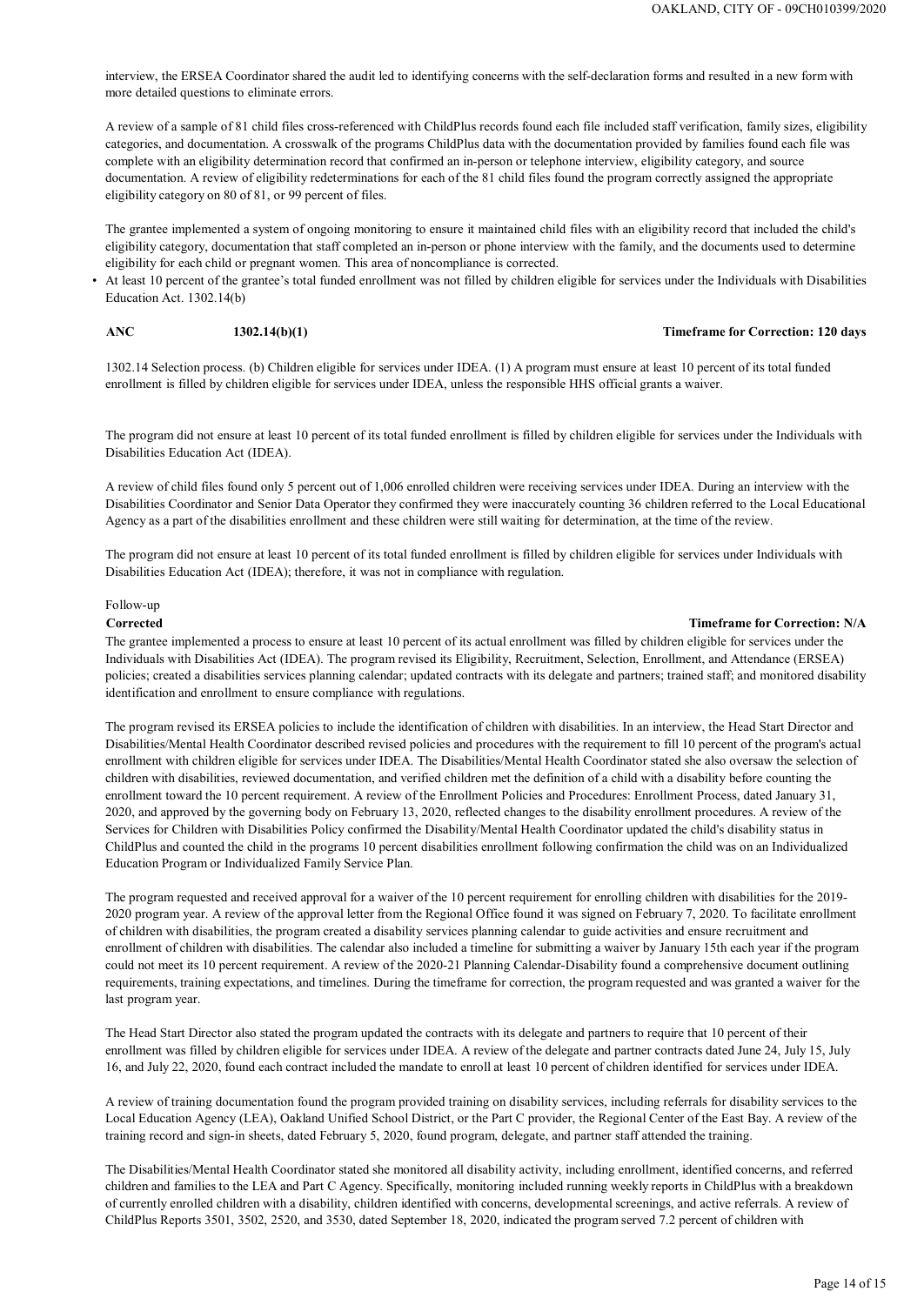interview, the ERSEA Coordinator shared the audit led to identifying concerns with the self-declaration forms and resulted in a new form with more detailed questions to eliminate errors.

A review of a sample of 81 child files cross-referenced with ChildPlus records found each file included staff verification, family sizes, eligibility categories, and documentation. A crosswalk of the programs ChildPlus data with the documentation provided by families found each file was complete with an eligibility determination record that confirmed an in-person or telephone interview, eligibility category, and source documentation. A review of eligibility redeterminations for each of the 81 child files found the program correctly assigned the appropriate eligibility category on 80 of 81, or 99 percent of files.

The grantee implemented a system of ongoing monitoring to ensure it maintained child files with an eligibility record that included the child's eligibility category, documentation that staff completed an in-person or phone interview with the family, and the documents used to determine eligibility for each child or pregnant women. This area of noncompliance is corrected.

- At least 10 percent of the grantee's total funded enrollment was not filled by children eligible for services under the Individuals with Disabilities Education Act. 1302.14(b)

**ANC** **1302.14(b)(1)** **Timeframe for Correction: 120 days**

1302.14 Selection process. (b) Children eligible for services under IDEA. (1) A program must ensure at least 10 percent of its total funded enrollment is filled by children eligible for services under IDEA, unless the responsible HHS official grants a waiver.

The program did not ensure at least 10 percent of its total funded enrollment is filled by children eligible for services under the Individuals with Disabilities Education Act (IDEA).

A review of child files found only 5 percent out of 1,006 enrolled children were receiving services under IDEA. During an interview with the Disabilities Coordinator and Senior Data Operator they confirmed they were inaccurately counting 36 children referred to the Local Educational Agency as a part of the disabilities enrollment and these children were still waiting for determination, at the time of the review.

The program did not ensure at least 10 percent of its total funded enrollment is filled by children eligible for services under Individuals with Disabilities Education Act (IDEA); therefore, it was not in compliance with regulation.

Follow-up

**Corrected** **Timeframe for Correction: N/A**

The grantee implemented a process to ensure at least 10 percent of its actual enrollment was filled by children eligible for services under the Individuals with Disabilities Act (IDEA). The program revised its Eligibility, Recruitment, Selection, Enrollment, and Attendance (ERSEA) policies; created a disabilities services planning calendar; updated contracts with its delegate and partners; trained staff; and monitored disability identification and enrollment to ensure compliance with regulations.

The program revised its ERSEA policies to include the identification of children with disabilities. In an interview, the Head Start Director and Disabilities/Mental Health Coordinator described revised policies and procedures with the requirement to fill 10 percent of the program's actual enrollment with children eligible for services under IDEA. The Disabilities/Mental Health Coordinator stated she also oversaw the selection of children with disabilities, reviewed documentation, and verified children met the definition of a child with a disability before counting the enrollment toward the 10 percent requirement. A review of the Enrollment Policies and Procedures: Enrollment Process, dated January 31, 2020, and approved by the governing body on February 13, 2020, reflected changes to the disability enrollment procedures. A review of the Services for Children with Disabilities Policy confirmed the Disability/Mental Health Coordinator updated the child's disability status in ChildPlus and counted the child in the programs 10 percent disabilities enrollment following confirmation the child was on an Individualized Education Program or Individualized Family Service Plan.

The program requested and received approval for a waiver of the 10 percent requirement for enrolling children with disabilities for the 2019-2020 program year. A review of the approval letter from the Regional Office found it was signed on February 7, 2020. To facilitate enrollment of children with disabilities, the program created a disability services planning calendar to guide activities and ensure recruitment and enrollment of children with disabilities. The calendar also included a timeline for submitting a waiver by January 15th each year if the program could not meet its 10 percent requirement. A review of the 2020-21 Planning Calendar-Disability found a comprehensive document outlining requirements, training expectations, and timelines. During the timeframe for correction, the program requested and was granted a waiver for the last program year.

The Head Start Director also stated the program updated the contracts with its delegate and partners to require that 10 percent of their enrollment was filled by children eligible for services under IDEA. A review of the delegate and partner contracts dated June 24, July 15, July 16, and July 22, 2020, found each contract included the mandate to enroll at least 10 percent of children identified for services under IDEA.

A review of training documentation found the program provided training on disability services, including referrals for disability services to the Local Education Agency (LEA), Oakland Unified School District, or the Part C provider, the Regional Center of the East Bay. A review of the training record and sign-in sheets, dated February 5, 2020, found program, delegate, and partner staff attended the training.

The Disabilities/Mental Health Coordinator stated she monitored all disability activity, including enrollment, identified concerns, and referred children and families to the LEA and Part C Agency. Specifically, monitoring included running weekly reports in ChildPlus with a breakdown of currently enrolled children with a disability, children identified with concerns, developmental screenings, and active referrals. A review of ChildPlus Reports 3501, 3502, 2520, and 3530, dated September 18, 2020, indicated the program served 7.2 percent of children with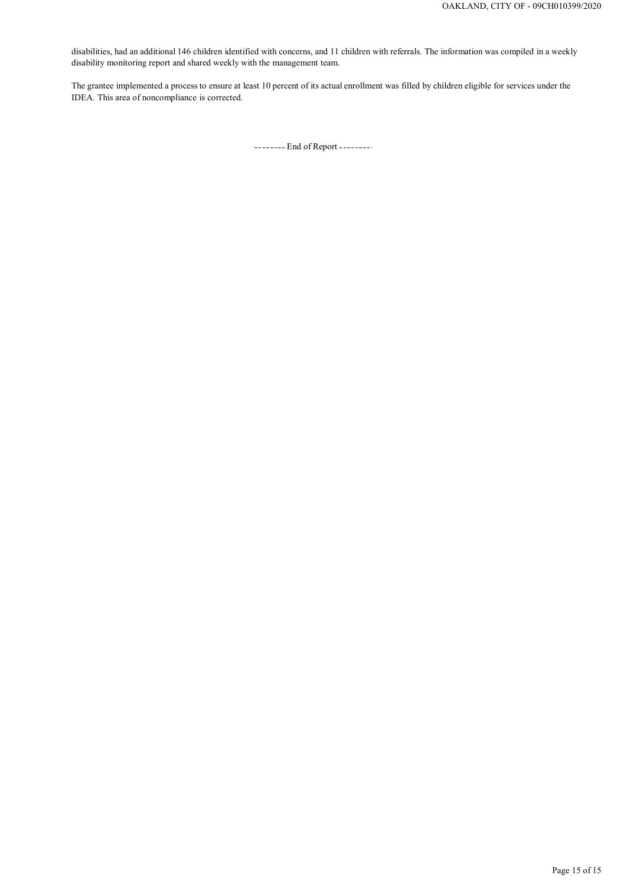disabilities, had an additional 146 children identified with concerns, and 11 children with referrals. The information was compiled in a weekly disability monitoring report and shared weekly with the management team.

The grantee implemented a process to ensure at least 10 percent of its actual enrollment was filled by children eligible for services under the IDEA. This area of noncompliance is corrected.

-------- End of Report --------